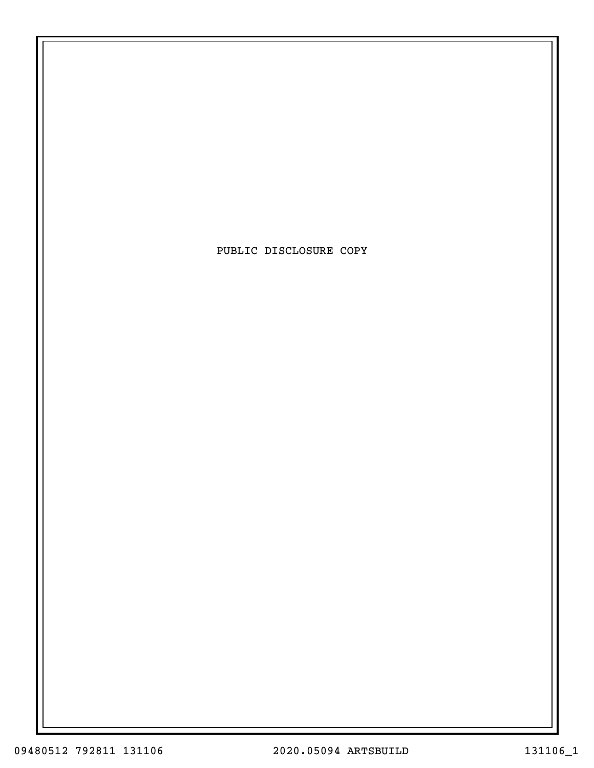PUBLIC DISCLOSURE COPY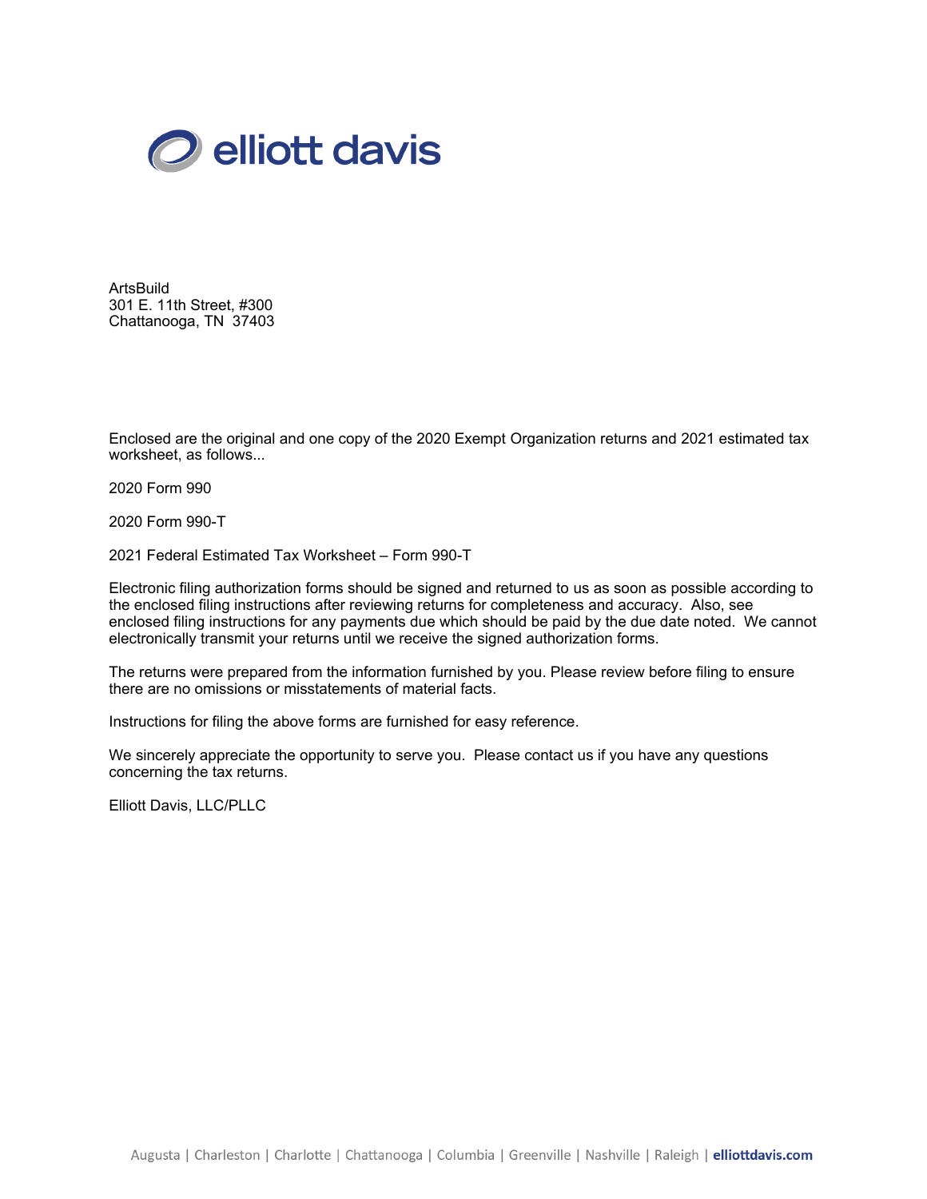elliott davis

ArtsBuild
301 E. 11th Street, #300
Chattanooga, TN 37403

Enclosed are the original and one copy of the 2020 Exempt Organization returns and 2021 estimated tax worksheet, as follows...

2020 Form 990

2020 Form 990-T

2021 Federal Estimated Tax Worksheet – Form 990-T

Electronic filing authorization forms should be signed and returned to us as soon as possible according to the enclosed filing instructions after reviewing returns for completeness and accuracy. Also, see enclosed filing instructions for any payments due which should be paid by the due date noted. We cannot electronically transmit your returns until we receive the signed authorization forms.

The returns were prepared from the information furnished by you. Please review before filing to ensure there are no omissions or misstatements of material facts.

Instructions for filing the above forms are furnished for easy reference.

We sincerely appreciate the opportunity to serve you. Please contact us if you have any questions concerning the tax returns.

Elliott Davis, LLC/PLLC

Augusta | Charleston | Charlotte | Chattanooga | Columbia | Greenville | Nashville | Raleigh | **elliottdavis.com**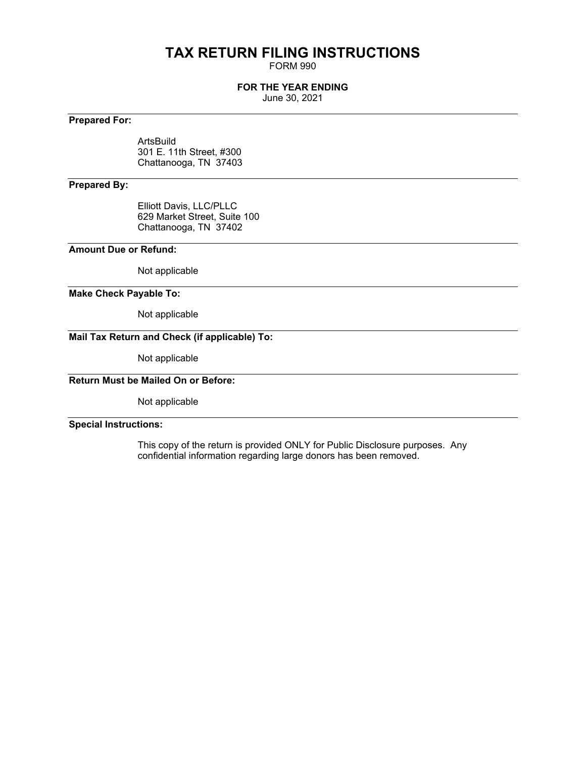# TAX RETURN FILING INSTRUCTIONS

FORM 990

**FOR THE YEAR ENDING**

June 30, 2021

---

**Prepared For:**

ArtsBuild
301 E. 11th Street, #300
Chattanooga, TN 37403

---

**Prepared By:**

Elliott Davis, LLC/PLLC
629 Market Street, Suite 100
Chattanooga, TN 37402

---

**Amount Due or Refund:**

Not applicable

---

**Make Check Payable To:**

Not applicable

---

**Mail Tax Return and Check (if applicable) To:**

Not applicable

---

**Return Must be Mailed On or Before:**

Not applicable

---

**Special Instructions:**

This copy of the return is provided ONLY for Public Disclosure purposes. Any confidential information regarding large donors has been removed.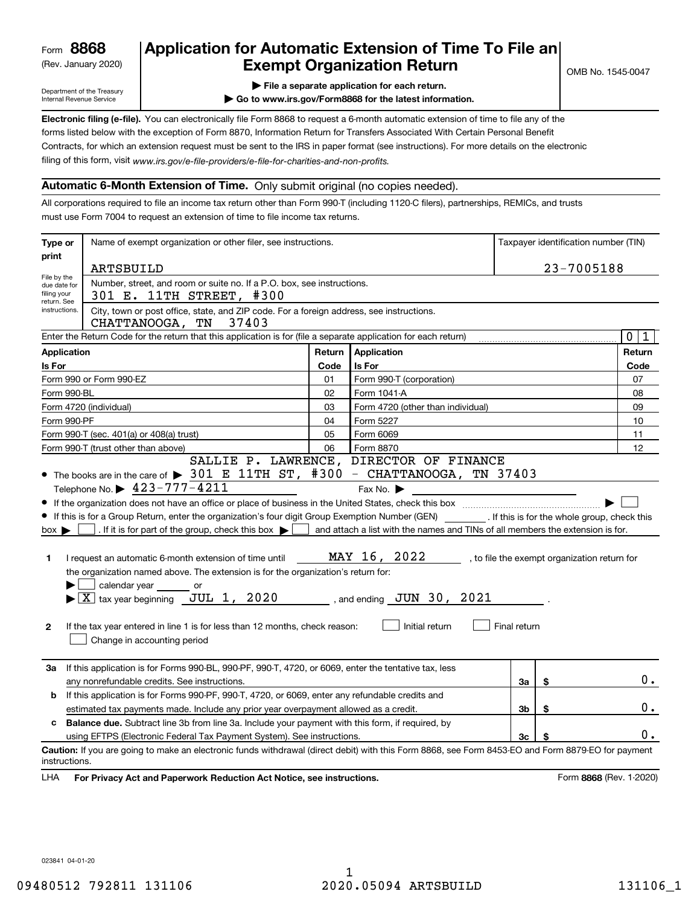Form **8868** (Rev. January 2020)

Department of the Treasury
Internal Revenue Service

# Application for Automatic Extension of Time To File an Exempt Organization Return

OMB No. 1545-0047

▶ File a separate application for each return.

▶ Go to www.irs.gov/Form8868 for the latest information.

**Electronic filing (e-file).** You can electronically file Form 8868 to request a 6-month automatic extension of time to file any of the forms listed below with the exception of Form 8870, Information Return for Transfers Associated With Certain Personal Benefit Contracts, for which an extension request must be sent to the IRS in paper format (see instructions). For more details on the electronic filing of this form, visit *www.irs.gov/e-file-providers/e-file-for-charities-and-non-profits.*

## Automatic 6-Month Extension of Time. Only submit original (no copies needed).

All corporations required to file an income tax return other than Form 990-T (including 1120-C filers), partnerships, REMICs, and trusts must use Form 7004 to request an extension of time to file income tax returns.

| Type or print | Name of exempt organization or other filer, see instructions. | Taxpayer identification number (TIN) |
|---|---|---|
| File by the due date for filing your return. See instructions. | ARTSBUILD | 23-7005188 |
| | Number, street, and room or suite no. If a P.O. box, see instructions. 301 E. 11TH STREET, #300 | |
| | City, town or post office, state, and ZIP code. For a foreign address, see instructions. CHATTANOOGA, TN 37403 | |

Enter the Return Code for the return that this application is for (file a separate application for each return) 0 1

| Application Is For | Return Code | Application Is For | Return Code |
|---|---|---|---|
| Form 990 or Form 990-EZ | 01 | Form 990-T (corporation) | 07 |
| Form 990-BL | 02 | Form 1041-A | 08 |
| Form 4720 (individual) | 03 | Form 4720 (other than individual) | 09 |
| Form 990-PF | 04 | Form 5227 | 10 |
| Form 990-T (sec. 401(a) or 408(a) trust) | 05 | Form 6069 | 11 |
| Form 990-T (trust other than above) | 06 | Form 8870 | 12 |

- The books are in the care of ▶ SALLIE P. LAWRENCE, DIRECTOR OF FINANCE 301 E 11TH ST, #300 - CHATTANOOGA, TN 37403

  Telephone No. ▶ 423-777-4211 Fax No. ▶
- If the organization does not have an office or place of business in the United States, check this box ▶ ☐
- If this is for a Group Return, enter the organization's four digit Group Exemption Number (GEN) ______. If this is for the whole group, check this box ▶ ☐. If it is for part of the group, check this box ▶ ☐ and attach a list with the names and TINs of all members the extension is for.

**1** I request an automatic 6-month extension of time until MAY 16, 2022, to file the exempt organization return for the organization named above. The extension is for the organization's return for:

▶ ☐ calendar year ______ or

▶ ☒ tax year beginning JUL 1, 2020, and ending JUN 30, 2021.

**2** If the tax year entered in line 1 is for less than 12 months, check reason: ☐ Initial return ☐ Final return ☐ Change in accounting period

| | | | |
|---|---|---|---|
| **3a** | If this application is for Forms 990-BL, 990-PF, 990-T, 4720, or 6069, enter the tentative tax, less any nonrefundable credits. See instructions. | 3a | $ 0. |
| **b** | If this application is for Forms 990-PF, 990-T, 4720, or 6069, enter any refundable credits and estimated tax payments made. Include any prior year overpayment allowed as a credit. | 3b | $ 0. |
| **c** | **Balance due.** Subtract line 3b from line 3a. Include your payment with this form, if required, by using EFTPS (Electronic Federal Tax Payment System). See instructions. | 3c | $ 0. |

**Caution:** If you are going to make an electronic funds withdrawal (direct debit) with this Form 8868, see Form 8453-EO and Form 8879-EO for payment instructions.

LHA **For Privacy Act and Paperwork Reduction Act Notice, see instructions.** Form **8868** (Rev. 1-2020)

023841 04-01-20

09480512 792811 131106 2020.05094 ARTSBUILD 131106_1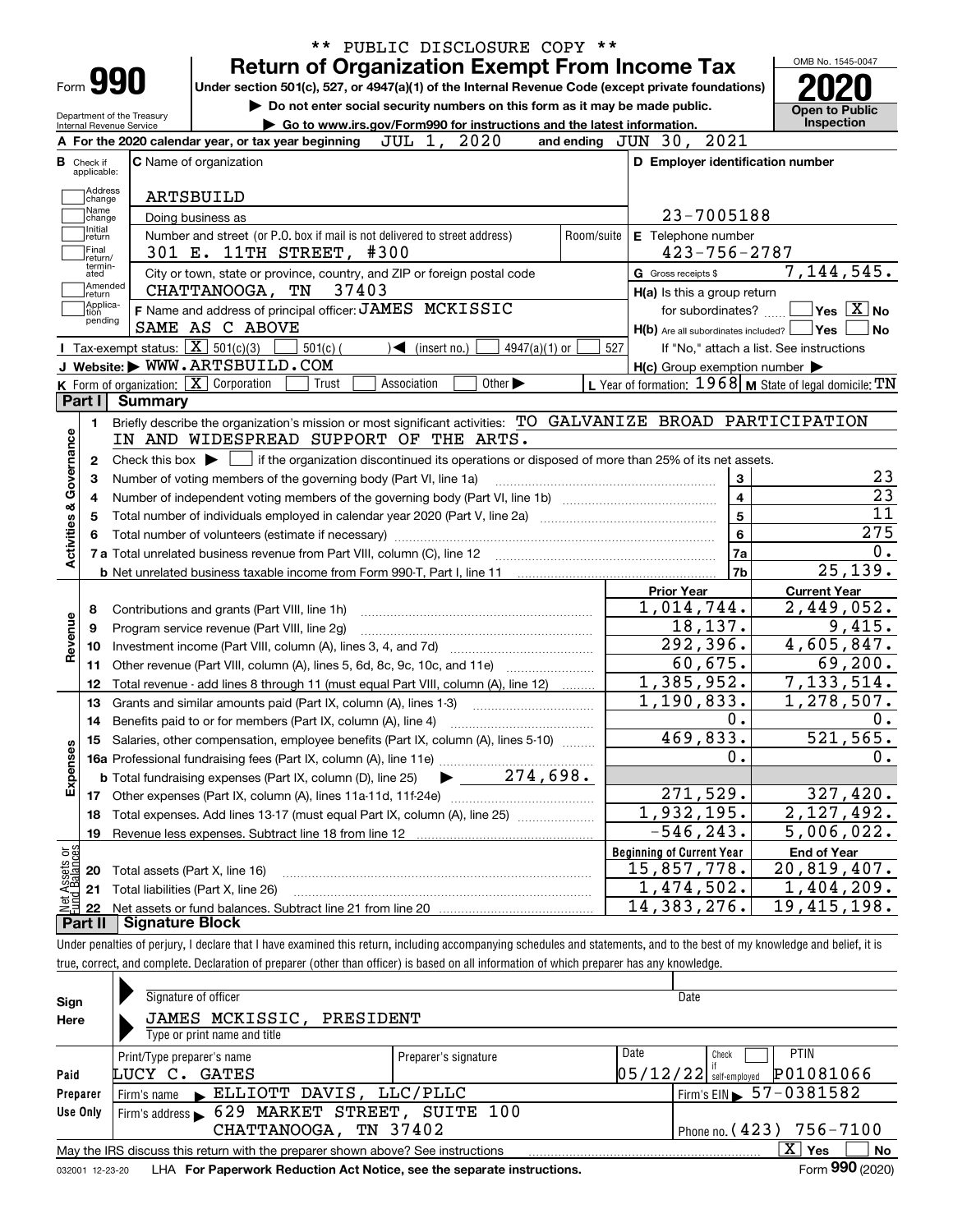\*\* PUBLIC DISCLOSURE COPY \*\*

# Form 990 — Return of Organization Exempt From Income Tax (2020)

Under section 501(c), 527, or 4947(a)(1) of the Internal Revenue Code (except private foundations)

▶ Do not enter social security numbers on this form as it may be made public.

▶ Go to www.irs.gov/Form990 for instructions and the latest information.

OMB No. 1545-0047 — Open to Public Inspection

Department of the Treasury, Internal Revenue Service

**A** For the 2020 calendar year, or tax year beginning JUL 1, 2020 and ending JUN 30, 2021

**B** Check if applicable: Address change, Name change, Initial return, Final return/terminated, Amended return, Application pending

**C** Name of organization: ARTSBUILD

Doing business as

Number and street (or P.O. box if mail is not delivered to street address): 301 E. 11TH STREET, #300 — Room/suite

City or town, state or province, country, and ZIP or foreign postal code: CHATTANOOGA, TN 37403

**D** Employer identification number: 23-7005188

**E** Telephone number: 423-756-2787

**G** Gross receipts $ 7,144,545.

**F** Name and address of principal officer: JAMES MCKISSIC, SAME AS C ABOVE

**H(a)** Is this a group return for subordinates? Yes [ ] No [X]

**H(b)** Are all subordinates included? Yes [ ] No [ ] — If "No," attach a list. See instructions

**H(c)** Group exemption number ▶

**I** Tax-exempt status: [X] 501(c)(3) [ ] 501(c) ( ) ◀ (insert no.) [ ] 4947(a)(1) or [ ] 527

**J** Website: ▶ WWW.ARTSBUILD.COM

**K** Form of organization: [X] Corporation [ ] Trust [ ] Association [ ] Other ▶

**L** Year of formation: 1968 **M** State of legal domicile: TN

## Part I Summary

**Activities & Governance**

1. Briefly describe the organization's mission or most significant activities: TO GALVANIZE BROAD PARTICIPATION IN AND WIDESPREAD SUPPORT OF THE ARTS.
2. Check this box ▶ [ ] if the organization discontinued its operations or disposed of more than 25% of its net assets.

| Line | Description | | Value |
|---|---|---|---|
| 3 | Number of voting members of the governing body (Part VI, line 1a) | 3 | 23 |
| 4 | Number of independent voting members of the governing body (Part VI, line 1b) | 4 | 23 |
| 5 | Total number of individuals employed in calendar year 2020 (Part V, line 2a) | 5 | 11 |
| 6 | Total number of volunteers (estimate if necessary) | 6 | 275 |
| 7a | Total unrelated business revenue from Part VIII, column (C), line 12 | 7a | 0. |
| 7b | Net unrelated business taxable income from Form 990-T, Part I, line 11 | 7b | 25,139. |

| Line | Description | Prior Year | Current Year |
|---|---|---|---|
| **Revenue** | | | |
| 8 | Contributions and grants (Part VIII, line 1h) | 1,014,744. | 2,449,052. |
| 9 | Program service revenue (Part VIII, line 2g) | 18,137. | 9,415. |
| 10 | Investment income (Part VIII, column (A), lines 3, 4, and 7d) | 292,396. | 4,605,847. |
| 11 | Other revenue (Part VIII, column (A), lines 5, 6d, 8c, 9c, 10c, and 11e) | 60,675. | 69,200. |
| 12 | Total revenue - add lines 8 through 11 (must equal Part VIII, column (A), line 12) | 1,385,952. | 7,133,514. |
| **Expenses** | | | |
| 13 | Grants and similar amounts paid (Part IX, column (A), lines 1-3) | 1,190,833. | 1,278,507. |
| 14 | Benefits paid to or for members (Part IX, column (A), line 4) | 0. | 0. |
| 15 | Salaries, other compensation, employee benefits (Part IX, column (A), lines 5-10) | 469,833. | 521,565. |
| 16a | Professional fundraising fees (Part IX, column (A), line 11e) | 0. | 0. |
| b | Total fundraising expenses (Part IX, column (D), line 25) ▶ 274,698. | | |
| 17 | Other expenses (Part IX, column (A), lines 11a-11d, 11f-24e) | 271,529. | 327,420. |
| 18 | Total expenses. Add lines 13-17 (must equal Part IX, column (A), line 25) | 1,932,195. | 2,127,492. |
| 19 | Revenue less expenses. Subtract line 18 from line 12 | -546,243. | 5,006,022. |

| Line | Net Assets or Fund Balances | Beginning of Current Year | End of Year |
|---|---|---|---|
| 20 | Total assets (Part X, line 16) | 15,857,778. | 20,819,407. |
| 21 | Total liabilities (Part X, line 26) | 1,474,502. | 1,404,209. |
| 22 | Net assets or fund balances. Subtract line 21 from line 20 | 14,383,276. | 19,415,198. |

## Part II Signature Block

Under penalties of perjury, I declare that I have examined this return, including accompanying schedules and statements, and to the best of my knowledge and belief, it is true, correct, and complete. Declaration of preparer (other than officer) is based on all information of which preparer has any knowledge.

**Sign Here**

Signature of officer — Date

JAMES MCKISSIC, PRESIDENT

Type or print name and title

**Paid Preparer Use Only**

| Print/Type preparer's name | Preparer's signature | Date | Check if self-employed | PTIN |
|---|---|---|---|---|
| LUCY C. GATES | | 05/12/22 | [ ] | P01081066 |

Firm's name ▶ ELLIOTT DAVIS, LLC/PLLC — Firm's EIN ▶ 57-0381582

Firm's address ▶ 629 MARKET STREET, SUITE 100, CHATTANOOGA, TN 37402 — Phone no. (423) 756-7100

May the IRS discuss this return with the preparer shown above? See instructions [X] Yes [ ] No

032001 12-23-20 LHA For Paperwork Reduction Act Notice, see the separate instructions. Form 990 (2020)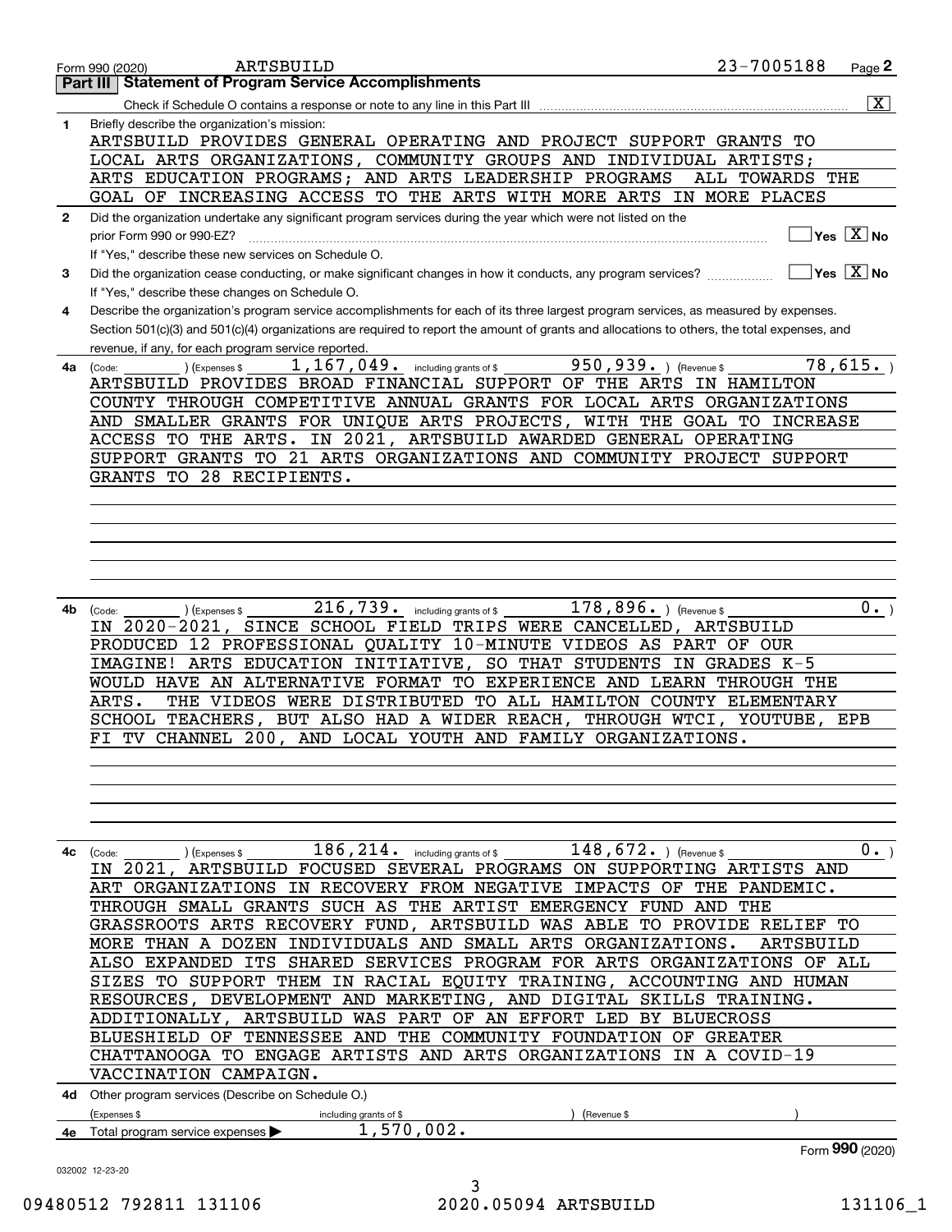Form 990 (2020) ARTSBUILD 23-7005188 Page **2**

## Part III | Statement of Program Service Accomplishments

Check if Schedule O contains a response or note to any line in this Part III .......... [X]

**1** Briefly describe the organization's mission:

ARTSBUILD PROVIDES GENERAL OPERATING AND PROJECT SUPPORT GRANTS TO LOCAL ARTS ORGANIZATIONS, COMMUNITY GROUPS AND INDIVIDUAL ARTISTS; ARTS EDUCATION PROGRAMS; AND ARTS LEADERSHIP PROGRAMS ALL TOWARDS THE GOAL OF INCREASING ACCESS TO THE ARTS WITH MORE ARTS IN MORE PLACES

**2** Did the organization undertake any significant program services during the year which were not listed on the prior Form 990 or 990-EZ? .......... [ ] Yes [X] No

If "Yes," describe these new services on Schedule O.

**3** Did the organization cease conducting, or make significant changes in how it conducts, any program services? .......... [ ] Yes [X] No

If "Yes," describe these changes on Schedule O.

**4** Describe the organization's program service accomplishments for each of its three largest program services, as measured by expenses. Section 501(c)(3) and 501(c)(4) organizations are required to report the amount of grants and allocations to others, the total expenses, and revenue, if any, for each program service reported.

**4a** (Code: ) (Expenses $ 1,167,049. including grants of $ 950,939. ) (Revenue $ 78,615. )

ARTSBUILD PROVIDES BROAD FINANCIAL SUPPORT OF THE ARTS IN HAMILTON COUNTY THROUGH COMPETITIVE ANNUAL GRANTS FOR LOCAL ARTS ORGANIZATIONS AND SMALLER GRANTS FOR UNIQUE ARTS PROJECTS, WITH THE GOAL TO INCREASE ACCESS TO THE ARTS. IN 2021, ARTSBUILD AWARDED GENERAL OPERATING SUPPORT GRANTS TO 21 ARTS ORGANIZATIONS AND COMMUNITY PROJECT SUPPORT GRANTS TO 28 RECIPIENTS.

**4b** (Code: ) (Expenses $ 216,739. including grants of $ 178,896. ) (Revenue $ 0. )

IN 2020-2021, SINCE SCHOOL FIELD TRIPS WERE CANCELLED, ARTSBUILD PRODUCED 12 PROFESSIONAL QUALITY 10-MINUTE VIDEOS AS PART OF OUR IMAGINE! ARTS EDUCATION INITIATIVE, SO THAT STUDENTS IN GRADES K-5 WOULD HAVE AN ALTERNATIVE FORMAT TO EXPERIENCE AND LEARN THROUGH THE ARTS. THE VIDEOS WERE DISTRIBUTED TO ALL HAMILTON COUNTY ELEMENTARY SCHOOL TEACHERS, BUT ALSO HAD A WIDER REACH, THROUGH WTCI, YOUTUBE, EPB FI TV CHANNEL 200, AND LOCAL YOUTH AND FAMILY ORGANIZATIONS.

**4c** (Code: ) (Expenses $ 186,214. including grants of $ 148,672. ) (Revenue $ 0. )

IN 2021, ARTSBUILD FOCUSED SEVERAL PROGRAMS ON SUPPORTING ARTISTS AND ART ORGANIZATIONS IN RECOVERY FROM NEGATIVE IMPACTS OF THE PANDEMIC. THROUGH SMALL GRANTS SUCH AS THE ARTIST EMERGENCY FUND AND THE GRASSROOTS ARTS RECOVERY FUND, ARTSBUILD WAS ABLE TO PROVIDE RELIEF TO MORE THAN A DOZEN INDIVIDUALS AND SMALL ARTS ORGANIZATIONS. ARTSBUILD ALSO EXPANDED ITS SHARED SERVICES PROGRAM FOR ARTS ORGANIZATIONS OF ALL SIZES TO SUPPORT THEM IN RACIAL EQUITY TRAINING, ACCOUNTING AND HUMAN RESOURCES, DEVELOPMENT AND MARKETING, AND DIGITAL SKILLS TRAINING. ADDITIONALLY, ARTSBUILD WAS PART OF AN EFFORT LED BY BLUECROSS BLUESHIELD OF TENNESSEE AND THE COMMUNITY FOUNDATION OF GREATER CHATTANOOGA TO ENGAGE ARTISTS AND ARTS ORGANIZATIONS IN A COVID-19 VACCINATION CAMPAIGN.

**4d** Other program services (Describe on Schedule O.)

(Expenses $ including grants of $ ) (Revenue $ )

**4e** Total program service expenses ▶ 1,570,002.

Form **990** (2020)

032002 12-23-20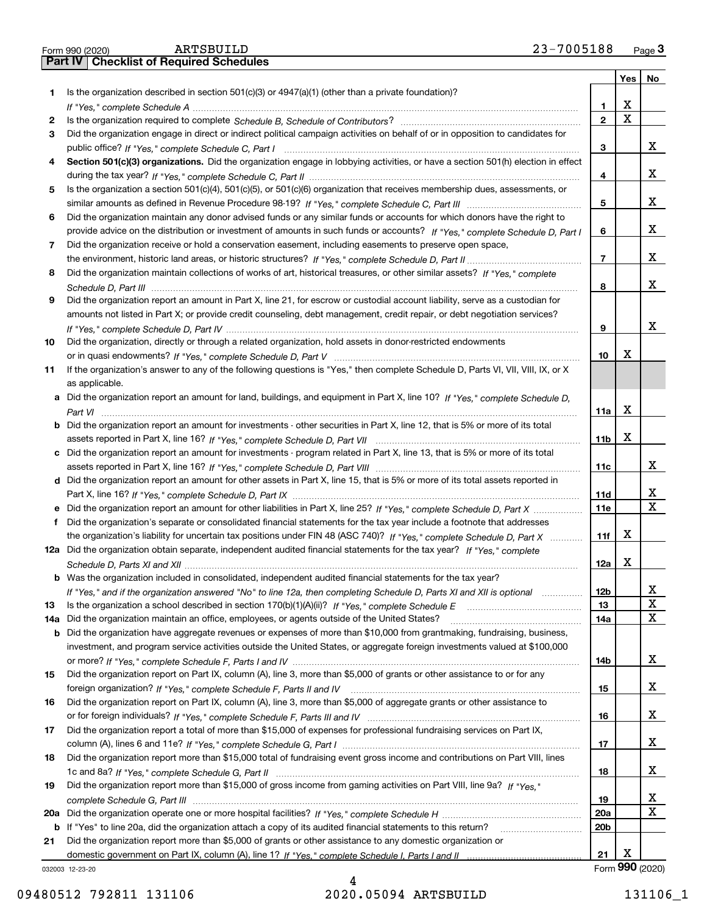Form 990 (2020) ARTSBUILD 23-7005188 Page 3

## Part IV Checklist of Required Schedules

| | | | Yes | No |
|---|---|---|---|---|
| 1 | Is the organization described in section 501(c)(3) or 4947(a)(1) (other than a private foundation)? *If "Yes," complete Schedule A* | 1 | X | |
| 2 | Is the organization required to complete *Schedule B, Schedule of Contributors*? | 2 | X | |
| 3 | Did the organization engage in direct or indirect political campaign activities on behalf of or in opposition to candidates for public office? *If "Yes," complete Schedule C, Part I* | 3 | | X |
| 4 | **Section 501(c)(3) organizations.** Did the organization engage in lobbying activities, or have a section 501(h) election in effect during the tax year? *If "Yes," complete Schedule C, Part II* | 4 | | X |
| 5 | Is the organization a section 501(c)(4), 501(c)(5), or 501(c)(6) organization that receives membership dues, assessments, or similar amounts as defined in Revenue Procedure 98-19? *If "Yes," complete Schedule C, Part III* | 5 | | X |
| 6 | Did the organization maintain any donor advised funds or any similar funds or accounts for which donors have the right to provide advice on the distribution or investment of amounts in such funds or accounts? *If "Yes," complete Schedule D, Part I* | 6 | | X |
| 7 | Did the organization receive or hold a conservation easement, including easements to preserve open space, the environment, historic land areas, or historic structures? *If "Yes," complete Schedule D, Part II* | 7 | | X |
| 8 | Did the organization maintain collections of works of art, historical treasures, or other similar assets? *If "Yes," complete Schedule D, Part III* | 8 | | X |
| 9 | Did the organization report an amount in Part X, line 21, for escrow or custodial account liability, serve as a custodian for amounts not listed in Part X; or provide credit counseling, debt management, credit repair, or debt negotiation services? *If "Yes," complete Schedule D, Part IV* | 9 | | X |
| 10 | Did the organization, directly or through a related organization, hold assets in donor-restricted endowments or in quasi endowments? *If "Yes," complete Schedule D, Part V* | 10 | X | |
| 11 | If the organization's answer to any of the following questions is "Yes," then complete Schedule D, Parts VI, VII, VIII, IX, or X as applicable. | | | |
| a | Did the organization report an amount for land, buildings, and equipment in Part X, line 10? *If "Yes," complete Schedule D, Part VI* | 11a | X | |
| b | Did the organization report an amount for investments - other securities in Part X, line 12, that is 5% or more of its total assets reported in Part X, line 16? *If "Yes," complete Schedule D, Part VII* | 11b | X | |
| c | Did the organization report an amount for investments - program related in Part X, line 13, that is 5% or more of its total assets reported in Part X, line 16? *If "Yes," complete Schedule D, Part VIII* | 11c | | X |
| d | Did the organization report an amount for other assets in Part X, line 15, that is 5% or more of its total assets reported in Part X, line 16? *If "Yes," complete Schedule D, Part IX* | 11d | | X |
| e | Did the organization report an amount for other liabilities in Part X, line 25? *If "Yes," complete Schedule D, Part X* | 11e | | X |
| f | Did the organization's separate or consolidated financial statements for the tax year include a footnote that addresses the organization's liability for uncertain tax positions under FIN 48 (ASC 740)? *If "Yes," complete Schedule D, Part X* | 11f | X | |
| 12a | Did the organization obtain separate, independent audited financial statements for the tax year? *If "Yes," complete Schedule D, Parts XI and XII* | 12a | X | |
| b | Was the organization included in consolidated, independent audited financial statements for the tax year? *If "Yes," and if the organization answered "No" to line 12a, then completing Schedule D, Parts XI and XII is optional* | 12b | | X |
| 13 | Is the organization a school described in section 170(b)(1)(A)(ii)? *If "Yes," complete Schedule E* | 13 | | X |
| 14a | Did the organization maintain an office, employees, or agents outside of the United States? | 14a | | X |
| b | Did the organization have aggregate revenues or expenses of more than $10,000 from grantmaking, fundraising, business, investment, and program service activities outside the United States, or aggregate foreign investments valued at $100,000 or more? *If "Yes," complete Schedule F, Parts I and IV* | 14b | | X |
| 15 | Did the organization report on Part IX, column (A), line 3, more than $5,000 of grants or other assistance to or for any foreign organization? *If "Yes," complete Schedule F, Parts II and IV* | 15 | | X |
| 16 | Did the organization report on Part IX, column (A), line 3, more than $5,000 of aggregate grants or other assistance to or for foreign individuals? *If "Yes," complete Schedule F, Parts III and IV* | 16 | | X |
| 17 | Did the organization report a total of more than $15,000 of expenses for professional fundraising services on Part IX, column (A), lines 6 and 11e? *If "Yes," complete Schedule G, Part I* | 17 | | X |
| 18 | Did the organization report more than $15,000 total of fundraising event gross income and contributions on Part VIII, lines 1c and 8a? *If "Yes," complete Schedule G, Part II* | 18 | | X |
| 19 | Did the organization report more than $15,000 of gross income from gaming activities on Part VIII, line 9a? *If "Yes," complete Schedule G, Part III* | 19 | | X |
| 20a | Did the organization operate one or more hospital facilities? *If "Yes," complete Schedule H* | 20a | | X |
| b | If "Yes" to line 20a, did the organization attach a copy of its audited financial statements to this return? | 20b | | |
| 21 | Did the organization report more than $5,000 of grants or other assistance to any domestic organization or domestic government on Part IX, column (A), line 1? *If "Yes," complete Schedule I, Parts I and II* | 21 | X | |

032003 12-23-20 Form **990** (2020)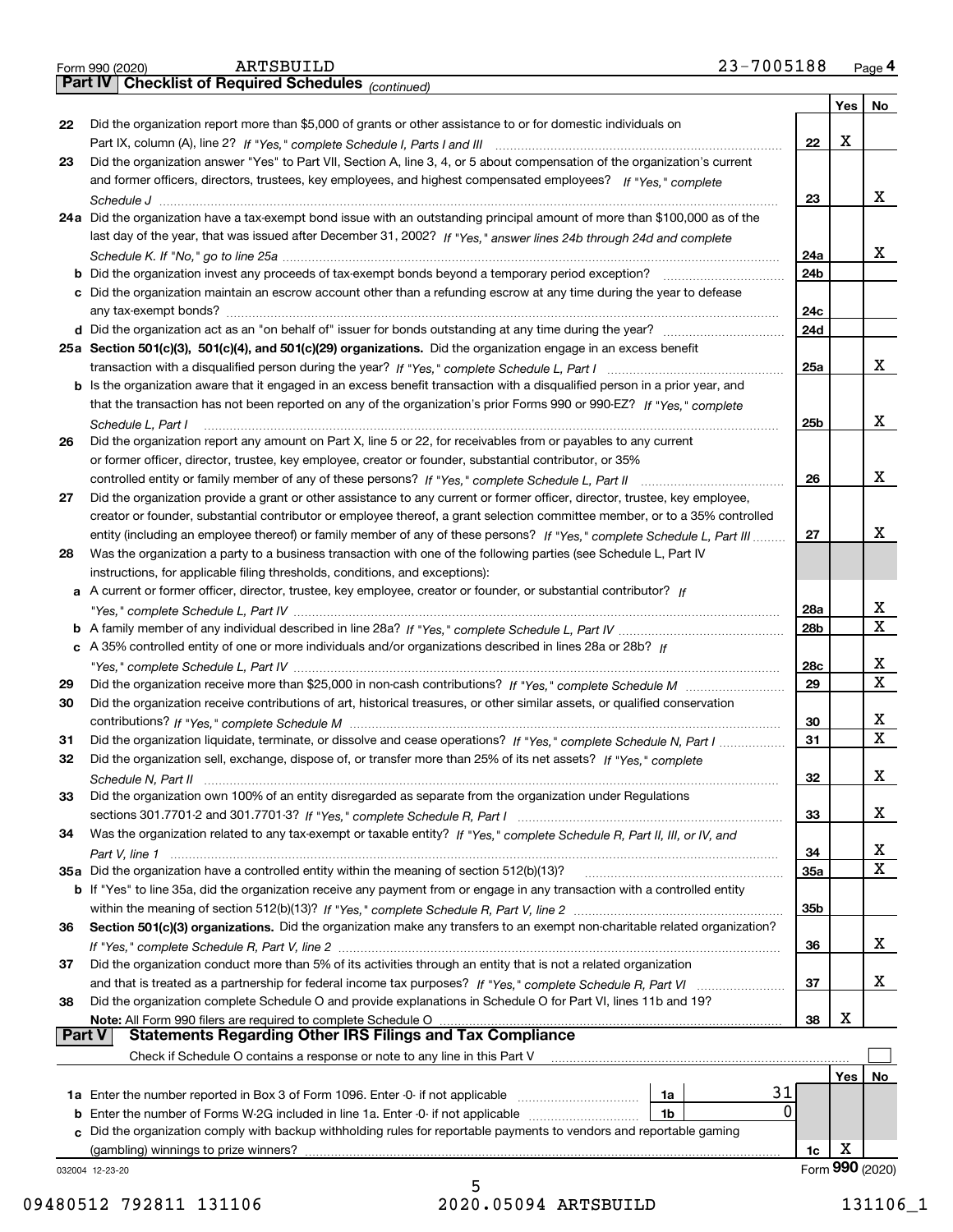Form 990 (2020) ARTSBUILD 23-7005188 Page **4**

**Part IV Checklist of Required Schedules** *(continued)*

| | | | Yes | No |
|---|---|---|---|---|
| 22 | Did the organization report more than $5,000 of grants or other assistance to or for domestic individuals on Part IX, column (A), line 2? *If "Yes," complete Schedule I, Parts I and III* | 22 | X | |
| 23 | Did the organization answer "Yes" to Part VII, Section A, line 3, 4, or 5 about compensation of the organization's current and former officers, directors, trustees, key employees, and highest compensated employees? *If "Yes," complete Schedule J* | 23 | | X |
| 24a | Did the organization have a tax-exempt bond issue with an outstanding principal amount of more than $100,000 as of the last day of the year, that was issued after December 31, 2002? *If "Yes," answer lines 24b through 24d and complete Schedule K. If "No," go to line 25a* | 24a | | X |
| b | Did the organization invest any proceeds of tax-exempt bonds beyond a temporary period exception? | 24b | | |
| c | Did the organization maintain an escrow account other than a refunding escrow at any time during the year to defease any tax-exempt bonds? | 24c | | |
| d | Did the organization act as an "on behalf of" issuer for bonds outstanding at any time during the year? | 24d | | |
| 25a | **Section 501(c)(3), 501(c)(4), and 501(c)(29) organizations.** Did the organization engage in an excess benefit transaction with a disqualified person during the year? *If "Yes," complete Schedule L, Part I* | 25a | | X |
| b | Is the organization aware that it engaged in an excess benefit transaction with a disqualified person in a prior year, and that the transaction has not been reported on any of the organization's prior Forms 990 or 990-EZ? *If "Yes," complete Schedule L, Part I* | 25b | | X |
| 26 | Did the organization report any amount on Part X, line 5 or 22, for receivables from or payables to any current or former officer, director, trustee, key employee, creator or founder, substantial contributor, or 35% controlled entity or family member of any of these persons? *If "Yes," complete Schedule L, Part II* | 26 | | X |
| 27 | Did the organization provide a grant or other assistance to any current or former officer, director, trustee, key employee, creator or founder, substantial contributor or employee thereof, a grant selection committee member, or to a 35% controlled entity (including an employee thereof) or family member of any of these persons? *If "Yes," complete Schedule L, Part III* | 27 | | X |
| 28 | Was the organization a party to a business transaction with one of the following parties (see Schedule L, Part IV instructions, for applicable filing thresholds, conditions, and exceptions): | | | |
| a | A current or former officer, director, trustee, key employee, creator or founder, or substantial contributor? *If "Yes," complete Schedule L, Part IV* | 28a | | X |
| b | A family member of any individual described in line 28a? *If "Yes," complete Schedule L, Part IV* | 28b | | X |
| c | A 35% controlled entity of one or more individuals and/or organizations described in lines 28a or 28b? *If "Yes," complete Schedule L, Part IV* | 28c | | X |
| 29 | Did the organization receive more than $25,000 in non-cash contributions? *If "Yes," complete Schedule M* | 29 | | X |
| 30 | Did the organization receive contributions of art, historical treasures, or other similar assets, or qualified conservation contributions? *If "Yes," complete Schedule M* | 30 | | X |
| 31 | Did the organization liquidate, terminate, or dissolve and cease operations? *If "Yes," complete Schedule N, Part I* | 31 | | X |
| 32 | Did the organization sell, exchange, dispose of, or transfer more than 25% of its net assets? *If "Yes," complete Schedule N, Part II* | 32 | | X |
| 33 | Did the organization own 100% of an entity disregarded as separate from the organization under Regulations sections 301.7701-2 and 301.7701-3? *If "Yes," complete Schedule R, Part I* | 33 | | X |
| 34 | Was the organization related to any tax-exempt or taxable entity? *If "Yes," complete Schedule R, Part II, III, or IV, and Part V, line 1* | 34 | | X |
| 35a | Did the organization have a controlled entity within the meaning of section 512(b)(13)? | 35a | | X |
| b | If "Yes" to line 35a, did the organization receive any payment from or engage in any transaction with a controlled entity within the meaning of section 512(b)(13)? *If "Yes," complete Schedule R, Part V, line 2* | 35b | | |
| 36 | **Section 501(c)(3) organizations.** Did the organization make any transfers to an exempt non-charitable related organization? *If "Yes," complete Schedule R, Part V, line 2* | 36 | | X |
| 37 | Did the organization conduct more than 5% of its activities through an entity that is not a related organization and that is treated as a partnership for federal income tax purposes? *If "Yes," complete Schedule R, Part VI* | 37 | | X |
| 38 | Did the organization complete Schedule O and provide explanations in Schedule O for Part VI, lines 11b and 19? **Note:** All Form 990 filers are required to complete Schedule O | 38 | X | |

**Part V Statements Regarding Other IRS Filings and Tax Compliance**

Check if Schedule O contains a response or note to any line in this Part V ☐

| | | | | | Yes | No |
|---|---|---|---|---|---|---|
| 1a | Enter the number reported in Box 3 of Form 1096. Enter -0- if not applicable | 1a | 31 | | | |
| b | Enter the number of Forms W-2G included in line 1a. Enter -0- if not applicable | 1b | 0 | | | |
| c | Did the organization comply with backup withholding rules for reportable payments to vendors and reportable gaming (gambling) winnings to prize winners? | | | 1c | X | |

032004 12-23-20 Form **990** (2020)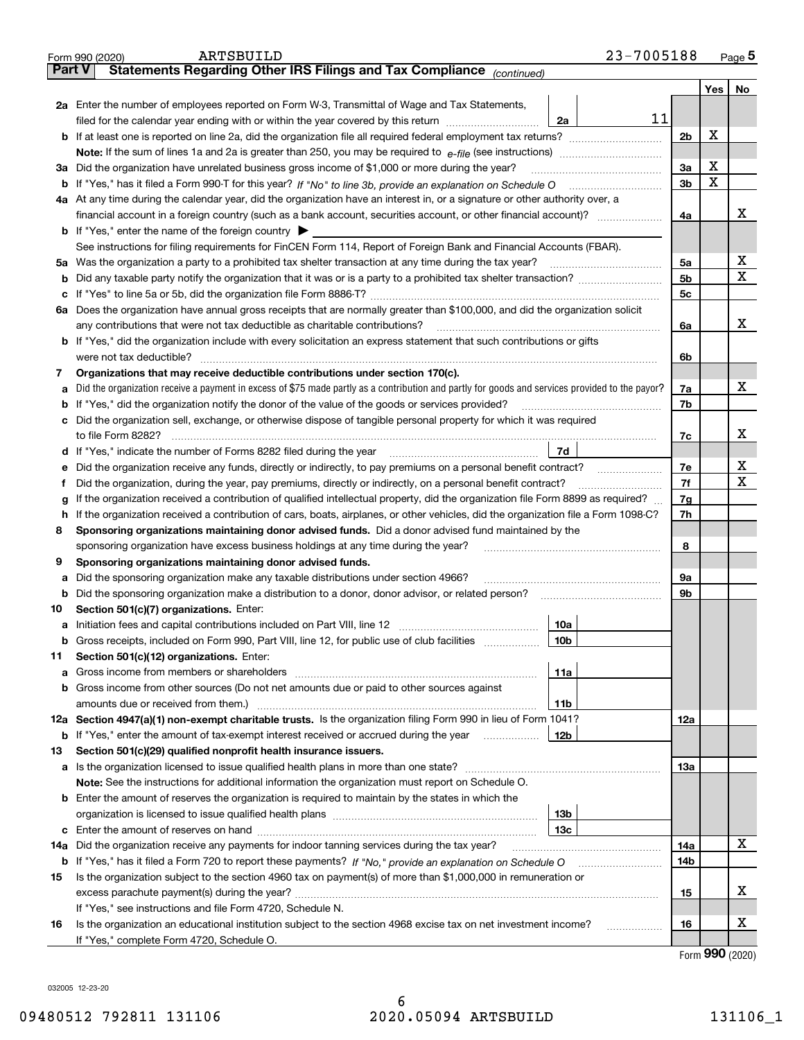Form 990 (2020) ARTSBUILD 23-7005188 Page **5**

**Part V** **Statements Regarding Other IRS Filings and Tax Compliance** *(continued)*

| | | | | | Yes | No |
|---|---|---|---|---|---|---|
| **2a** | Enter the number of employees reported on Form W-3, Transmittal of Wage and Tax Statements, filed for the calendar year ending with or within the year covered by this return | 2a | 11 | | | |
| **b** | If at least one is reported on line 2a, did the organization file all required federal employment tax returns? | | | 2b | X | |
| | **Note:** If the sum of lines 1a and 2a is greater than 250, you may be required to *e-file* (see instructions) | | | | | |
| **3a** | Did the organization have unrelated business gross income of $1,000 or more during the year? | | | 3a | X | |
| **b** | If "Yes," has it filed a Form 990-T for this year? *If "No" to line 3b, provide an explanation on Schedule O* | | | 3b | X | |
| **4a** | At any time during the calendar year, did the organization have an interest in, or a signature or other authority over, a financial account in a foreign country (such as a bank account, securities account, or other financial account)? | | | 4a | | X |
| **b** | If "Yes," enter the name of the foreign country ▶ | | | | | |
| | See instructions for filing requirements for FinCEN Form 114, Report of Foreign Bank and Financial Accounts (FBAR). | | | | | |
| **5a** | Was the organization a party to a prohibited tax shelter transaction at any time during the tax year? | | | 5a | | X |
| **b** | Did any taxable party notify the organization that it was or is a party to a prohibited tax shelter transaction? | | | 5b | | X |
| **c** | If "Yes" to line 5a or 5b, did the organization file Form 8886-T? | | | 5c | | |
| **6a** | Does the organization have annual gross receipts that are normally greater than $100,000, and did the organization solicit any contributions that were not tax deductible as charitable contributions? | | | 6a | | X |
| **b** | If "Yes," did the organization include with every solicitation an express statement that such contributions or gifts were not tax deductible? | | | 6b | | |
| **7** | **Organizations that may receive deductible contributions under section 170(c).** | | | | | |
| **a** | Did the organization receive a payment in excess of $75 made partly as a contribution and partly for goods and services provided to the payor? | | | 7a | | X |
| **b** | If "Yes," did the organization notify the donor of the value of the goods or services provided? | | | 7b | | |
| **c** | Did the organization sell, exchange, or otherwise dispose of tangible personal property for which it was required to file Form 8282? | | | 7c | | X |
| **d** | If "Yes," indicate the number of Forms 8282 filed during the year | 7d | | | | |
| **e** | Did the organization receive any funds, directly or indirectly, to pay premiums on a personal benefit contract? | | | 7e | | X |
| **f** | Did the organization, during the year, pay premiums, directly or indirectly, on a personal benefit contract? | | | 7f | | X |
| **g** | If the organization received a contribution of qualified intellectual property, did the organization file Form 8899 as required? | | | 7g | | |
| **h** | If the organization received a contribution of cars, boats, airplanes, or other vehicles, did the organization file a Form 1098-C? | | | 7h | | |
| **8** | **Sponsoring organizations maintaining donor advised funds.** Did a donor advised fund maintained by the sponsoring organization have excess business holdings at any time during the year? | | | 8 | | |
| **9** | **Sponsoring organizations maintaining donor advised funds.** | | | | | |
| **a** | Did the sponsoring organization make any taxable distributions under section 4966? | | | 9a | | |
| **b** | Did the sponsoring organization make a distribution to a donor, donor advisor, or related person? | | | 9b | | |
| **10** | **Section 501(c)(7) organizations.** Enter: | | | | | |
| **a** | Initiation fees and capital contributions included on Part VIII, line 12 | 10a | | | | |
| **b** | Gross receipts, included on Form 990, Part VIII, line 12, for public use of club facilities | 10b | | | | |
| **11** | **Section 501(c)(12) organizations.** Enter: | | | | | |
| **a** | Gross income from members or shareholders | 11a | | | | |
| **b** | Gross income from other sources (Do not net amounts due or paid to other sources against amounts due or received from them.) | 11b | | | | |
| **12a** | **Section 4947(a)(1) non-exempt charitable trusts.** Is the organization filing Form 990 in lieu of Form 1041? | | | 12a | | |
| **b** | If "Yes," enter the amount of tax-exempt interest received or accrued during the year | 12b | | | | |
| **13** | **Section 501(c)(29) qualified nonprofit health insurance issuers.** | | | | | |
| **a** | Is the organization licensed to issue qualified health plans in more than one state? | | | 13a | | |
| | **Note:** See the instructions for additional information the organization must report on Schedule O. | | | | | |
| **b** | Enter the amount of reserves the organization is required to maintain by the states in which the organization is licensed to issue qualified health plans | 13b | | | | |
| **c** | Enter the amount of reserves on hand | 13c | | | | |
| **14a** | Did the organization receive any payments for indoor tanning services during the tax year? | | | 14a | | X |
| **b** | If "Yes," has it filed a Form 720 to report these payments? *If "No," provide an explanation on Schedule O* | | | 14b | | |
| **15** | Is the organization subject to the section 4960 tax on payment(s) of more than $1,000,000 in remuneration or excess parachute payment(s) during the year? | | | 15 | | X |
| | If "Yes," see instructions and file Form 4720, Schedule N. | | | | | |
| **16** | Is the organization an educational institution subject to the section 4968 excise tax on net investment income? | | | 16 | | X |
| | If "Yes," complete Form 4720, Schedule O. | | | | | |

Form **990** (2020)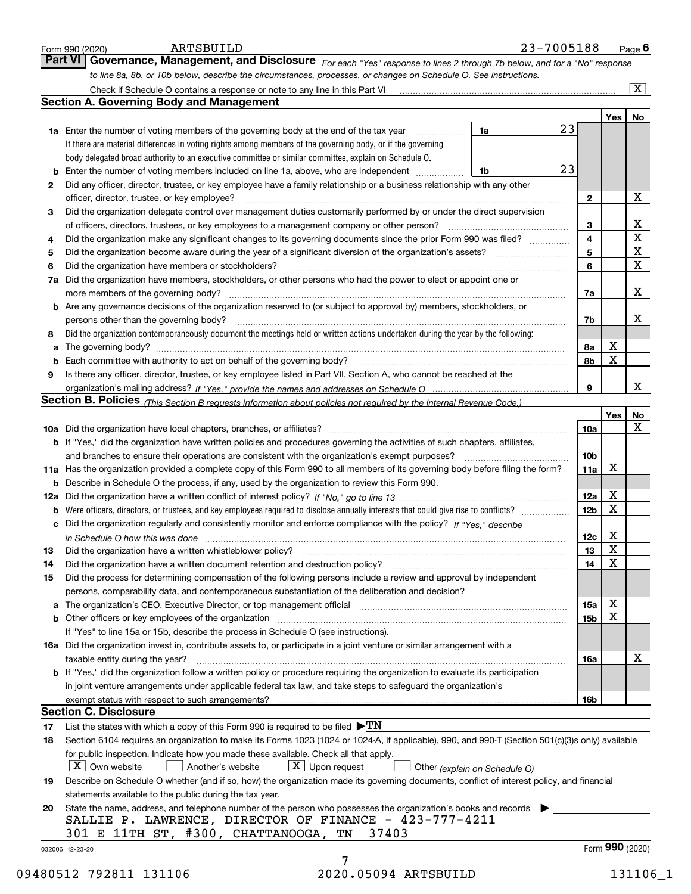Form 990 (2020) ARTSBUILD 23-7005188 Page **6**

## Part VI Governance, Management, and Disclosure

*For each "Yes" response to lines 2 through 7b below, and for a "No" response to line 8a, 8b, or 10b below, describe the circumstances, processes, or changes on Schedule O. See instructions.*

Check if Schedule O contains a response or note to any line in this Part VI [X]

### Section A. Governing Body and Management

| | | | | Yes | No |
|---|---|---|---|---|---|
| **1a** | Enter the number of voting members of the governing body at the end of the tax year. If there are material differences in voting rights among members of the governing body, or if the governing body delegated broad authority to an executive committee or similar committee, explain on Schedule O. | 1a | 23 | | |
| **b** | Enter the number of voting members included on line 1a, above, who are independent | 1b | 23 | | |
| **2** | Did any officer, director, trustee, or key employee have a family relationship or a business relationship with any other officer, director, trustee, or key employee? | 2 | | | X |
| **3** | Did the organization delegate control over management duties customarily performed by or under the direct supervision of officers, directors, trustees, or key employees to a management company or other person? | 3 | | | X |
| **4** | Did the organization make any significant changes to its governing documents since the prior Form 990 was filed? | 4 | | | X |
| **5** | Did the organization become aware during the year of a significant diversion of the organization's assets? | 5 | | | X |
| **6** | Did the organization have members or stockholders? | 6 | | | X |
| **7a** | Did the organization have members, stockholders, or other persons who had the power to elect or appoint one or more members of the governing body? | 7a | | | X |
| **b** | Are any governance decisions of the organization reserved to (or subject to approval by) members, stockholders, or persons other than the governing body? | 7b | | | X |
| **8** | Did the organization contemporaneously document the meetings held or written actions undertaken during the year by the following: | | | | |
| **a** | The governing body? | 8a | | X | |
| **b** | Each committee with authority to act on behalf of the governing body? | 8b | | X | |
| **9** | Is there any officer, director, trustee, or key employee listed in Part VII, Section A, who cannot be reached at the organization's mailing address? *If "Yes," provide the names and addresses on Schedule O* | 9 | | | X |

### Section B. Policies *(This Section B requests information about policies not required by the Internal Revenue Code.)*

| | | | Yes | No |
|---|---|---|---|---|
| **10a** | Did the organization have local chapters, branches, or affiliates? | 10a | | X |
| **b** | If "Yes," did the organization have written policies and procedures governing the activities of such chapters, affiliates, and branches to ensure their operations are consistent with the organization's exempt purposes? | 10b | | |
| **11a** | Has the organization provided a complete copy of this Form 990 to all members of its governing body before filing the form? | 11a | X | |
| **b** | Describe in Schedule O the process, if any, used by the organization to review this Form 990. | | | |
| **12a** | Did the organization have a written conflict of interest policy? *If "No," go to line 13* | 12a | X | |
| **b** | Were officers, directors, or trustees, and key employees required to disclose annually interests that could give rise to conflicts? | 12b | X | |
| **c** | Did the organization regularly and consistently monitor and enforce compliance with the policy? *If "Yes," describe in Schedule O how this was done* | 12c | X | |
| **13** | Did the organization have a written whistleblower policy? | 13 | X | |
| **14** | Did the organization have a written document retention and destruction policy? | 14 | X | |
| **15** | Did the process for determining compensation of the following persons include a review and approval by independent persons, comparability data, and contemporaneous substantiation of the deliberation and decision? | | | |
| **a** | The organization's CEO, Executive Director, or top management official | 15a | X | |
| **b** | Other officers or key employees of the organization | 15b | X | |
| | If "Yes" to line 15a or 15b, describe the process in Schedule O (see instructions). | | | |
| **16a** | Did the organization invest in, contribute assets to, or participate in a joint venture or similar arrangement with a taxable entity during the year? | 16a | | X |
| **b** | If "Yes," did the organization follow a written policy or procedure requiring the organization to evaluate its participation in joint venture arrangements under applicable federal tax law, and take steps to safeguard the organization's exempt status with respect to such arrangements? | 16b | | |

### Section C. Disclosure

**17** List the states with which a copy of this Form 990 is required to be filed ▶TN

**18** Section 6104 requires an organization to make its Forms 1023 (1024 or 1024-A, if applicable), 990, and 990-T (Section 501(c)(3)s only) available for public inspection. Indicate how you made these available. Check all that apply.

[X] Own website [ ] Another's website [X] Upon request [ ] Other *(explain on Schedule O)*

**19** Describe on Schedule O whether (and if so, how) the organization made its governing documents, conflict of interest policy, and financial statements available to the public during the tax year.

**20** State the name, address, and telephone number of the person who possesses the organization's books and records ▶

SALLIE P. LAWRENCE, DIRECTOR OF FINANCE - 423-777-4211
301 E 11TH ST, #300, CHATTANOOGA, TN 37403

032006 12-23-20 Form **990** (2020)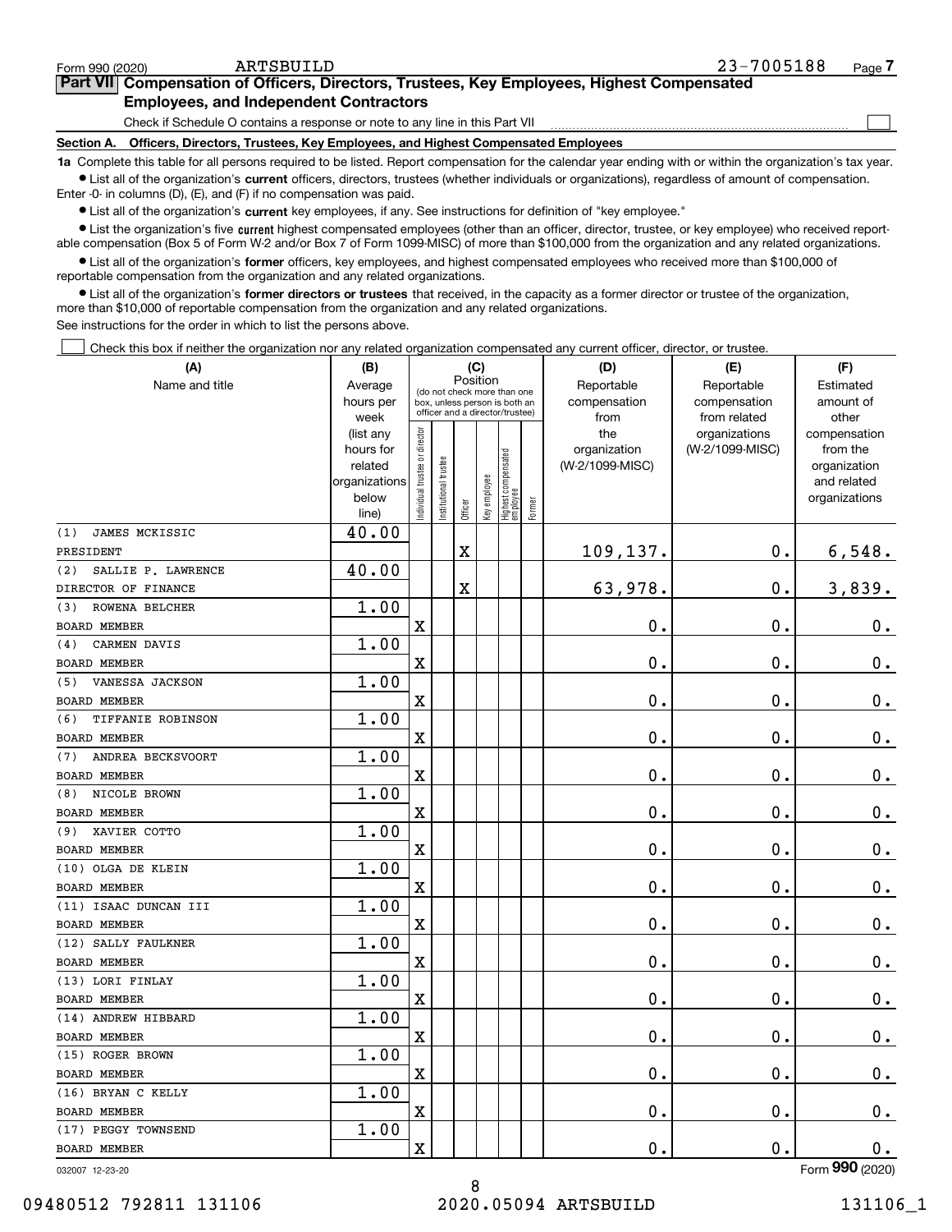Form 990 (2020) ARTSBUILD 23-7005188 Page 7

## Part VII Compensation of Officers, Directors, Trustees, Key Employees, Highest Compensated Employees, and Independent Contractors

Check if Schedule O contains a response or note to any line in this Part VII ☐

### Section A. Officers, Directors, Trustees, Key Employees, and Highest Compensated Employees

**1a** Complete this table for all persons required to be listed. Report compensation for the calendar year ending with or within the organization's tax year.

- List all of the organization's **current** officers, directors, trustees (whether individuals or organizations), regardless of amount of compensation. Enter -0- in columns (D), (E), and (F) if no compensation was paid.
- List all of the organization's **current** key employees, if any. See instructions for definition of "key employee."
- List the organization's five **current** highest compensated employees (other than an officer, director, trustee, or key employee) who received reportable compensation (Box 5 of Form W-2 and/or Box 7 of Form 1099-MISC) of more than $100,000 from the organization and any related organizations.
- List all of the organization's **former** officers, key employees, and highest compensated employees who received more than $100,000 of reportable compensation from the organization and any related organizations.
- List all of the organization's **former directors or trustees** that received, in the capacity as a former director or trustee of the organization, more than $10,000 of reportable compensation from the organization and any related organizations.

See instructions for the order in which to list the persons above.

☐ Check this box if neither the organization nor any related organization compensated any current officer, director, or trustee.

| (A) Name and title | (B) Average hours per week (list any hours for related organizations below line) | (C) Position: Individual trustee or director | Institutional trustee | Officer | Key employee | Highest compensated employee | Former | (D) Reportable compensation from the organization (W-2/1099-MISC) | (E) Reportable compensation from related organizations (W-2/1099-MISC) | (F) Estimated amount of other compensation from the organization and related organizations |
|---|---|---|---|---|---|---|---|---|---|---|
| (1) JAMES MCKISSIC<br>PRESIDENT | 40.00 | | | X | | | | 109,137. | 0. | 6,548. |
| (2) SALLIE P. LAWRENCE<br>DIRECTOR OF FINANCE | 40.00 | | | X | | | | 63,978. | 0. | 3,839. |
| (3) ROWENA BELCHER<br>BOARD MEMBER | 1.00 | X | | | | | | 0. | 0. | 0. |
| (4) CARMEN DAVIS<br>BOARD MEMBER | 1.00 | X | | | | | | 0. | 0. | 0. |
| (5) VANESSA JACKSON<br>BOARD MEMBER | 1.00 | X | | | | | | 0. | 0. | 0. |
| (6) TIFFANIE ROBINSON<br>BOARD MEMBER | 1.00 | X | | | | | | 0. | 0. | 0. |
| (7) ANDREA BECKSVOORT<br>BOARD MEMBER | 1.00 | X | | | | | | 0. | 0. | 0. |
| (8) NICOLE BROWN<br>BOARD MEMBER | 1.00 | X | | | | | | 0. | 0. | 0. |
| (9) XAVIER COTTO<br>BOARD MEMBER | 1.00 | X | | | | | | 0. | 0. | 0. |
| (10) OLGA DE KLEIN<br>BOARD MEMBER | 1.00 | X | | | | | | 0. | 0. | 0. |
| (11) ISAAC DUNCAN III<br>BOARD MEMBER | 1.00 | X | | | | | | 0. | 0. | 0. |
| (12) SALLY FAULKNER<br>BOARD MEMBER | 1.00 | X | | | | | | 0. | 0. | 0. |
| (13) LORI FINLAY<br>BOARD MEMBER | 1.00 | X | | | | | | 0. | 0. | 0. |
| (14) ANDREW HIBBARD<br>BOARD MEMBER | 1.00 | X | | | | | | 0. | 0. | 0. |
| (15) ROGER BROWN<br>BOARD MEMBER | 1.00 | X | | | | | | 0. | 0. | 0. |
| (16) BRYAN C KELLY<br>BOARD MEMBER | 1.00 | X | | | | | | 0. | 0. | 0. |
| (17) PEGGY TOWNSEND<br>BOARD MEMBER | 1.00 | X | | | | | | 0. | 0. | 0. |

032007 12-23-20 Form 990 (2020)

09480512 792811 131106 2020.05094 ARTSBUILD 131106_1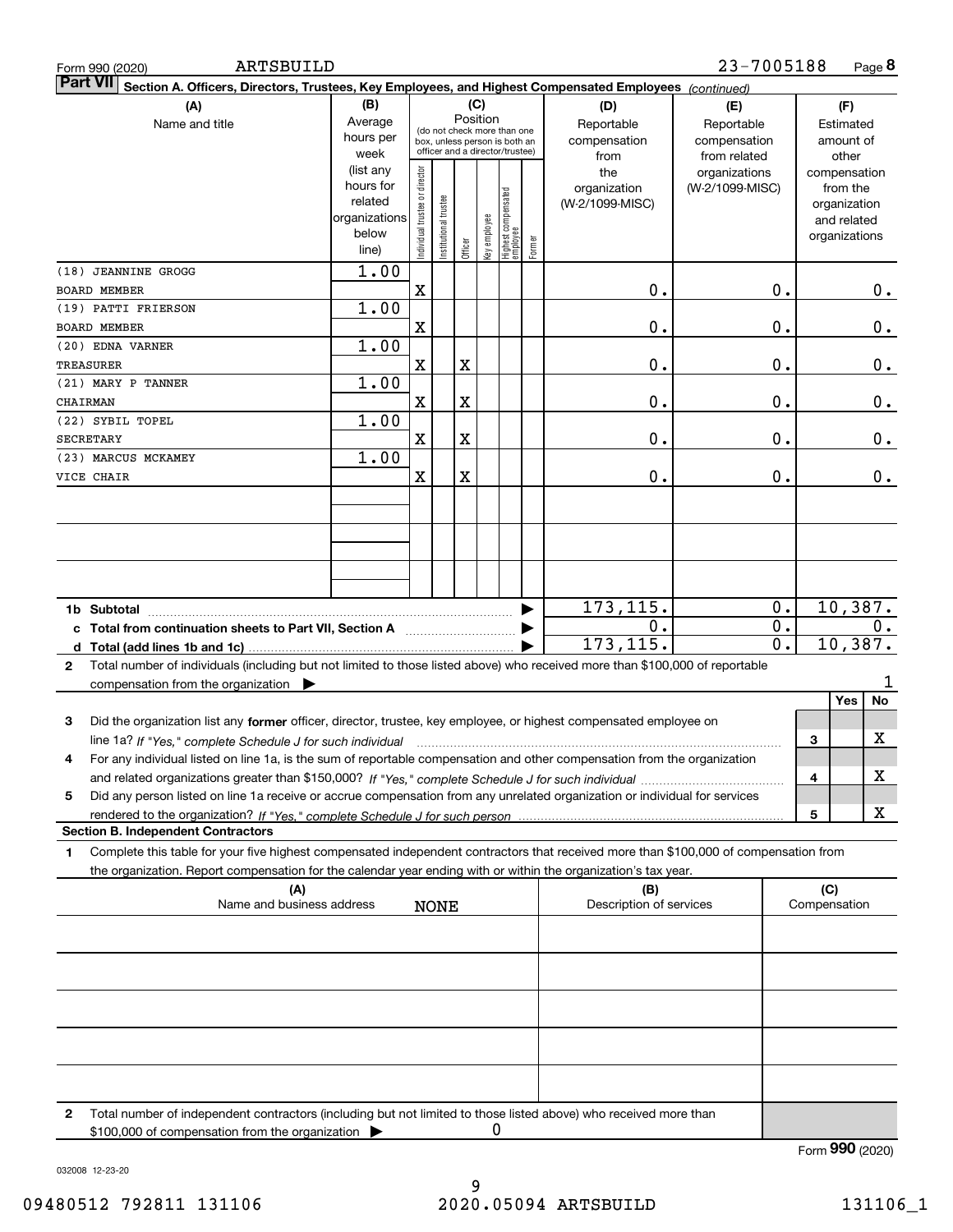Form 990 (2020) ARTSBUILD 23-7005188 Page 8

**Part VII Section A. Officers, Directors, Trustees, Key Employees, and Highest Compensated Employees** *(continued)*

| (A) Name and title | (B) Average hours per week (list any hours for related organizations below line) | (C) Position: Individual trustee or director | Institutional trustee | Officer | Key employee | Highest compensated employee | Former | (D) Reportable compensation from the organization (W-2/1099-MISC) | (E) Reportable compensation from related organizations (W-2/1099-MISC) | (F) Estimated amount of other compensation from the organization and related organizations |
|---|---|---|---|---|---|---|---|---|---|---|
| (18) JEANNINE GROGG<br>BOARD MEMBER | 1.00 | X | | | | | | 0. | 0. | 0. |
| (19) PATTI FRIERSON<br>BOARD MEMBER | 1.00 | X | | | | | | 0. | 0. | 0. |
| (20) EDNA VARNER<br>TREASURER | 1.00 | X | | X | | | | 0. | 0. | 0. |
| (21) MARY P TANNER<br>CHAIRMAN | 1.00 | X | | X | | | | 0. | 0. | 0. |
| (22) SYBIL TOPEL<br>SECRETARY | 1.00 | X | | X | | | | 0. | 0. | 0. |
| (23) MARCUS MCKAMEY<br>VICE CHAIR | 1.00 | X | | X | | | | 0. | 0. | 0. |
| | | | | | | | | | | |
| | | | | | | | | | | |
| | | | | | | | | | | |
| **1b Subtotal** | | | | | | | | 173,115. | 0. | 10,387. |
| **c Total from continuation sheets to Part VII, Section A** | | | | | | | | 0. | 0. | 0. |
| **d Total (add lines 1b and 1c)** | | | | | | | | 173,115. | 0. | 10,387. |

**2** Total number of individuals (including but not limited to those listed above) who received more than $100,000 of reportable compensation from the organization ▶ 1

| | | Yes | No |
|---|---|---|---|
| **3** Did the organization list any **former** officer, director, trustee, key employee, or highest compensated employee on line 1a? *If "Yes," complete Schedule J for such individual* | 3 | | X |
| **4** For any individual listed on line 1a, is the sum of reportable compensation and other compensation from the organization and related organizations greater than $150,000? *If "Yes," complete Schedule J for such individual* | 4 | | X |
| **5** Did any person listed on line 1a receive or accrue compensation from any unrelated organization or individual for services rendered to the organization? *If "Yes," complete Schedule J for such person* | 5 | | X |

**Section B. Independent Contractors**

**1** Complete this table for your five highest compensated independent contractors that received more than $100,000 of compensation from the organization. Report compensation for the calendar year ending with or within the organization's tax year.

| (A) Name and business address | (B) Description of services | (C) Compensation |
|---|---|---|
| NONE | | |
| | | |
| | | |
| | | |
| | | |

**2** Total number of independent contractors (including but not limited to those listed above) who received more than $100,000 of compensation from the organization ▶ 0

Form **990** (2020)

032008 12-23-20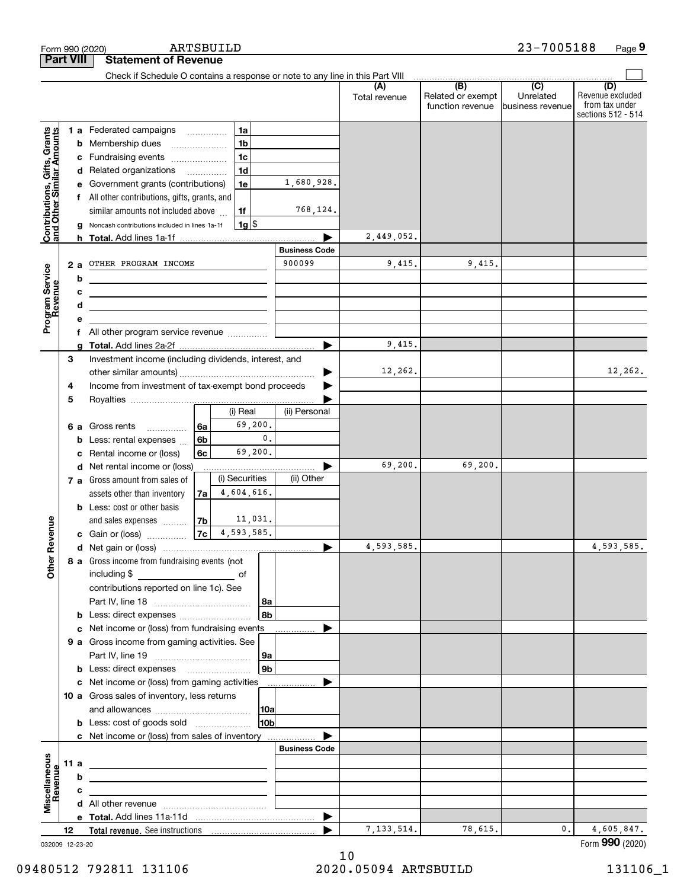Form 990 (2020) ARTSBUILD 23-7005188 Page **9**

## Part VIII Statement of Revenue

Check if Schedule O contains a response or note to any line in this Part VIII ☐

| | | | | (A) Total revenue | (B) Related or exempt function revenue | (C) Unrelated business revenue | (D) Revenue excluded from tax under sections 512 - 514 |
|---|---|---|---|---|---|---|---|
| **Contributions, Gifts, Grants and Other Similar Amounts** | 1 a Federated campaigns | 1a | | | | | |
| | b Membership dues | 1b | | | | | |
| | c Fundraising events | 1c | | | | | |
| | d Related organizations | 1d | | | | | |
| | e Government grants (contributions) | 1e | 1,680,928. | | | | |
| | f All other contributions, gifts, grants, and similar amounts not included above | 1f | 768,124. | | | | |
| | g Noncash contributions included in lines 1a-1f | 1g | $ | | | | |
| | h **Total.** Add lines 1a-1f | | ▶ | 2,449,052. | | | |
| | | | **Business Code** | | | | |
| **Program Service Revenue** | 2 a OTHER PROGRAM INCOME | | 900099 | 9,415. | 9,415. | | |
| | b | | | | | | |
| | c | | | | | | |
| | d | | | | | | |
| | e | | | | | | |
| | f All other program service revenue | | | | | | |
| | g **Total.** Add lines 2a-2f | | ▶ | 9,415. | | | |

| | | (i) Real | (ii) Personal | (A) Total revenue | (B) | (C) | (D) |
|---|---|---|---|---|---|---|---|
| **Other Revenue** | 3 Investment income (including dividends, interest, and other similar amounts) | | ▶ | 12,262. | | | 12,262. |
| | 4 Income from investment of tax-exempt bond proceeds | | ▶ | | | | |
| | 5 Royalties | | ▶ | | | | |
| | 6 a Gross rents (6a) | 69,200. | | | | | |
| | b Less: rental expenses (6b) | 0. | | | | | |
| | c Rental income or (loss) (6c) | 69,200. | | | | | |
| | d Net rental income or (loss) | | ▶ | 69,200. | 69,200. | | |
| | | (i) Securities | (ii) Other | | | | |
| | 7 a Gross amount from sales of assets other than inventory (7a) | 4,604,616. | | | | | |
| | b Less: cost or other basis and sales expenses (7b) | 11,031. | | | | | |
| | c Gain or (loss) (7c) | 4,593,585. | | | | | |
| | d Net gain or (loss) | | ▶ | 4,593,585. | | | 4,593,585. |
| | 8 a Gross income from fundraising events (not including $ ______ of contributions reported on line 1c). See Part IV, line 18 (8a) | | | | | | |
| | b Less: direct expenses (8b) | | | | | | |
| | c Net income or (loss) from fundraising events | | ▶ | | | | |
| | 9 a Gross income from gaming activities. See Part IV, line 19 (9a) | | | | | | |
| | b Less: direct expenses (9b) | | | | | | |
| | c Net income or (loss) from gaming activities | | ▶ | | | | |
| | 10 a Gross sales of inventory, less returns and allowances (10a) | | | | | | |
| | b Less: cost of goods sold (10b) | | | | | | |
| | c Net income or (loss) from sales of inventory | | ▶ | | | | |
| | | | **Business Code** | | | | |
| **Miscellaneous Revenue** | 11 a | | | | | | |
| | b | | | | | | |
| | c | | | | | | |
| | d All other revenue | | | | | | |
| | e **Total.** Add lines 11a-11d | | ▶ | | | | |
| | 12 **Total revenue.** See instructions | | ▶ | 7,133,514. | 78,615. | 0. | 4,605,847. |

032009 12-23-20 Form **990** (2020)

09480512 792811 131106 2020.05094 ARTSBUILD 131106_1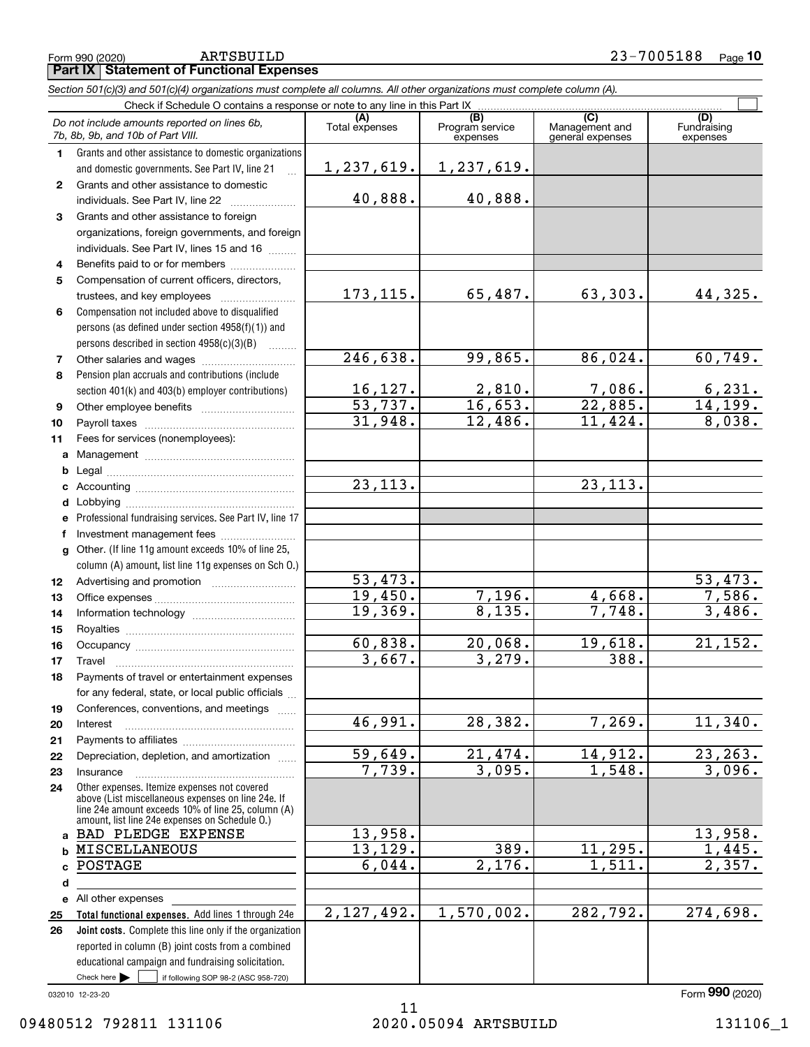Form 990 (2020) ARTSBUILD 23-7005188 Page 10

## Part IX Statement of Functional Expenses

*Section 501(c)(3) and 501(c)(4) organizations must complete all columns. All other organizations must complete column (A).*

Check if Schedule O contains a response or note to any line in this Part IX

| | *Do not include amounts reported on lines 6b, 7b, 8b, 9b, and 10b of Part VIII.* | (A) Total expenses | (B) Program service expenses | (C) Management and general expenses | (D) Fundraising expenses |
|---|---|---|---|---|---|
| 1 | Grants and other assistance to domestic organizations and domestic governments. See Part IV, line 21 | 1,237,619. | 1,237,619. | | |
| 2 | Grants and other assistance to domestic individuals. See Part IV, line 22 | 40,888. | 40,888. | | |
| 3 | Grants and other assistance to foreign organizations, foreign governments, and foreign individuals. See Part IV, lines 15 and 16 | | | | |
| 4 | Benefits paid to or for members | | | | |
| 5 | Compensation of current officers, directors, trustees, and key employees | 173,115. | 65,487. | 63,303. | 44,325. |
| 6 | Compensation not included above to disqualified persons (as defined under section 4958(f)(1)) and persons described in section 4958(c)(3)(B) | | | | |
| 7 | Other salaries and wages | 246,638. | 99,865. | 86,024. | 60,749. |
| 8 | Pension plan accruals and contributions (include section 401(k) and 403(b) employer contributions) | 16,127. | 2,810. | 7,086. | 6,231. |
| 9 | Other employee benefits | 53,737. | 16,653. | 22,885. | 14,199. |
| 10 | Payroll taxes | 31,948. | 12,486. | 11,424. | 8,038. |
| 11 | Fees for services (nonemployees): | | | | |
| a | Management | | | | |
| b | Legal | | | | |
| c | Accounting | 23,113. | | 23,113. | |
| d | Lobbying | | | | |
| e | Professional fundraising services. See Part IV, line 17 | | | | |
| f | Investment management fees | | | | |
| g | Other. (If line 11g amount exceeds 10% of line 25, column (A) amount, list line 11g expenses on Sch O.) | | | | |
| 12 | Advertising and promotion | 53,473. | | | 53,473. |
| 13 | Office expenses | 19,450. | 7,196. | 4,668. | 7,586. |
| 14 | Information technology | 19,369. | 8,135. | 7,748. | 3,486. |
| 15 | Royalties | | | | |
| 16 | Occupancy | 60,838. | 20,068. | 19,618. | 21,152. |
| 17 | Travel | 3,667. | 3,279. | 388. | |
| 18 | Payments of travel or entertainment expenses for any federal, state, or local public officials | | | | |
| 19 | Conferences, conventions, and meetings | | | | |
| 20 | Interest | 46,991. | 28,382. | 7,269. | 11,340. |
| 21 | Payments to affiliates | | | | |
| 22 | Depreciation, depletion, and amortization | 59,649. | 21,474. | 14,912. | 23,263. |
| 23 | Insurance | 7,739. | 3,095. | 1,548. | 3,096. |
| 24 | Other expenses. Itemize expenses not covered above (List miscellaneous expenses on line 24e. If line 24e amount exceeds 10% of line 25, column (A) amount, list line 24e expenses on Schedule O.) | | | | |
| a | BAD PLEDGE EXPENSE | 13,958. | | | 13,958. |
| b | MISCELLANEOUS | 13,129. | 389. | 11,295. | 1,445. |
| c | POSTAGE | 6,044. | 2,176. | 1,511. | 2,357. |
| d | | | | | |
| e | All other expenses | | | | |
| 25 | **Total functional expenses.** Add lines 1 through 24e | 2,127,492. | 1,570,002. | 282,792. | 274,698. |
| 26 | **Joint costs.** Complete this line only if the organization reported in column (B) joint costs from a combined educational campaign and fundraising solicitation. Check here ☐ if following SOP 98-2 (ASC 958-720) | | | | |

032010 12-23-20 Form **990** (2020)

09480512 792811 131106 2020.05094 ARTSBUILD 131106_1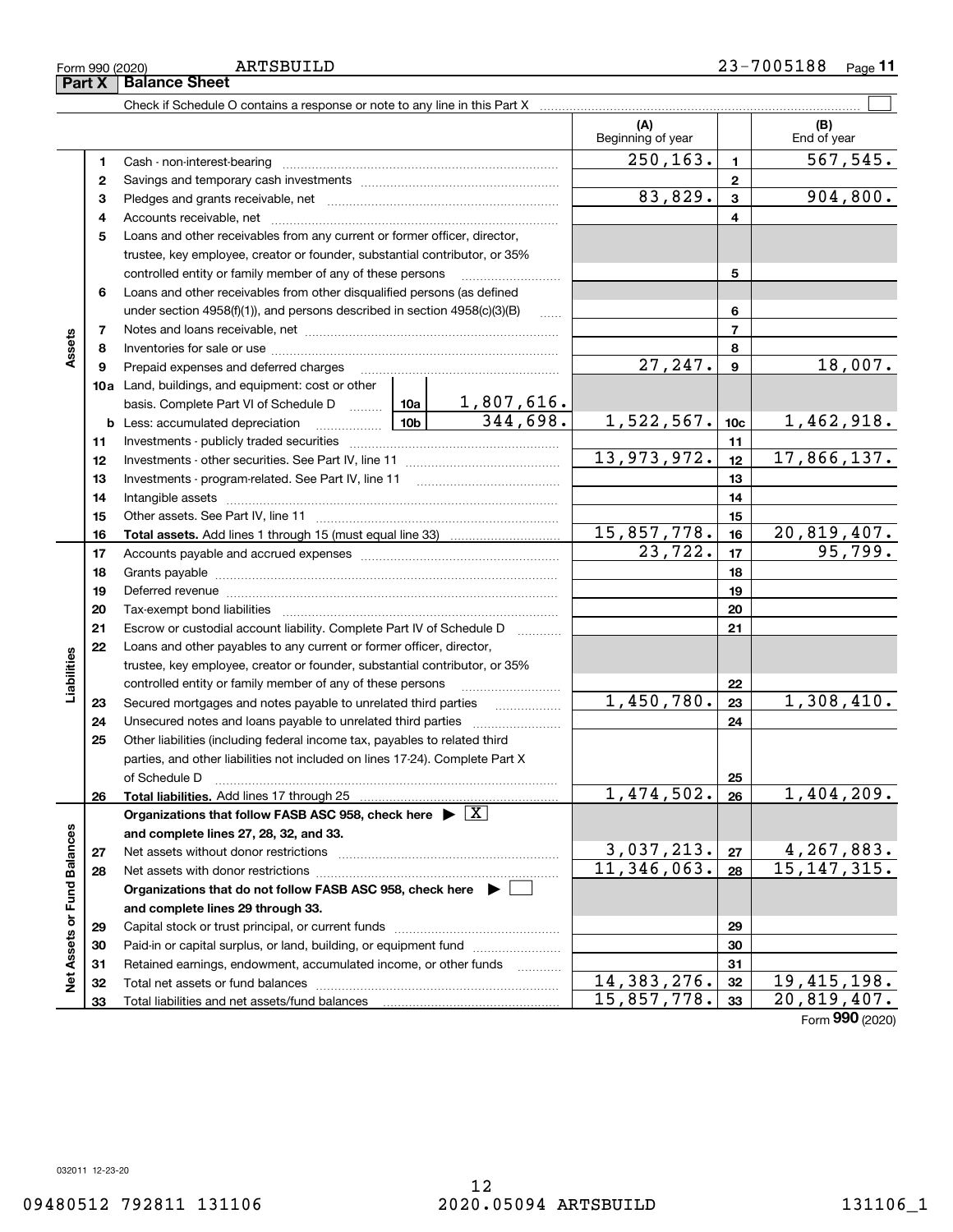Form 990 (2020) ARTSBUILD 23-7005188 Page 11

## Part X Balance Sheet

Check if Schedule O contains a response or note to any line in this Part X ☐

| | | | | (A) Beginning of year | | (B) End of year |
|---|---|---|---|---|---|---|
| **Assets** | 1 | Cash - non-interest-bearing | | 250,163. | 1 | 567,545. |
| | 2 | Savings and temporary cash investments | | | 2 | |
| | 3 | Pledges and grants receivable, net | | 83,829. | 3 | 904,800. |
| | 4 | Accounts receivable, net | | | 4 | |
| | 5 | Loans and other receivables from any current or former officer, director, trustee, key employee, creator or founder, substantial contributor, or 35% controlled entity or family member of any of these persons | | | 5 | |
| | 6 | Loans and other receivables from other disqualified persons (as defined under section 4958(f)(1)), and persons described in section 4958(c)(3)(B) | | | 6 | |
| | 7 | Notes and loans receivable, net | | | 7 | |
| | 8 | Inventories for sale or use | | | 8 | |
| | 9 | Prepaid expenses and deferred charges | | 27,247. | 9 | 18,007. |
| | 10a | Land, buildings, and equipment: cost or other basis. Complete Part VI of Schedule D | 10a 1,807,616. | | | |
| | b | Less: accumulated depreciation | 10b 344,698. | 1,522,567. | 10c | 1,462,918. |
| | 11 | Investments - publicly traded securities | | | 11 | |
| | 12 | Investments - other securities. See Part IV, line 11 | | 13,973,972. | 12 | 17,866,137. |
| | 13 | Investments - program-related. See Part IV, line 11 | | | 13 | |
| | 14 | Intangible assets | | | 14 | |
| | 15 | Other assets. See Part IV, line 11 | | | 15 | |
| | 16 | **Total assets.** Add lines 1 through 15 (must equal line 33) | | 15,857,778. | 16 | 20,819,407. |
| **Liabilities** | 17 | Accounts payable and accrued expenses | | 23,722. | 17 | 95,799. |
| | 18 | Grants payable | | | 18 | |
| | 19 | Deferred revenue | | | 19 | |
| | 20 | Tax-exempt bond liabilities | | | 20 | |
| | 21 | Escrow or custodial account liability. Complete Part IV of Schedule D | | | 21 | |
| | 22 | Loans and other payables to any current or former officer, director, trustee, key employee, creator or founder, substantial contributor, or 35% controlled entity or family member of any of these persons | | | 22 | |
| | 23 | Secured mortgages and notes payable to unrelated third parties | | 1,450,780. | 23 | 1,308,410. |
| | 24 | Unsecured notes and loans payable to unrelated third parties | | | 24 | |
| | 25 | Other liabilities (including federal income tax, payables to related third parties, and other liabilities not included on lines 17-24). Complete Part X of Schedule D | | | 25 | |
| | 26 | **Total liabilities.** Add lines 17 through 25 | | 1,474,502. | 26 | 1,404,209. |
| **Net Assets or Fund Balances** | | **Organizations that follow FASB ASC 958, check here ▶ ☒ and complete lines 27, 28, 32, and 33.** | | | | |
| | 27 | Net assets without donor restrictions | | 3,037,213. | 27 | 4,267,883. |
| | 28 | Net assets with donor restrictions | | 11,346,063. | 28 | 15,147,315. |
| | | **Organizations that do not follow FASB ASC 958, check here ▶ ☐ and complete lines 29 through 33.** | | | | |
| | 29 | Capital stock or trust principal, or current funds | | | 29 | |
| | 30 | Paid-in or capital surplus, or land, building, or equipment fund | | | 30 | |
| | 31 | Retained earnings, endowment, accumulated income, or other funds | | | 31 | |
| | 32 | Total net assets or fund balances | | 14,383,276. | 32 | 19,415,198. |
| | 33 | Total liabilities and net assets/fund balances | | 15,857,778. | 33 | 20,819,407. |

Form **990** (2020)

032011 12-23-20

09480512 792811 131106 2020.05094 ARTSBUILD 131106_1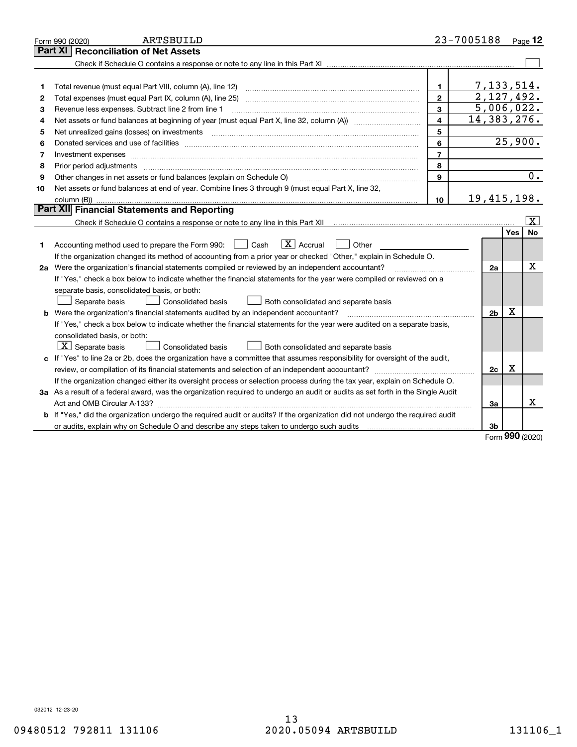Form 990 (2020) ARTSBUILD 23-7005188 Page **12**

## Part XI Reconciliation of Net Assets

Check if Schedule O contains a response or note to any line in this Part XI ☐

| | | | |
|---|---|---|---|
| 1 | Total revenue (must equal Part VIII, column (A), line 12) | 1 | 7,133,514. |
| 2 | Total expenses (must equal Part IX, column (A), line 25) | 2 | 2,127,492. |
| 3 | Revenue less expenses. Subtract line 2 from line 1 | 3 | 5,006,022. |
| 4 | Net assets or fund balances at beginning of year (must equal Part X, line 32, column (A)) | 4 | 14,383,276. |
| 5 | Net unrealized gains (losses) on investments | 5 | |
| 6 | Donated services and use of facilities | 6 | 25,900. |
| 7 | Investment expenses | 7 | |
| 8 | Prior period adjustments | 8 | |
| 9 | Other changes in net assets or fund balances (explain on Schedule O) | 9 | 0. |
| 10 | Net assets or fund balances at end of year. Combine lines 3 through 9 (must equal Part X, line 32, column (B)) | 10 | 19,415,198. |

## Part XII Financial Statements and Reporting

Check if Schedule O contains a response or note to any line in this Part XII ☒

| | | | Yes | No |
|---|---|---|---|---|
| 1 | Accounting method used to prepare the Form 990: ☐ Cash ☒ Accrual ☐ Other | | | |
| | If the organization changed its method of accounting from a prior year or checked "Other," explain in Schedule O. | | | |
| 2a | Were the organization's financial statements compiled or reviewed by an independent accountant? | 2a | | X |
| | If "Yes," check a box below to indicate whether the financial statements for the year were compiled or reviewed on a separate basis, consolidated basis, or both: ☐ Separate basis ☐ Consolidated basis ☐ Both consolidated and separate basis | | | |
| b | Were the organization's financial statements audited by an independent accountant? | 2b | X | |
| | If "Yes," check a box below to indicate whether the financial statements for the year were audited on a separate basis, consolidated basis, or both: ☒ Separate basis ☐ Consolidated basis ☐ Both consolidated and separate basis | | | |
| c | If "Yes" to line 2a or 2b, does the organization have a committee that assumes responsibility for oversight of the audit, review, or compilation of its financial statements and selection of an independent accountant? | 2c | X | |
| | If the organization changed either its oversight process or selection process during the tax year, explain on Schedule O. | | | |
| 3a | As a result of a federal award, was the organization required to undergo an audit or audits as set forth in the Single Audit Act and OMB Circular A-133? | 3a | | X |
| b | If "Yes," did the organization undergo the required audit or audits? If the organization did not undergo the required audit or audits, explain why on Schedule O and describe any steps taken to undergo such audits | 3b | | |

Form **990** (2020)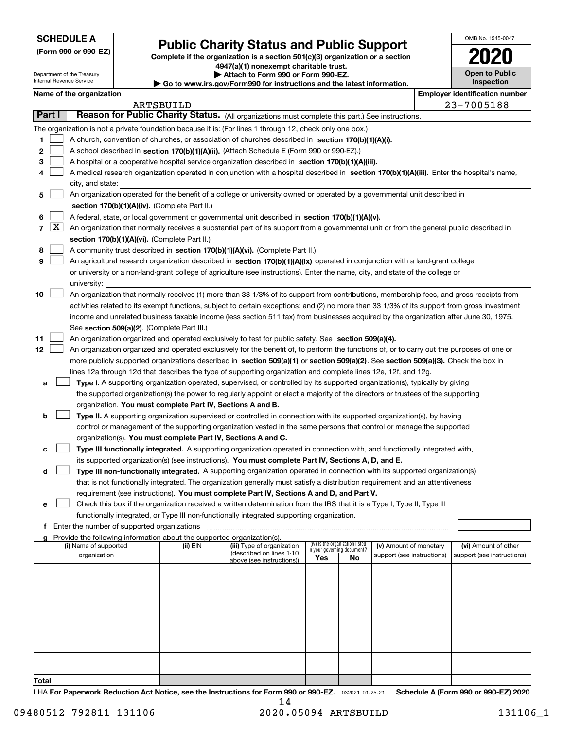**SCHEDULE A**
**(Form 990 or 990-EZ)**

Department of the Treasury
Internal Revenue Service

# Public Charity Status and Public Support

**Complete if the organization is a section 501(c)(3) organization or a section 4947(a)(1) nonexempt charitable trust.**
**▶ Attach to Form 990 or Form 990-EZ.**
**▶ Go to www.irs.gov/Form990 for instructions and the latest information.**

OMB No. 1545-0047
**2020**
**Open to Public Inspection**

**Name of the organization:** ARTSBUILD
**Employer identification number:** 23-7005188

**Part I — Reason for Public Charity Status.** (All organizations must complete this part.) See instructions.

The organization is not a private foundation because it is: (For lines 1 through 12, check only one box.)

1 ☐ A church, convention of churches, or association of churches described in **section 170(b)(1)(A)(i).**
2 ☐ A school described in **section 170(b)(1)(A)(ii).** (Attach Schedule E (Form 990 or 990-EZ).)
3 ☐ A hospital or a cooperative hospital service organization described in **section 170(b)(1)(A)(iii).**
4 ☐ A medical research organization operated in conjunction with a hospital described in **section 170(b)(1)(A)(iii).** Enter the hospital's name, city, and state:
5 ☐ An organization operated for the benefit of a college or university owned or operated by a governmental unit described in **section 170(b)(1)(A)(iv).** (Complete Part II.)
6 ☐ A federal, state, or local government or governmental unit described in **section 170(b)(1)(A)(v).**
7 ☒ An organization that normally receives a substantial part of its support from a governmental unit or from the general public described in **section 170(b)(1)(A)(vi).** (Complete Part II.)
8 ☐ A community trust described in **section 170(b)(1)(A)(vi).** (Complete Part II.)
9 ☐ An agricultural research organization described in **section 170(b)(1)(A)(ix)** operated in conjunction with a land-grant college or university or a non-land-grant college of agriculture (see instructions). Enter the name, city, and state of the college or university:
10 ☐ An organization that normally receives (1) more than 33 1/3% of its support from contributions, membership fees, and gross receipts from activities related to its exempt functions, subject to certain exceptions; and (2) no more than 33 1/3% of its support from gross investment income and unrelated business taxable income (less section 511 tax) from businesses acquired by the organization after June 30, 1975. See **section 509(a)(2).** (Complete Part III.)
11 ☐ An organization organized and operated exclusively to test for public safety. See **section 509(a)(4).**
12 ☐ An organization organized and operated exclusively for the benefit of, to perform the functions of, or to carry out the purposes of one or more publicly supported organizations described in **section 509(a)(1)** or **section 509(a)(2)**. See **section 509(a)(3).** Check the box in lines 12a through 12d that describes the type of supporting organization and complete lines 12e, 12f, and 12g.

a ☐ **Type I.** A supporting organization operated, supervised, or controlled by its supported organization(s), typically by giving the supported organization(s) the power to regularly appoint or elect a majority of the directors or trustees of the supporting organization. **You must complete Part IV, Sections A and B.**
b ☐ **Type II.** A supporting organization supervised or controlled in connection with its supported organization(s), by having control or management of the supporting organization vested in the same persons that control or manage the supported organization(s). **You must complete Part IV, Sections A and C.**
c ☐ **Type III functionally integrated.** A supporting organization operated in connection with, and functionally integrated with, its supported organization(s) (see instructions). **You must complete Part IV, Sections A, D, and E.**
d ☐ **Type III non-functionally integrated.** A supporting organization operated in connection with its supported organization(s) that is not functionally integrated. The organization generally must satisfy a distribution requirement and an attentiveness requirement (see instructions). **You must complete Part IV, Sections A and D, and Part V.**
e ☐ Check this box if the organization received a written determination from the IRS that it is a Type I, Type II, Type III functionally integrated, or Type III non-functionally integrated supporting organization.
f Enter the number of supported organizations
g Provide the following information about the supported organization(s).

| (i) Name of supported organization | (ii) EIN | (iii) Type of organization (described on lines 1-10 above (see instructions)) | (iv) Is the organization listed in your governing document? Yes | No | (v) Amount of monetary support (see instructions) | (vi) Amount of other support (see instructions) |
|---|---|---|---|---|---|---|
| | | | | | | |
| | | | | | | |
| | | | | | | |
| | | | | | | |
| | | | | | | |
| **Total** | | | | | | |

LHA **For Paperwork Reduction Act Notice, see the Instructions for Form 990 or 990-EZ.** 032021 01-25-21 **Schedule A (Form 990 or 990-EZ) 2020**

09480512 792811 131106 2020.05094 ARTSBUILD 131106_1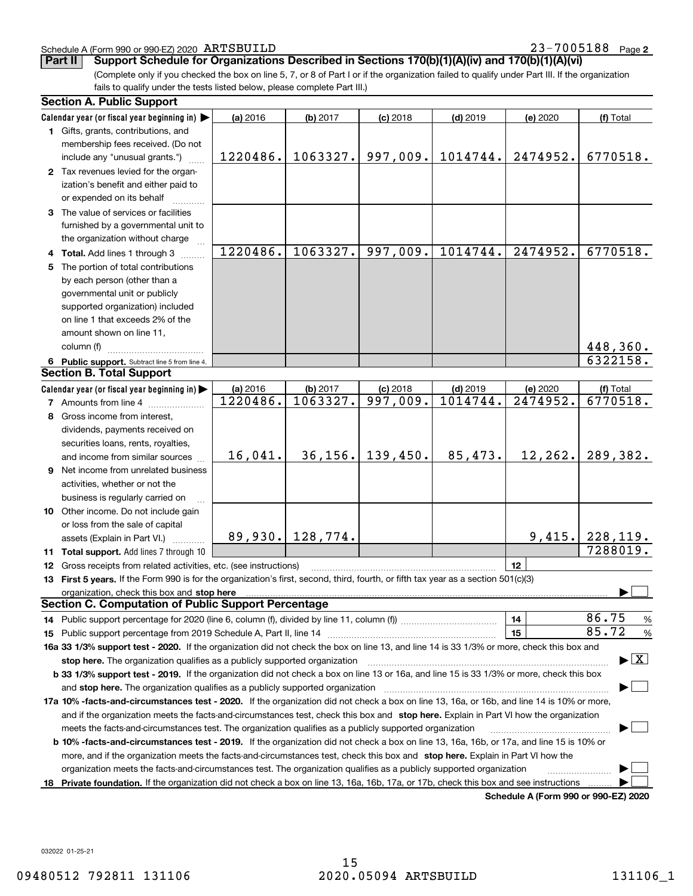Schedule A (Form 990 or 990-EZ) 2020 ARTSBUILD 23-7005188 Page **2**

**Part II** **Support Schedule for Organizations Described in Sections 170(b)(1)(A)(iv) and 170(b)(1)(A)(vi)**

(Complete only if you checked the box on line 5, 7, or 8 of Part I or if the organization failed to qualify under Part III. If the organization fails to qualify under the tests listed below, please complete Part III.)

**Section A. Public Support**

| Calendar year (or fiscal year beginning in) ▶ | (a) 2016 | (b) 2017 | (c) 2018 | (d) 2019 | (e) 2020 | (f) Total |
|---|---|---|---|---|---|---|
| **1** Gifts, grants, contributions, and membership fees received. (Do not include any "unusual grants.") | 1220486. | 1063327. | 997,009. | 1014744. | 2474952. | 6770518. |
| **2** Tax revenues levied for the organization's benefit and either paid to or expended on its behalf | | | | | | |
| **3** The value of services or facilities furnished by a governmental unit to the organization without charge | | | | | | |
| **4 Total.** Add lines 1 through 3 | 1220486. | 1063327. | 997,009. | 1014744. | 2474952. | 6770518. |
| **5** The portion of total contributions by each person (other than a governmental unit or publicly supported organization) included on line 1 that exceeds 2% of the amount shown on line 11, column (f) | | | | | | 448,360. |
| **6 Public support.** Subtract line 5 from line 4. | | | | | | 6322158. |

**Section B. Total Support**

| Calendar year (or fiscal year beginning in) ▶ | (a) 2016 | (b) 2017 | (c) 2018 | (d) 2019 | (e) 2020 | (f) Total |
|---|---|---|---|---|---|---|
| **7** Amounts from line 4 | 1220486. | 1063327. | 997,009. | 1014744. | 2474952. | 6770518. |
| **8** Gross income from interest, dividends, payments received on securities loans, rents, royalties, and income from similar sources | 16,041. | 36,156. | 139,450. | 85,473. | 12,262. | 289,382. |
| **9** Net income from unrelated business activities, whether or not the business is regularly carried on | | | | | | |
| **10** Other income. Do not include gain or loss from the sale of capital assets (Explain in Part VI.) | 89,930. | 128,774. | | | 9,415. | 228,119. |
| **11 Total support.** Add lines 7 through 10 | | | | | | 7288019. |

**12** Gross receipts from related activities, etc. (see instructions) | **12** |

**13 First 5 years.** If the Form 990 is for the organization's first, second, third, fourth, or fifth tax year as a section 501(c)(3) organization, check this box and **stop here** ▶ ☐

**Section C. Computation of Public Support Percentage**

**14** Public support percentage for 2020 (line 6, column (f), divided by line 11, column (f)) | **14** | 86.75 %

**15** Public support percentage from 2019 Schedule A, Part II, line 14 | **15** | 85.72 %

**16a 33 1/3% support test - 2020.** If the organization did not check the box on line 13, and line 14 is 33 1/3% or more, check this box and **stop here.** The organization qualifies as a publicly supported organization ▶ ☒

**b 33 1/3% support test - 2019.** If the organization did not check a box on line 13 or 16a, and line 15 is 33 1/3% or more, check this box and **stop here.** The organization qualifies as a publicly supported organization ▶ ☐

**17a 10% -facts-and-circumstances test - 2020.** If the organization did not check a box on line 13, 16a, or 16b, and line 14 is 10% or more, and if the organization meets the facts-and-circumstances test, check this box and **stop here.** Explain in Part VI how the organization meets the facts-and-circumstances test. The organization qualifies as a publicly supported organization ▶ ☐

**b 10% -facts-and-circumstances test - 2019.** If the organization did not check a box on line 13, 16a, 16b, or 17a, and line 15 is 10% or more, and if the organization meets the facts-and-circumstances test, check this box and **stop here.** Explain in Part VI how the organization meets the facts-and-circumstances test. The organization qualifies as a publicly supported organization ▶ ☐

**18 Private foundation.** If the organization did not check a box on line 13, 16a, 16b, 17a, or 17b, check this box and see instructions ▶ ☐

**Schedule A (Form 990 or 990-EZ) 2020**

032022 01-25-21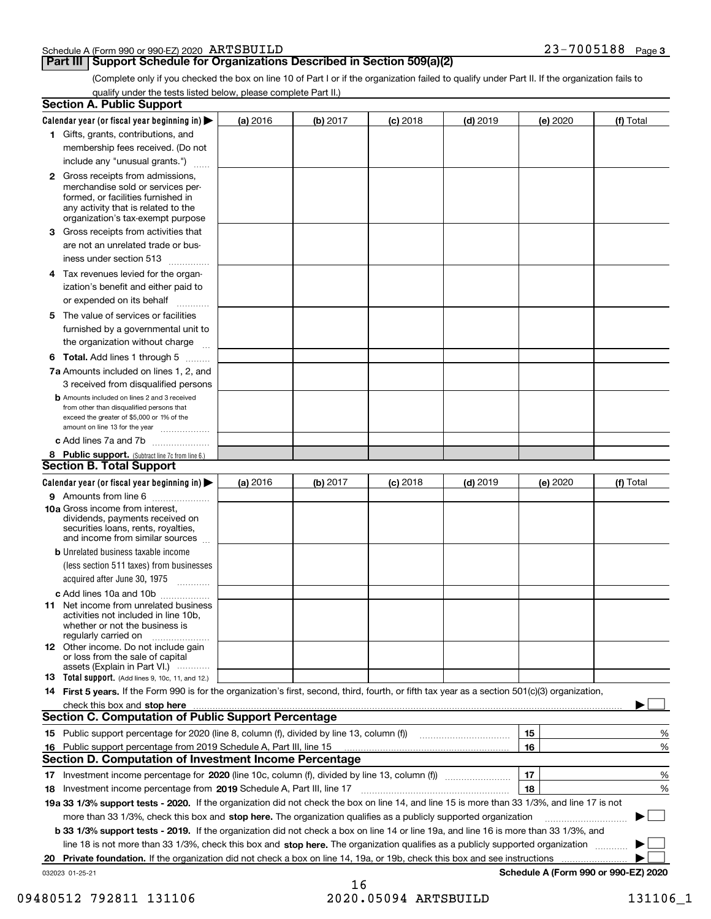Schedule A (Form 990 or 990-EZ) 2020 ARTSBUILD 23-7005188 Page 3

## Part III Support Schedule for Organizations Described in Section 509(a)(2)

(Complete only if you checked the box on line 10 of Part I or if the organization failed to qualify under Part II. If the organization fails to qualify under the tests listed below, please complete Part II.)

### Section A. Public Support

| Calendar year (or fiscal year beginning in) ▶ | (a) 2016 | (b) 2017 | (c) 2018 | (d) 2019 | (e) 2020 | (f) Total |
|---|---|---|---|---|---|---|
| 1 Gifts, grants, contributions, and membership fees received. (Do not include any "unusual grants.") | | | | | | |
| 2 Gross receipts from admissions, merchandise sold or services performed, or facilities furnished in any activity that is related to the organization's tax-exempt purpose | | | | | | |
| 3 Gross receipts from activities that are not an unrelated trade or business under section 513 | | | | | | |
| 4 Tax revenues levied for the organization's benefit and either paid to or expended on its behalf | | | | | | |
| 5 The value of services or facilities furnished by a governmental unit to the organization without charge | | | | | | |
| 6 **Total.** Add lines 1 through 5 | | | | | | |
| 7a Amounts included on lines 1, 2, and 3 received from disqualified persons | | | | | | |
| b Amounts included on lines 2 and 3 received from other than disqualified persons that exceed the greater of $5,000 or 1% of the amount on line 13 for the year | | | | | | |
| c Add lines 7a and 7b | | | | | | |
| 8 **Public support.** (Subtract line 7c from line 6.) | | | | | | |

### Section B. Total Support

| Calendar year (or fiscal year beginning in) ▶ | (a) 2016 | (b) 2017 | (c) 2018 | (d) 2019 | (e) 2020 | (f) Total |
|---|---|---|---|---|---|---|
| 9 Amounts from line 6 | | | | | | |
| 10a Gross income from interest, dividends, payments received on securities loans, rents, royalties, and income from similar sources | | | | | | |
| b Unrelated business taxable income (less section 511 taxes) from businesses acquired after June 30, 1975 | | | | | | |
| c Add lines 10a and 10b | | | | | | |
| 11 Net income from unrelated business activities not included in line 10b, whether or not the business is regularly carried on | | | | | | |
| 12 Other income. Do not include gain or loss from the sale of capital assets (Explain in Part VI.) | | | | | | |
| 13 **Total support.** (Add lines 9, 10c, 11, and 12.) | | | | | | |

14 **First 5 years.** If the Form 990 is for the organization's first, second, third, fourth, or fifth tax year as a section 501(c)(3) organization, check this box and **stop here** ▶ ☐

### Section C. Computation of Public Support Percentage

| | | | |
|---|---|---|---|
| 15 | Public support percentage for 2020 (line 8, column (f), divided by line 13, column (f)) | 15 | % |
| 16 | Public support percentage from 2019 Schedule A, Part III, line 15 | 16 | % |

### Section D. Computation of Investment Income Percentage

| | | | |
|---|---|---|---|
| 17 | Investment income percentage for **2020** (line 10c, column (f), divided by line 13, column (f)) | 17 | % |
| 18 | Investment income percentage from **2019** Schedule A, Part III, line 17 | 18 | % |

**19a 33 1/3% support tests - 2020.** If the organization did not check the box on line 14, and line 15 is more than 33 1/3%, and line 17 is not more than 33 1/3%, check this box and **stop here.** The organization qualifies as a publicly supported organization ▶ ☐

**b 33 1/3% support tests - 2019.** If the organization did not check a box on line 14 or line 19a, and line 16 is more than 33 1/3%, and line 18 is not more than 33 1/3%, check this box and **stop here.** The organization qualifies as a publicly supported organization ▶ ☐

**20 Private foundation.** If the organization did not check a box on line 14, 19a, or 19b, check this box and see instructions ▶ ☐

032023 01-25-21 **Schedule A (Form 990 or 990-EZ) 2020**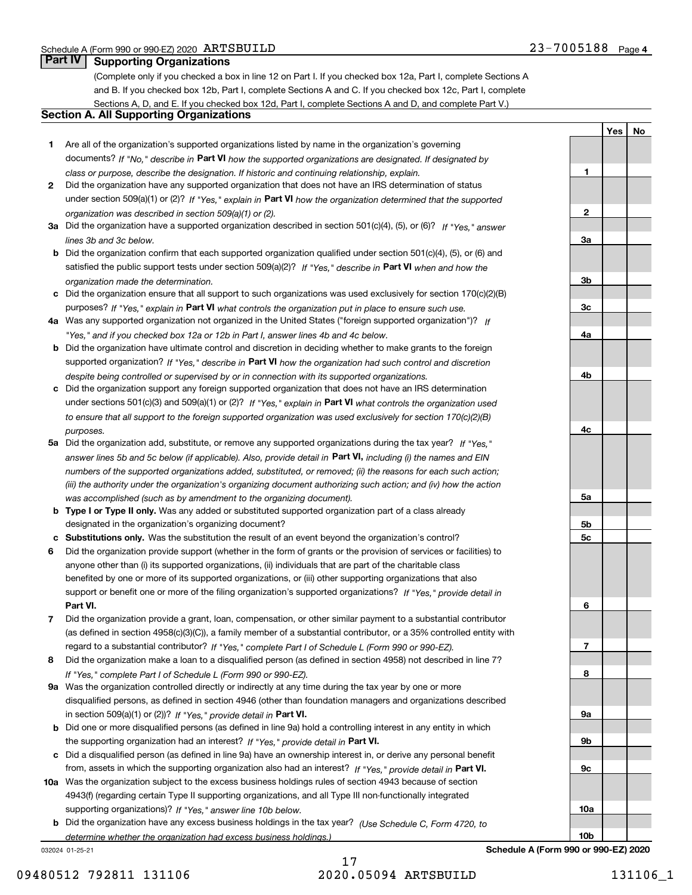Schedule A (Form 990 or 990-EZ) 2020 ARTSBUILD 23-7005188 Page 4

## Part IV Supporting Organizations

(Complete only if you checked a box in line 12 on Part I. If you checked box 12a, Part I, complete Sections A and B. If you checked box 12b, Part I, complete Sections A and C. If you checked box 12c, Part I, complete Sections A, D, and E. If you checked box 12d, Part I, complete Sections A and D, and complete Part V.)

### Section A. All Supporting Organizations

| | | | Yes | No |
|---|---|---|---|---|
| **1** | Are all of the organization's supported organizations listed by name in the organization's governing documents? *If "No," describe in* **Part VI** *how the supported organizations are designated. If designated by class or purpose, describe the designation. If historic and continuing relationship, explain.* | **1** | | |
| **2** | Did the organization have any supported organization that does not have an IRS determination of status under section 509(a)(1) or (2)? *If "Yes," explain in* **Part VI** *how the organization determined that the supported organization was described in section 509(a)(1) or (2).* | **2** | | |
| **3a** | Did the organization have a supported organization described in section 501(c)(4), (5), or (6)? *If "Yes," answer lines 3b and 3c below.* | **3a** | | |
| **b** | Did the organization confirm that each supported organization qualified under section 501(c)(4), (5), or (6) and satisfied the public support tests under section 509(a)(2)? *If "Yes," describe in* **Part VI** *when and how the organization made the determination.* | **3b** | | |
| **c** | Did the organization ensure that all support to such organizations was used exclusively for section 170(c)(2)(B) purposes? *If "Yes," explain in* **Part VI** *what controls the organization put in place to ensure such use.* | **3c** | | |
| **4a** | Was any supported organization not organized in the United States ("foreign supported organization")? *If "Yes," and if you checked box 12a or 12b in Part I, answer lines 4b and 4c below.* | **4a** | | |
| **b** | Did the organization have ultimate control and discretion in deciding whether to make grants to the foreign supported organization? *If "Yes," describe in* **Part VI** *how the organization had such control and discretion despite being controlled or supervised by or in connection with its supported organizations.* | **4b** | | |
| **c** | Did the organization support any foreign supported organization that does not have an IRS determination under sections 501(c)(3) and 509(a)(1) or (2)? *If "Yes," explain in* **Part VI** *what controls the organization used to ensure that all support to the foreign supported organization was used exclusively for section 170(c)(2)(B) purposes.* | **4c** | | |
| **5a** | Did the organization add, substitute, or remove any supported organizations during the tax year? *If "Yes," answer lines 5b and 5c below (if applicable). Also, provide detail in* **Part VI,** *including (i) the names and EIN numbers of the supported organizations added, substituted, or removed; (ii) the reasons for each such action; (iii) the authority under the organization's organizing document authorizing such action; and (iv) how the action was accomplished (such as by amendment to the organizing document).* | **5a** | | |
| **b** | **Type I or Type II only.** Was any added or substituted supported organization part of a class already designated in the organization's organizing document? | **5b** | | |
| **c** | **Substitutions only.** Was the substitution the result of an event beyond the organization's control? | **5c** | | |
| **6** | Did the organization provide support (whether in the form of grants or the provision of services or facilities) to anyone other than (i) its supported organizations, (ii) individuals that are part of the charitable class benefited by one or more of its supported organizations, or (iii) other supporting organizations that also support or benefit one or more of the filing organization's supported organizations? *If "Yes," provide detail in* **Part VI.** | **6** | | |
| **7** | Did the organization provide a grant, loan, compensation, or other similar payment to a substantial contributor (as defined in section 4958(c)(3)(C)), a family member of a substantial contributor, or a 35% controlled entity with regard to a substantial contributor? *If "Yes," complete Part I of Schedule L (Form 990 or 990-EZ).* | **7** | | |
| **8** | Did the organization make a loan to a disqualified person (as defined in section 4958) not described in line 7? *If "Yes," complete Part I of Schedule L (Form 990 or 990-EZ).* | **8** | | |
| **9a** | Was the organization controlled directly or indirectly at any time during the tax year by one or more disqualified persons, as defined in section 4946 (other than foundation managers and organizations described in section 509(a)(1) or (2))? *If "Yes," provide detail in* **Part VI.** | **9a** | | |
| **b** | Did one or more disqualified persons (as defined in line 9a) hold a controlling interest in any entity in which the supporting organization had an interest? *If "Yes," provide detail in* **Part VI.** | **9b** | | |
| **c** | Did a disqualified person (as defined in line 9a) have an ownership interest in, or derive any personal benefit from, assets in which the supporting organization also had an interest? *If "Yes," provide detail in* **Part VI.** | **9c** | | |
| **10a** | Was the organization subject to the excess business holdings rules of section 4943 because of section 4943(f) (regarding certain Type II supporting organizations, and all Type III non-functionally integrated supporting organizations)? *If "Yes," answer line 10b below.* | **10a** | | |
| **b** | Did the organization have any excess business holdings in the tax year? *(Use Schedule C, Form 4720, to determine whether the organization had excess business holdings.)* | **10b** | | |

032024 01-25-21 **Schedule A (Form 990 or 990-EZ) 2020**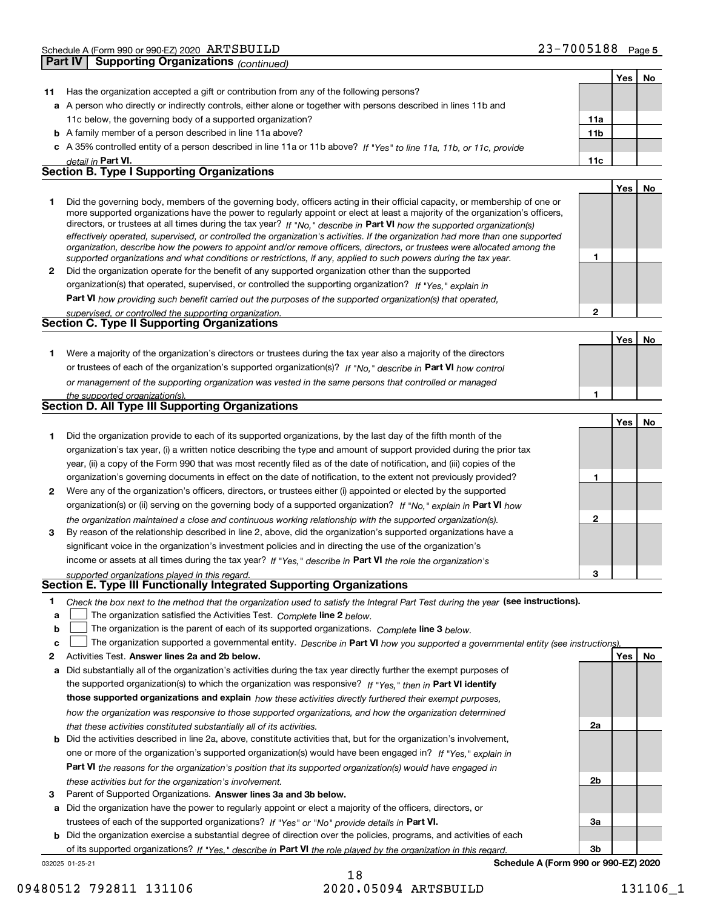Schedule A (Form 990 or 990-EZ) 2020 ARTSBUILD 23-7005188 Page 5

**Part IV | Supporting Organizations** *(continued)*

| | | | Yes | No |
|---|---|---|---|---|
| **11** | Has the organization accepted a gift or contribution from any of the following persons? | | | |
| **a** | A person who directly or indirectly controls, either alone or together with persons described in lines 11b and 11c below, the governing body of a supported organization? | **11a** | | |
| **b** | A family member of a person described in line 11a above? | **11b** | | |
| **c** | A 35% controlled entity of a person described in line 11a or 11b above? *If "Yes" to line 11a, 11b, or 11c, provide detail in* **Part VI.** | **11c** | | |

## Section B. Type I Supporting Organizations

| | | | Yes | No |
|---|---|---|---|---|
| **1** | Did the governing body, members of the governing body, officers acting in their official capacity, or membership of one or more supported organizations have the power to regularly appoint or elect at least a majority of the organization's officers, directors, or trustees at all times during the tax year? *If "No," describe in* **Part VI** *how the supported organization(s) effectively operated, supervised, or controlled the organization's activities. If the organization had more than one supported organization, describe how the powers to appoint and/or remove officers, directors, or trustees were allocated among the supported organizations and what conditions or restrictions, if any, applied to such powers during the tax year.* | **1** | | |
| **2** | Did the organization operate for the benefit of any supported organization other than the supported organization(s) that operated, supervised, or controlled the supporting organization? *If "Yes," explain in* **Part VI** *how providing such benefit carried out the purposes of the supported organization(s) that operated, supervised, or controlled the supporting organization.* | **2** | | |

## Section C. Type II Supporting Organizations

| | | | Yes | No |
|---|---|---|---|---|
| **1** | Were a majority of the organization's directors or trustees during the tax year also a majority of the directors or trustees of each of the organization's supported organization(s)? *If "No," describe in* **Part VI** *how control or management of the supporting organization was vested in the same persons that controlled or managed the supported organization(s).* | **1** | | |

## Section D. All Type III Supporting Organizations

| | | | Yes | No |
|---|---|---|---|---|
| **1** | Did the organization provide to each of its supported organizations, by the last day of the fifth month of the organization's tax year, (i) a written notice describing the type and amount of support provided during the prior tax year, (ii) a copy of the Form 990 that was most recently filed as of the date of notification, and (iii) copies of the organization's governing documents in effect on the date of notification, to the extent not previously provided? | **1** | | |
| **2** | Were any of the organization's officers, directors, or trustees either (i) appointed or elected by the supported organization(s) or (ii) serving on the governing body of a supported organization? *If "No," explain in* **Part VI** *how the organization maintained a close and continuous working relationship with the supported organization(s).* | **2** | | |
| **3** | By reason of the relationship described in line 2, above, did the organization's supported organizations have a significant voice in the organization's investment policies and in directing the use of the organization's income or assets at all times during the tax year? *If "Yes," describe in* **Part VI** *the role the organization's supported organizations played in this regard.* | **3** | | |

## Section E. Type III Functionally Integrated Supporting Organizations

**1** *Check the box next to the method that the organization used to satisfy the Integral Part Test during the year* **(see instructions).**

**a** ☐ The organization satisfied the Activities Test. *Complete* **line 2** *below.*

**b** ☐ The organization is the parent of each of its supported organizations. *Complete* **line 3** *below.*

**c** ☐ The organization supported a governmental entity. *Describe in* **Part VI** *how you supported a governmental entity (see instructions).*

| | | | Yes | No |
|---|---|---|---|---|
| **2** | Activities Test. **Answer lines 2a and 2b below.** | | | |
| **a** | Did substantially all of the organization's activities during the tax year directly further the exempt purposes of the supported organization(s) to which the organization was responsive? *If "Yes," then in* **Part VI identify those supported organizations and explain** *how these activities directly furthered their exempt purposes, how the organization was responsive to those supported organizations, and how the organization determined that these activities constituted substantially all of its activities.* | **2a** | | |
| **b** | Did the activities described in line 2a, above, constitute activities that, but for the organization's involvement, one or more of the organization's supported organization(s) would have been engaged in? *If "Yes," explain in* **Part VI** *the reasons for the organization's position that its supported organization(s) would have engaged in these activities but for the organization's involvement.* | **2b** | | |
| **3** | Parent of Supported Organizations. **Answer lines 3a and 3b below.** | | | |
| **a** | Did the organization have the power to regularly appoint or elect a majority of the officers, directors, or trustees of each of the supported organizations? *If "Yes" or "No" provide details in* **Part VI.** | **3a** | | |
| **b** | Did the organization exercise a substantial degree of direction over the policies, programs, and activities of each of its supported organizations? *If "Yes," describe in* **Part VI** *the role played by the organization in this regard.* | **3b** | | |

032025 01-25-21 **Schedule A (Form 990 or 990-EZ) 2020**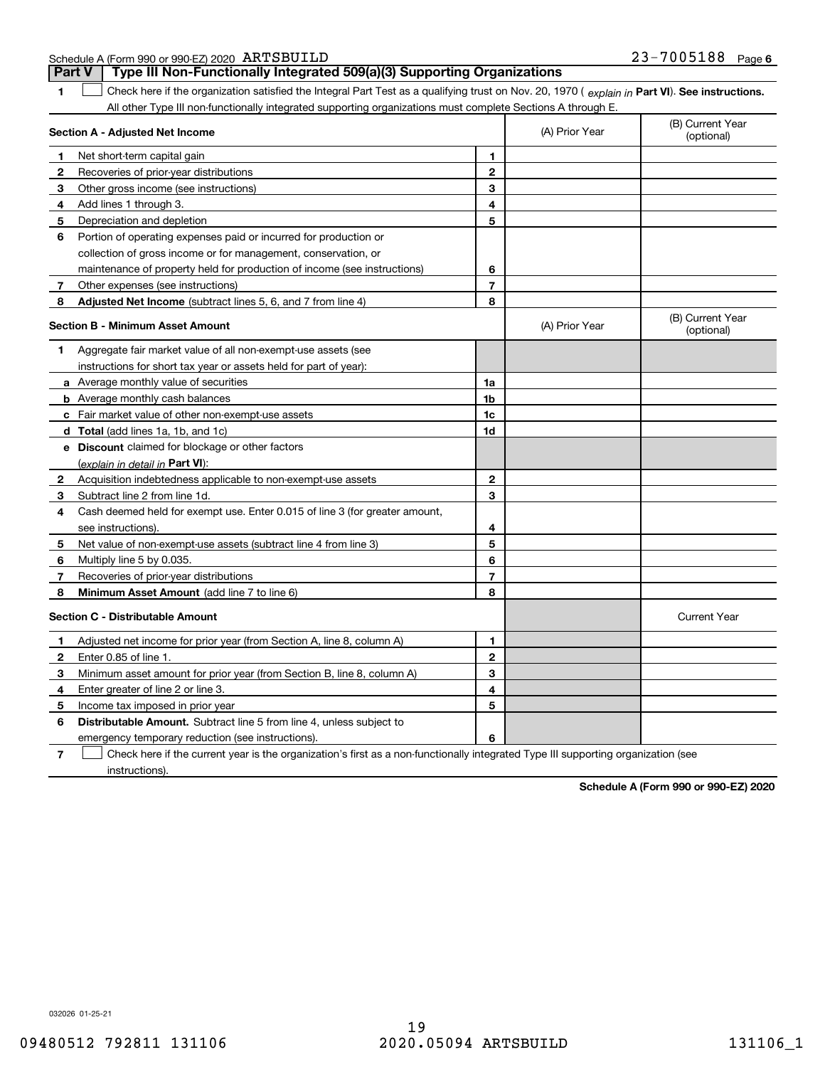Schedule A (Form 990 or 990-EZ) 2020 ARTSBUILD 23-7005188 Page 6

## Part V Type III Non-Functionally Integrated 509(a)(3) Supporting Organizations

**1** ☐ Check here if the organization satisfied the Integral Part Test as a qualifying trust on Nov. 20, 1970 ( *explain in* **Part VI**). **See instructions.** All other Type III non-functionally integrated supporting organizations must complete Sections A through E.

| **Section A - Adjusted Net Income** | | (A) Prior Year | (B) Current Year (optional) |
|---|---|---|---|
| **1** Net short-term capital gain | **1** | | |
| **2** Recoveries of prior-year distributions | **2** | | |
| **3** Other gross income (see instructions) | **3** | | |
| **4** Add lines 1 through 3. | **4** | | |
| **5** Depreciation and depletion | **5** | | |
| **6** Portion of operating expenses paid or incurred for production or collection of gross income or for management, conservation, or maintenance of property held for production of income (see instructions) | **6** | | |
| **7** Other expenses (see instructions) | **7** | | |
| **8** **Adjusted Net Income** (subtract lines 5, 6, and 7 from line 4) | **8** | | |

| **Section B - Minimum Asset Amount** | | (A) Prior Year | (B) Current Year (optional) |
|---|---|---|---|
| **1** Aggregate fair market value of all non-exempt-use assets (see instructions for short tax year or assets held for part of year): | | | |
| **a** Average monthly value of securities | **1a** | | |
| **b** Average monthly cash balances | **1b** | | |
| **c** Fair market value of other non-exempt-use assets | **1c** | | |
| **d** **Total** (add lines 1a, 1b, and 1c) | **1d** | | |
| **e** **Discount** claimed for blockage or other factors (*explain in detail in* **Part VI**): | | | |
| **2** Acquisition indebtedness applicable to non-exempt-use assets | **2** | | |
| **3** Subtract line 2 from line 1d. | **3** | | |
| **4** Cash deemed held for exempt use. Enter 0.015 of line 3 (for greater amount, see instructions). | **4** | | |
| **5** Net value of non-exempt-use assets (subtract line 4 from line 3) | **5** | | |
| **6** Multiply line 5 by 0.035. | **6** | | |
| **7** Recoveries of prior-year distributions | **7** | | |
| **8** **Minimum Asset Amount** (add line 7 to line 6) | **8** | | |

| **Section C - Distributable Amount** | | | Current Year |
|---|---|---|---|
| **1** Adjusted net income for prior year (from Section A, line 8, column A) | **1** | | |
| **2** Enter 0.85 of line 1. | **2** | | |
| **3** Minimum asset amount for prior year (from Section B, line 8, column A) | **3** | | |
| **4** Enter greater of line 2 or line 3. | **4** | | |
| **5** Income tax imposed in prior year | **5** | | |
| **6** **Distributable Amount.** Subtract line 5 from line 4, unless subject to emergency temporary reduction (see instructions). | **6** | | |

**7** ☐ Check here if the current year is the organization's first as a non-functionally integrated Type III supporting organization (see instructions).

**Schedule A (Form 990 or 990-EZ) 2020**

032026 01-25-21

09480512 792811 131106 2020.05094 ARTSBUILD 131106_1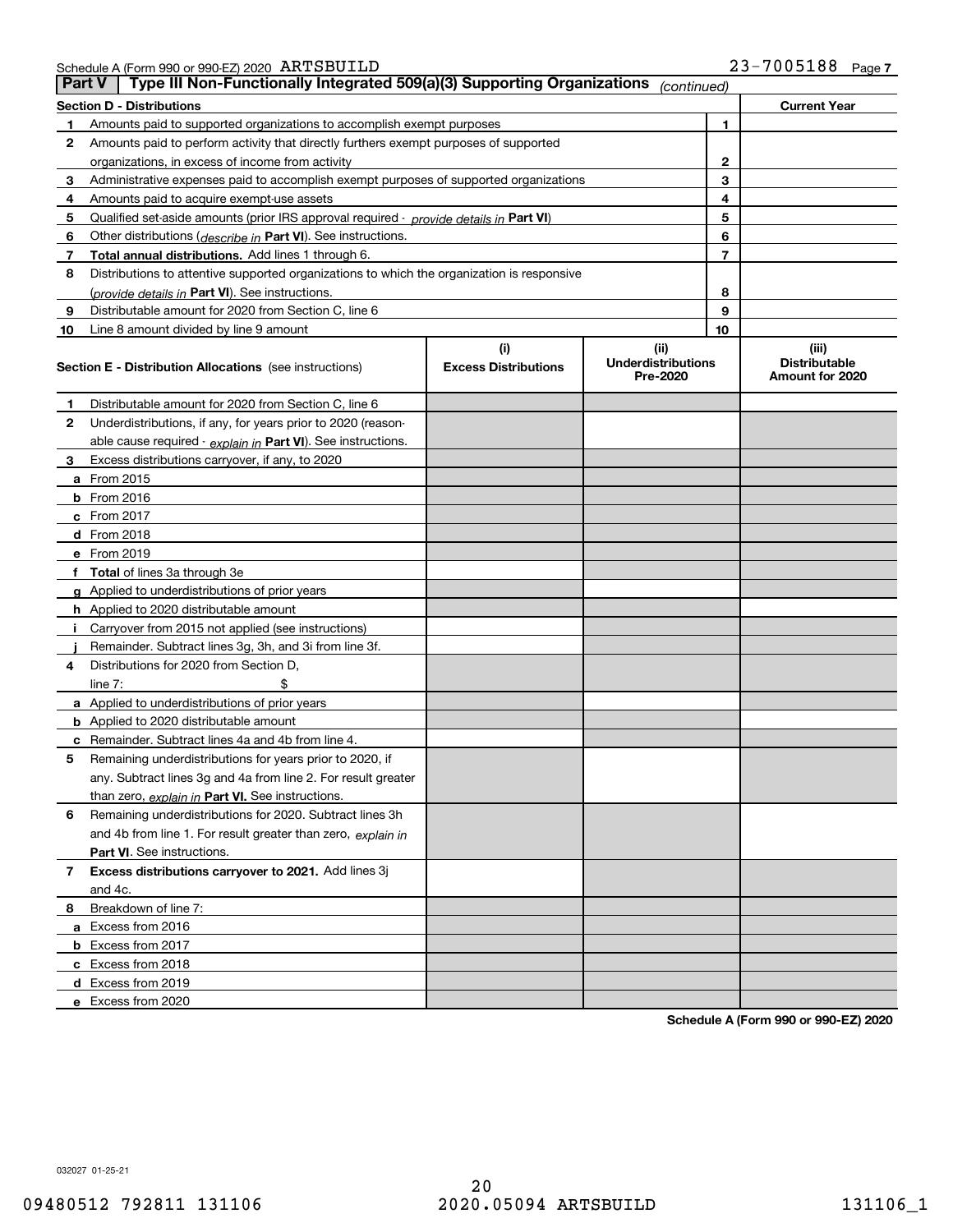Schedule A (Form 990 or 990-EZ) 2020 ARTSBUILD 23-7005188

## Part V | Type III Non-Functionally Integrated 509(a)(3) Supporting Organizations *(continued)*

| **Section D - Distributions** | | **Current Year** |
|---|---|---|
| 1 Amounts paid to supported organizations to accomplish exempt purposes | 1 | |
| 2 Amounts paid to perform activity that directly furthers exempt purposes of supported organizations, in excess of income from activity | 2 | |
| 3 Administrative expenses paid to accomplish exempt purposes of supported organizations | 3 | |
| 4 Amounts paid to acquire exempt-use assets | 4 | |
| 5 Qualified set-aside amounts (prior IRS approval required - *provide details in* **Part VI**) | 5 | |
| 6 Other distributions (*describe in* **Part VI**). See instructions. | 6 | |
| 7 **Total annual distributions.** Add lines 1 through 6. | 7 | |
| 8 Distributions to attentive supported organizations to which the organization is responsive (*provide details in* **Part VI**). See instructions. | 8 | |
| 9 Distributable amount for 2020 from Section C, line 6 | 9 | |
| 10 Line 8 amount divided by line 9 amount | 10 | |

| **Section E - Distribution Allocations** (see instructions) | (i) Excess Distributions | (ii) Underdistributions Pre-2020 | (iii) Distributable Amount for 2020 |
|---|---|---|---|
| 1 Distributable amount for 2020 from Section C, line 6 | | | |
| 2 Underdistributions, if any, for years prior to 2020 (reasonable cause required - *explain in* **Part VI**). See instructions. | | | |
| 3 Excess distributions carryover, if any, to 2020 | | | |
| a From 2015 | | | |
| b From 2016 | | | |
| c From 2017 | | | |
| d From 2018 | | | |
| e From 2019 | | | |
| f **Total** of lines 3a through 3e | | | |
| g Applied to underdistributions of prior years | | | |
| h Applied to 2020 distributable amount | | | |
| i Carryover from 2015 not applied (see instructions) | | | |
| j Remainder. Subtract lines 3g, 3h, and 3i from line 3f. | | | |
| 4 Distributions for 2020 from Section D, line 7: $ | | | |
| a Applied to underdistributions of prior years | | | |
| b Applied to 2020 distributable amount | | | |
| c Remainder. Subtract lines 4a and 4b from line 4. | | | |
| 5 Remaining underdistributions for years prior to 2020, if any. Subtract lines 3g and 4a from line 2. For result greater than zero, *explain in* **Part VI.** See instructions. | | | |
| 6 Remaining underdistributions for 2020. Subtract lines 3h and 4b from line 1. For result greater than zero, *explain in* **Part VI**. See instructions. | | | |
| 7 **Excess distributions carryover to 2021.** Add lines 3j and 4c. | | | |
| 8 Breakdown of line 7: | | | |
| a Excess from 2016 | | | |
| b Excess from 2017 | | | |
| c Excess from 2018 | | | |
| d Excess from 2019 | | | |
| e Excess from 2020 | | | |

**Schedule A (Form 990 or 990-EZ) 2020**

032027 01-25-21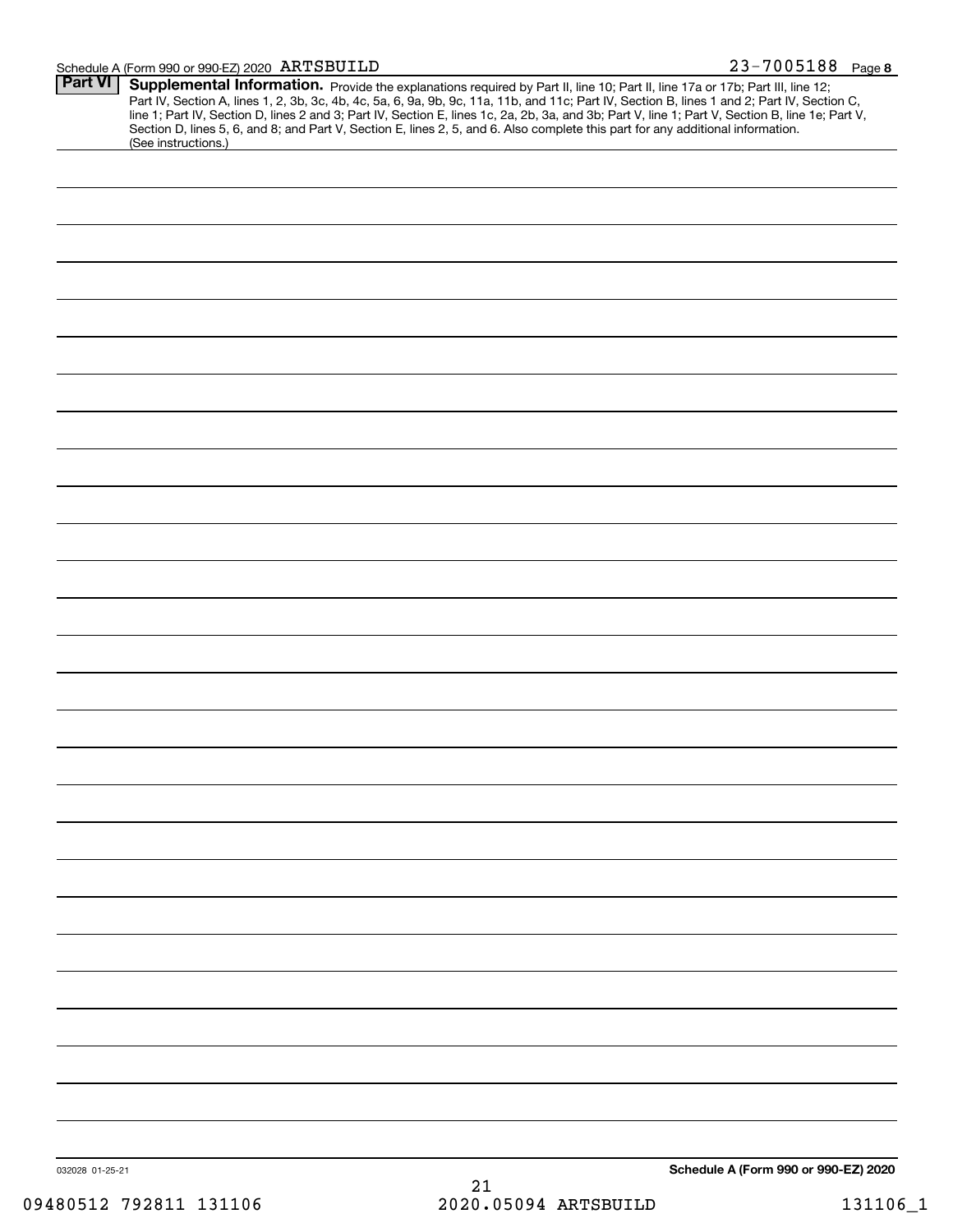Schedule A (Form 990 or 990-EZ) 2020 ARTSBUILD 23-7005188 Page 8

**Part VI** **Supplemental Information.** Provide the explanations required by Part II, line 10; Part II, line 17a or 17b; Part III, line 12; Part IV, Section A, lines 1, 2, 3b, 3c, 4b, 4c, 5a, 6, 9a, 9b, 9c, 11a, 11b, and 11c; Part IV, Section B, lines 1 and 2; Part IV, Section C, line 1; Part IV, Section D, lines 2 and 3; Part IV, Section E, lines 1c, 2a, 2b, 3a, and 3b; Part V, line 1; Part V, Section B, line 1e; Part V, Section D, lines 5, 6, and 8; and Part V, Section E, lines 2, 5, and 6. Also complete this part for any additional information. (See instructions.)

032028 01-25-21

**Schedule A (Form 990 or 990-EZ) 2020**

09480512 792811 131106 2020.05094 ARTSBUILD 131106_1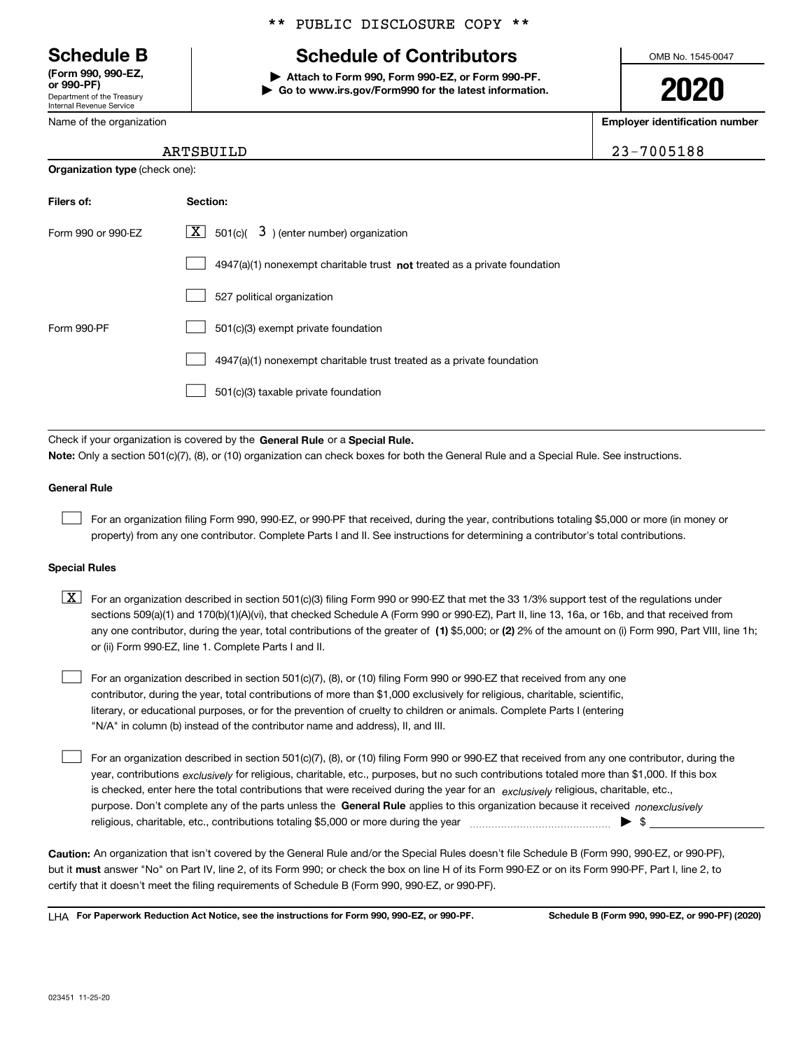** PUBLIC DISCLOSURE COPY **

# Schedule B

**(Form 990, 990-EZ, or 990-PF)**
Department of the Treasury
Internal Revenue Service

## Schedule of Contributors

▶ **Attach to Form 990, Form 990-EZ, or Form 990-PF.**
▶ **Go to www.irs.gov/Form990 for the latest information.**

OMB No. 1545-0047

**2020**

Name of the organization: ARTSBUILD

**Employer identification number:** 23-7005188

**Organization type** (check one):

| **Filers of:** | **Section:** |
|---|---|
| Form 990 or 990-EZ | [X] 501(c)( 3 ) (enter number) organization |
| | [ ] 4947(a)(1) nonexempt charitable trust **not** treated as a private foundation |
| | [ ] 527 political organization |
| Form 990-PF | [ ] 501(c)(3) exempt private foundation |
| | [ ] 4947(a)(1) nonexempt charitable trust treated as a private foundation |
| | [ ] 501(c)(3) taxable private foundation |

Check if your organization is covered by the **General Rule** or a **Special Rule.**

**Note:** Only a section 501(c)(7), (8), or (10) organization can check boxes for both the General Rule and a Special Rule. See instructions.

### General Rule

[ ] For an organization filing Form 990, 990-EZ, or 990-PF that received, during the year, contributions totaling $5,000 or more (in money or property) from any one contributor. Complete Parts I and II. See instructions for determining a contributor's total contributions.

### Special Rules

[X] For an organization described in section 501(c)(3) filing Form 990 or 990-EZ that met the 33 1/3% support test of the regulations under sections 509(a)(1) and 170(b)(1)(A)(vi), that checked Schedule A (Form 990 or 990-EZ), Part II, line 13, 16a, or 16b, and that received from any one contributor, during the year, total contributions of the greater of **(1)** $5,000; or **(2)** 2% of the amount on (i) Form 990, Part VIII, line 1h; or (ii) Form 990-EZ, line 1. Complete Parts I and II.

[ ] For an organization described in section 501(c)(7), (8), or (10) filing Form 990 or 990-EZ that received from any one contributor, during the year, total contributions of more than $1,000 exclusively for religious, charitable, scientific, literary, or educational purposes, or for the prevention of cruelty to children or animals. Complete Parts I (entering "N/A" in column (b) instead of the contributor name and address), II, and III.

[ ] For an organization described in section 501(c)(7), (8), or (10) filing Form 990 or 990-EZ that received from any one contributor, during the year, contributions *exclusively* for religious, charitable, etc., purposes, but no such contributions totaled more than $1,000. If this box is checked, enter here the total contributions that were received during the year for an *exclusively* religious, charitable, etc., purpose. Don't complete any of the parts unless the **General Rule** applies to this organization because it received *nonexclusively* religious, charitable, etc., contributions totaling $5,000 or more during the year ▶ $ ____________

**Caution:** An organization that isn't covered by the General Rule and/or the Special Rules doesn't file Schedule B (Form 990, 990-EZ, or 990-PF), but it **must** answer "No" on Part IV, line 2, of its Form 990; or check the box on line H of its Form 990-EZ or on its Form 990-PF, Part I, line 2, to certify that it doesn't meet the filing requirements of Schedule B (Form 990, 990-EZ, or 990-PF).

LHA **For Paperwork Reduction Act Notice, see the instructions for Form 990, 990-EZ, or 990-PF.** **Schedule B (Form 990, 990-EZ, or 990-PF) (2020)**

023451 11-25-20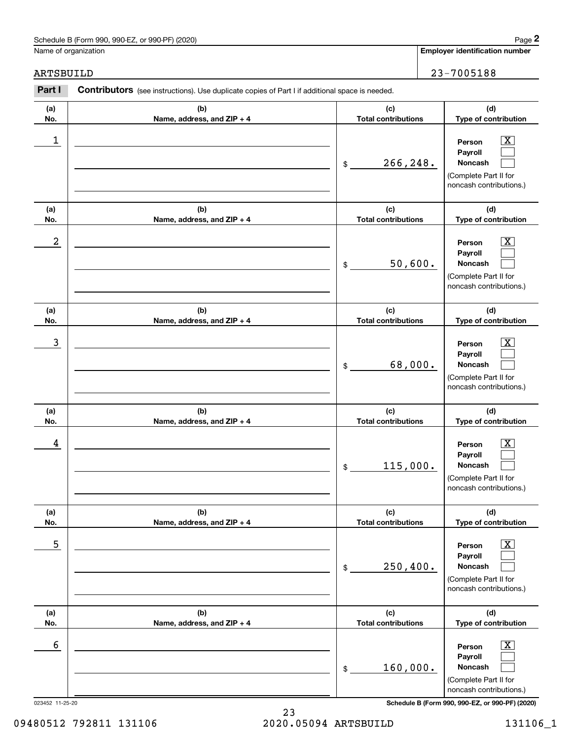Schedule B (Form 990, 990-EZ, or 990-PF) (2020)

Name of organization: ARTSBUILD

Employer identification number: 23-7005188

**Part I** **Contributors** (see instructions). Use duplicate copies of Part I if additional space is needed.

| (a) No. | (b) Name, address, and ZIP + 4 | (c) Total contributions | (d) Type of contribution |
|---|---|---|---|
| 1 | | $ 266,248. | Person [X] Payroll [ ] Noncash [ ] (Complete Part II for noncash contributions.) |
| 2 | | $ 50,600. | Person [X] Payroll [ ] Noncash [ ] (Complete Part II for noncash contributions.) |
| 3 | | $ 68,000. | Person [X] Payroll [ ] Noncash [ ] (Complete Part II for noncash contributions.) |
| 4 | | $ 115,000. | Person [X] Payroll [ ] Noncash [ ] (Complete Part II for noncash contributions.) |
| 5 | | $ 250,400. | Person [X] Payroll [ ] Noncash [ ] (Complete Part II for noncash contributions.) |
| 6 | | $ 160,000. | Person [X] Payroll [ ] Noncash [ ] (Complete Part II for noncash contributions.) |

023452 11-25-20

Schedule B (Form 990, 990-EZ, or 990-PF) (2020)

09480512 792811 131106 2020.05094 ARTSBUILD 131106_1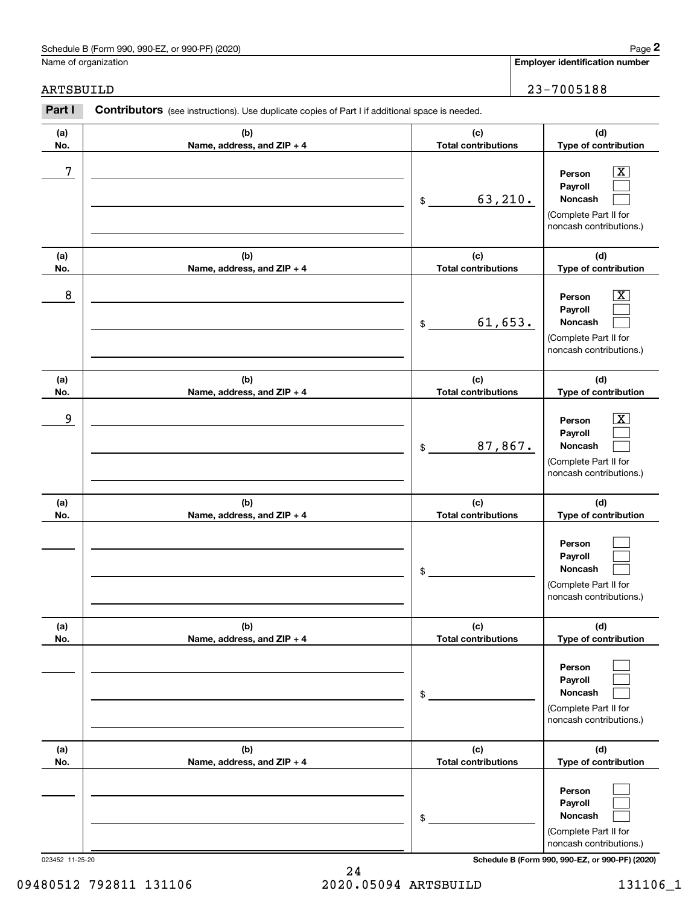Name of organization

ARTSBUILD

**Employer identification number**

23-7005188

**Part I** **Contributors** (see instructions). Use duplicate copies of Part I if additional space is needed.

| (a) No. | (b) Name, address, and ZIP + 4 | (c) Total contributions | (d) Type of contribution |
|---|---|---|---|
| 7 | | $ 63,210. | Person [X] Payroll [ ] Noncash [ ] (Complete Part II for noncash contributions.) |
| 8 | | $ 61,653. | Person [X] Payroll [ ] Noncash [ ] (Complete Part II for noncash contributions.) |
| 9 | | $ 87,867. | Person [X] Payroll [ ] Noncash [ ] (Complete Part II for noncash contributions.) |
| | | $ | Person [ ] Payroll [ ] Noncash [ ] (Complete Part II for noncash contributions.) |
| | | $ | Person [ ] Payroll [ ] Noncash [ ] (Complete Part II for noncash contributions.) |
| | | $ | Person [ ] Payroll [ ] Noncash [ ] (Complete Part II for noncash contributions.) |

023452 11-25-20 **Schedule B (Form 990, 990-EZ, or 990-PF) (2020)**

09480512 792811 131106 2020.05094 ARTSBUILD 131106_1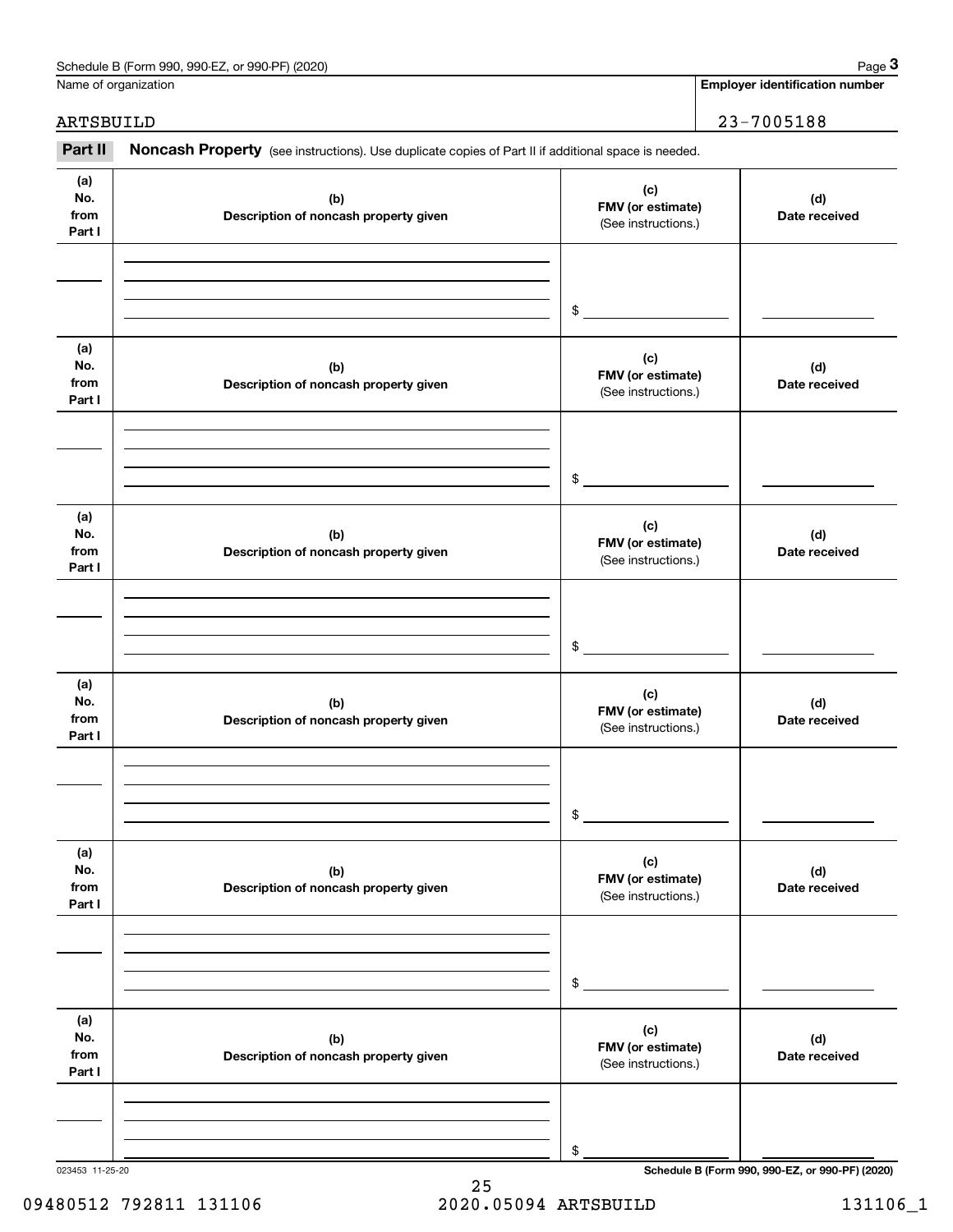Name of organization

ARTSBUILD

**Employer identification number**

23-7005188

## Part II Noncash Property

(see instructions). Use duplicate copies of Part II if additional space is needed.

| (a) No. from Part I | (b) Description of noncash property given | (c) FMV (or estimate) (See instructions.) | (d) Date received |
|---|---|---|---|
| | | $ | |

| (a) No. from Part I | (b) Description of noncash property given | (c) FMV (or estimate) (See instructions.) | (d) Date received |
|---|---|---|---|
| | | $ | |

| (a) No. from Part I | (b) Description of noncash property given | (c) FMV (or estimate) (See instructions.) | (d) Date received |
|---|---|---|---|
| | | $ | |

| (a) No. from Part I | (b) Description of noncash property given | (c) FMV (or estimate) (See instructions.) | (d) Date received |
|---|---|---|---|
| | | $ | |

| (a) No. from Part I | (b) Description of noncash property given | (c) FMV (or estimate) (See instructions.) | (d) Date received |
|---|---|---|---|
| | | $ | |

| (a) No. from Part I | (b) Description of noncash property given | (c) FMV (or estimate) (See instructions.) | (d) Date received |
|---|---|---|---|
| | | $ | |

023453 11-25-20

**Schedule B (Form 990, 990-EZ, or 990-PF) (2020)**

09480512 792811 131106 2020.05094 ARTSBUILD 131106_1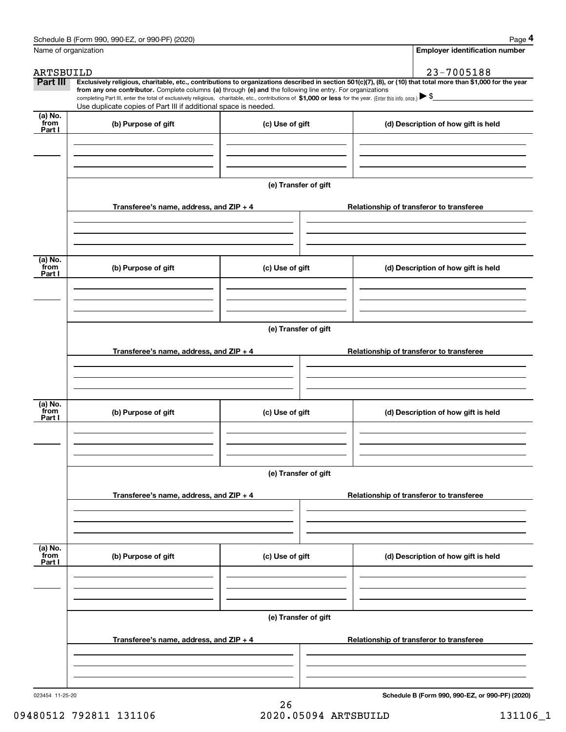Name of organization

**Employer identification number**

ARTSBUILD

23-7005188

**Part III** **Exclusively religious, charitable, etc., contributions to organizations described in section 501(c)(7), (8), or (10) that total more than $1,000 for the year from any one contributor.** Complete columns **(a)** through **(e) and** the following line entry. For organizations completing Part III, enter the total of exclusively religious, charitable, etc., contributions of **$1,000 or less** for the year. (Enter this info. once.) ▶ $

Use duplicate copies of Part III if additional space is needed.

| (a) No. from Part I | (b) Purpose of gift | (c) Use of gift | (d) Description of how gift is held |
|---|---|---|---|
| | | | |

**(e) Transfer of gift**

| Transferee's name, address, and ZIP + 4 | Relationship of transferor to transferee |
|---|---|
| | |

| (a) No. from Part I | (b) Purpose of gift | (c) Use of gift | (d) Description of how gift is held |
|---|---|---|---|
| | | | |

**(e) Transfer of gift**

| Transferee's name, address, and ZIP + 4 | Relationship of transferor to transferee |
|---|---|
| | |

| (a) No. from Part I | (b) Purpose of gift | (c) Use of gift | (d) Description of how gift is held |
|---|---|---|---|
| | | | |

**(e) Transfer of gift**

| Transferee's name, address, and ZIP + 4 | Relationship of transferor to transferee |
|---|---|
| | |

| (a) No. from Part I | (b) Purpose of gift | (c) Use of gift | (d) Description of how gift is held |
|---|---|---|---|
| | | | |

**(e) Transfer of gift**

| Transferee's name, address, and ZIP + 4 | Relationship of transferor to transferee |
|---|---|
| | |

023454 11-25-20

**Schedule B (Form 990, 990-EZ, or 990-PF) (2020)**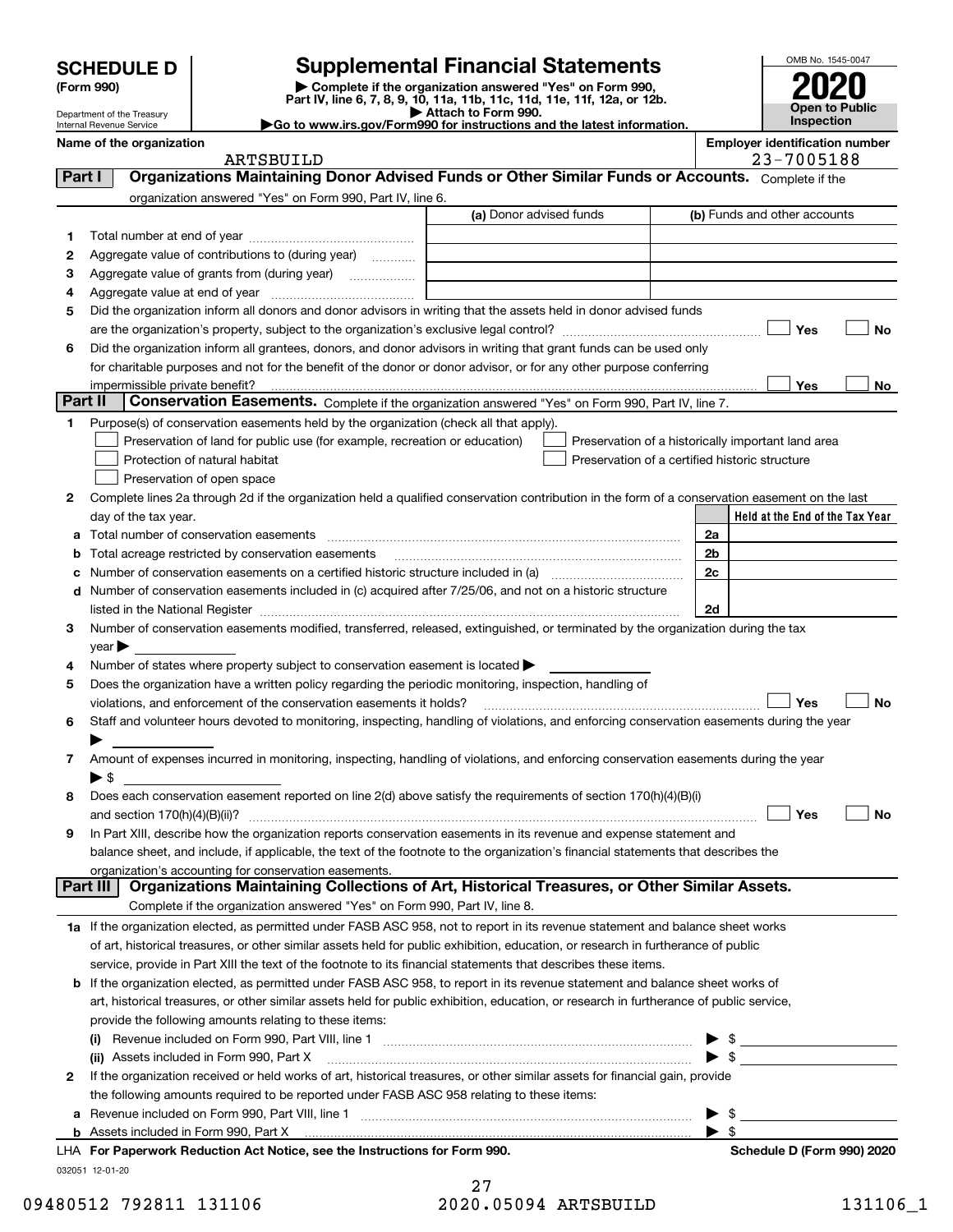# SCHEDULE D (Form 990)

Department of the Treasury
Internal Revenue Service

## Supplemental Financial Statements

▶ Complete if the organization answered "Yes" on Form 990, Part IV, line 6, 7, 8, 9, 10, 11a, 11b, 11c, 11d, 11e, 11f, 12a, or 12b.
▶ Attach to Form 990.
▶Go to www.irs.gov/Form990 for instructions and the latest information.

OMB No. 1545-0047

**2020**

**Open to Public Inspection**

**Name of the organization**
ARTSBUILD

**Employer identification number**
23-7005188

### Part I — Organizations Maintaining Donor Advised Funds or Other Similar Funds or Accounts.

Complete if the organization answered "Yes" on Form 990, Part IV, line 6.

| | | (a) Donor advised funds | (b) Funds and other accounts |
|---|---|---|---|
| 1 | Total number at end of year | | |
| 2 | Aggregate value of contributions to (during year) | | |
| 3 | Aggregate value of grants from (during year) | | |
| 4 | Aggregate value at end of year | | |

5 Did the organization inform all donors and donor advisors in writing that the assets held in donor advised funds are the organization's property, subject to the organization's exclusive legal control? ☐ Yes ☐ No

6 Did the organization inform all grantees, donors, and donor advisors in writing that grant funds can be used only for charitable purposes and not for the benefit of the donor or donor advisor, or for any other purpose conferring impermissible private benefit? ☐ Yes ☐ No

### Part II — Conservation Easements.

Complete if the organization answered "Yes" on Form 990, Part IV, line 7.

1 Purpose(s) of conservation easements held by the organization (check all that apply).

- ☐ Preservation of land for public use (for example, recreation or education)
- ☐ Protection of natural habitat
- ☐ Preservation of open space
- ☐ Preservation of a historically important land area
- ☐ Preservation of a certified historic structure

2 Complete lines 2a through 2d if the organization held a qualified conservation contribution in the form of a conservation easement on the last day of the tax year.

| | | | Held at the End of the Tax Year |
|---|---|---|---|
| a | Total number of conservation easements | 2a | |
| b | Total acreage restricted by conservation easements | 2b | |
| c | Number of conservation easements on a certified historic structure included in (a) | 2c | |
| d | Number of conservation easements included in (c) acquired after 7/25/06, and not on a historic structure listed in the National Register | 2d | |

3 Number of conservation easements modified, transferred, released, extinguished, or terminated by the organization during the tax year ▶

4 Number of states where property subject to conservation easement is located ▶

5 Does the organization have a written policy regarding the periodic monitoring, inspection, handling of violations, and enforcement of the conservation easements it holds? ☐ Yes ☐ No

6 Staff and volunteer hours devoted to monitoring, inspecting, handling of violations, and enforcing conservation easements during the year ▶

7 Amount of expenses incurred in monitoring, inspecting, handling of violations, and enforcing conservation easements during the year ▶ $

8 Does each conservation easement reported on line 2(d) above satisfy the requirements of section 170(h)(4)(B)(i) and section 170(h)(4)(B)(ii)? ☐ Yes ☐ No

9 In Part XIII, describe how the organization reports conservation easements in its revenue and expense statement and balance sheet, and include, if applicable, the text of the footnote to the organization's financial statements that describes the organization's accounting for conservation easements.

### Part III — Organizations Maintaining Collections of Art, Historical Treasures, or Other Similar Assets.

Complete if the organization answered "Yes" on Form 990, Part IV, line 8.

1a If the organization elected, as permitted under FASB ASC 958, not to report in its revenue statement and balance sheet works of art, historical treasures, or other similar assets held for public exhibition, education, or research in furtherance of public service, provide in Part XIII the text of the footnote to its financial statements that describes these items.

b If the organization elected, as permitted under FASB ASC 958, to report in its revenue statement and balance sheet works of art, historical treasures, or other similar assets held for public exhibition, education, or research in furtherance of public service, provide the following amounts relating to these items:

(i) Revenue included on Form 990, Part VIII, line 1 ▶ $

(ii) Assets included in Form 990, Part X ▶ $

2 If the organization received or held works of art, historical treasures, or other similar assets for financial gain, provide the following amounts required to be reported under FASB ASC 958 relating to these items:

a Revenue included on Form 990, Part VIII, line 1 ▶ $

b Assets included in Form 990, Part X ▶ $

**LHA For Paperwork Reduction Act Notice, see the Instructions for Form 990.** **Schedule D (Form 990) 2020**

032051 12-01-20

09480512 792811 131106 2020.05094 ARTSBUILD 131106_1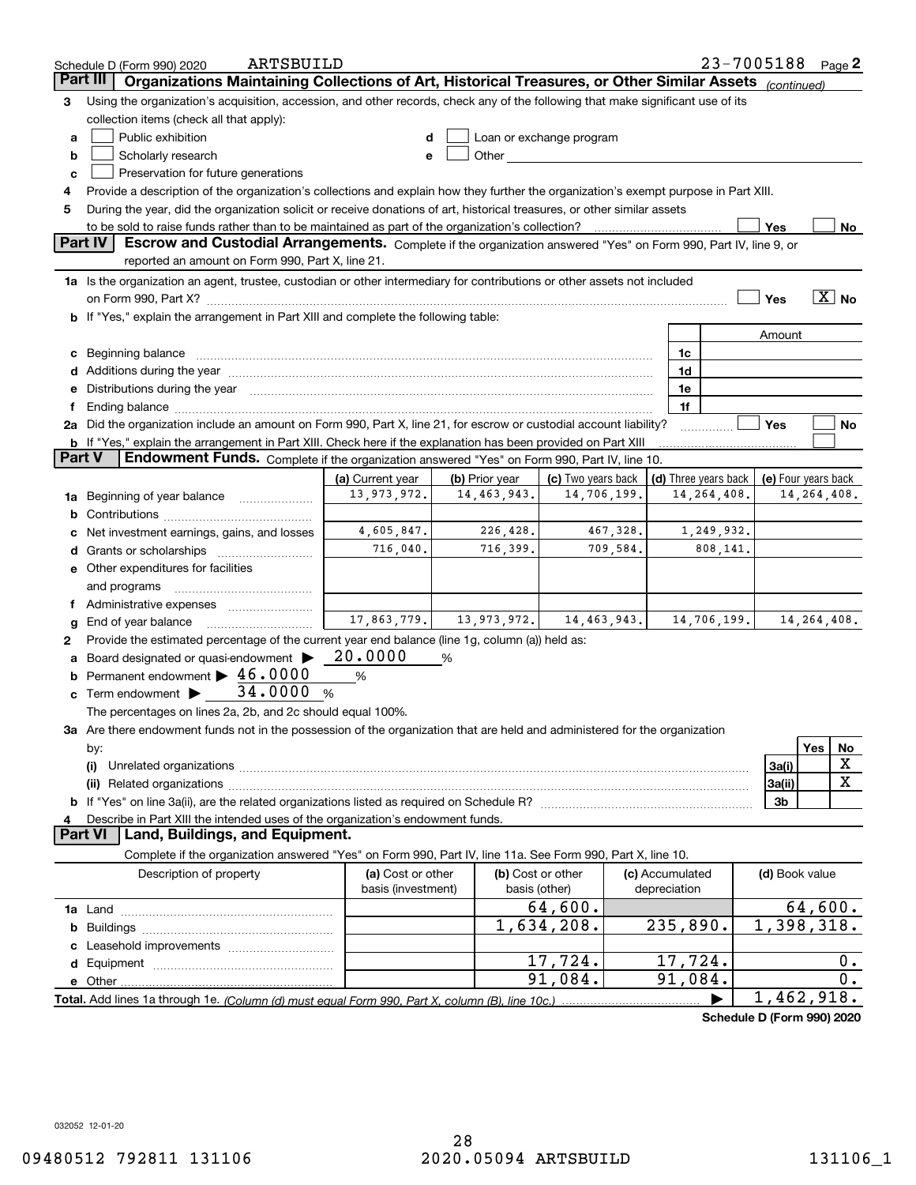Schedule D (Form 990) 2020 ARTSBUILD 23-7005188 Page 2

**Part III | Organizations Maintaining Collections of Art, Historical Treasures, or Other Similar Assets** *(continued)*

3 Using the organization's acquisition, accession, and other records, check any of the following that make significant use of its collection items (check all that apply):

- a ☐ Public exhibition
- b ☐ Scholarly research
- c ☐ Preservation for future generations
- d ☐ Loan or exchange program
- e ☐ Other

4 Provide a description of the organization's collections and explain how they further the organization's exempt purpose in Part XIII.

5 During the year, did the organization solicit or receive donations of art, historical treasures, or other similar assets to be sold to raise funds rather than to be maintained as part of the organization's collection? ☐ Yes ☐ No

**Part IV | Escrow and Custodial Arrangements.** Complete if the organization answered "Yes" on Form 990, Part IV, line 9, or reported an amount on Form 990, Part X, line 21.

1a Is the organization an agent, trustee, custodian or other intermediary for contributions or other assets not included on Form 990, Part X? ☐ Yes ☒ No

b If "Yes," explain the arrangement in Part XIII and complete the following table:

| | | Amount |
|---|---|---|
| c Beginning balance | 1c | |
| d Additions during the year | 1d | |
| e Distributions during the year | 1e | |
| f Ending balance | 1f | |

2a Did the organization include an amount on Form 990, Part X, line 21, for escrow or custodial account liability? ☐ Yes ☐ No

b If "Yes," explain the arrangement in Part XIII. Check here if the explanation has been provided on Part XIII ☐

**Part V | Endowment Funds.** Complete if the organization answered "Yes" on Form 990, Part IV, line 10.

| | (a) Current year | (b) Prior year | (c) Two years back | (d) Three years back | (e) Four years back |
|---|---|---|---|---|---|
| 1a Beginning of year balance | 13,973,972. | 14,463,943. | 14,706,199. | 14,264,408. | 14,264,408. |
| b Contributions | | | | | |
| c Net investment earnings, gains, and losses | 4,605,847. | 226,428. | 467,328. | 1,249,932. | |
| d Grants or scholarships | 716,040. | 716,399. | 709,584. | 808,141. | |
| e Other expenditures for facilities and programs | | | | | |
| f Administrative expenses | | | | | |
| g End of year balance | 17,863,779. | 13,973,972. | 14,463,943. | 14,706,199. | 14,264,408. |

2 Provide the estimated percentage of the current year end balance (line 1g, column (a)) held as:

- a Board designated or quasi-endowment ▶ 20.0000 %
- b Permanent endowment ▶ 46.0000 %
- c Term endowment ▶ 34.0000 %

The percentages on lines 2a, 2b, and 2c should equal 100%.

3a Are there endowment funds not in the possession of the organization that are held and administered for the organization by:

| | | Yes | No |
|---|---|---|---|
| (i) Unrelated organizations | 3a(i) | | X |
| (ii) Related organizations | 3a(ii) | | X |
| b If "Yes" on line 3a(ii), are the related organizations listed as required on Schedule R? | 3b | | |

4 Describe in Part XIII the intended uses of the organization's endowment funds.

**Part VI | Land, Buildings, and Equipment.**

Complete if the organization answered "Yes" on Form 990, Part IV, line 11a. See Form 990, Part X, line 10.

| Description of property | (a) Cost or other basis (investment) | (b) Cost or other basis (other) | (c) Accumulated depreciation | (d) Book value |
|---|---|---|---|---|
| 1a Land | | 64,600. | | 64,600. |
| b Buildings | | 1,634,208. | 235,890. | 1,398,318. |
| c Leasehold improvements | | | | |
| d Equipment | | 17,724. | 17,724. | 0. |
| e Other | | 91,084. | 91,084. | 0. |
| **Total.** Add lines 1a through 1e. *(Column (d) must equal Form 990, Part X, column (B), line 10c.)* | | | ▶ | 1,462,918. |

**Schedule D (Form 990) 2020**

032052 12-01-20

09480512 792811 131106 2020.05094 ARTSBUILD 131106_1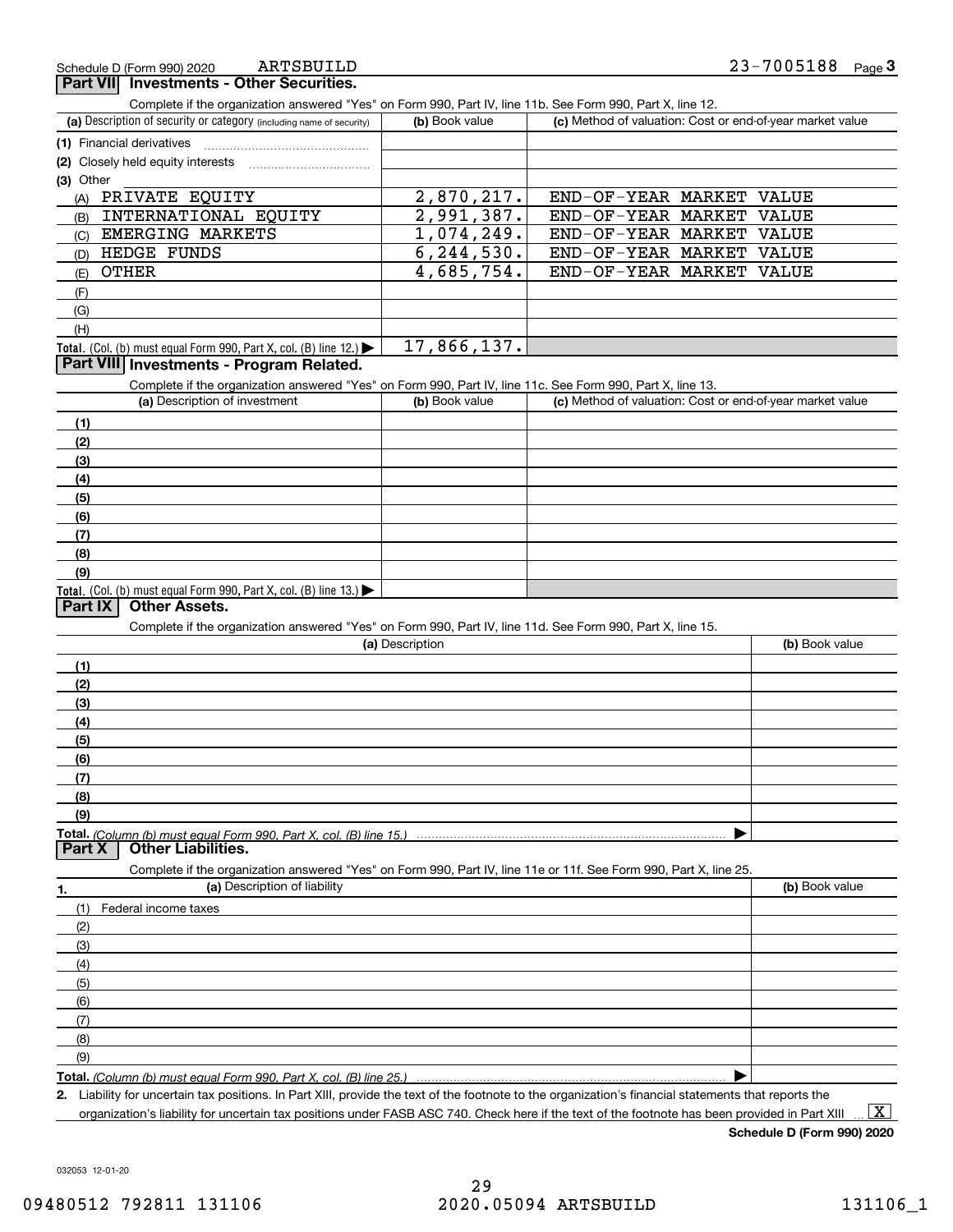Schedule D (Form 990) 2020 ARTSBUILD 23-7005188 Page 3

## Part VII Investments - Other Securities.

Complete if the organization answered "Yes" on Form 990, Part IV, line 11b. See Form 990, Part X, line 12.

| (a) Description of security or category (including name of security) | (b) Book value | (c) Method of valuation: Cost or end-of-year market value |
|---|---|---|
| (1) Financial derivatives | | |
| (2) Closely held equity interests | | |
| (3) Other | | |
| (A) PRIVATE EQUITY | 2,870,217. | END-OF-YEAR MARKET VALUE |
| (B) INTERNATIONAL EQUITY | 2,991,387. | END-OF-YEAR MARKET VALUE |
| (C) EMERGING MARKETS | 1,074,249. | END-OF-YEAR MARKET VALUE |
| (D) HEDGE FUNDS | 6,244,530. | END-OF-YEAR MARKET VALUE |
| (E) OTHER | 4,685,754. | END-OF-YEAR MARKET VALUE |
| (F) | | |
| (G) | | |
| (H) | | |
| **Total.** (Col. (b) must equal Form 990, Part X, col. (B) line 12.) | 17,866,137. | |

## Part VIII Investments - Program Related.

Complete if the organization answered "Yes" on Form 990, Part IV, line 11c. See Form 990, Part X, line 13.

| (a) Description of investment | (b) Book value | (c) Method of valuation: Cost or end-of-year market value |
|---|---|---|
| (1) | | |
| (2) | | |
| (3) | | |
| (4) | | |
| (5) | | |
| (6) | | |
| (7) | | |
| (8) | | |
| (9) | | |
| **Total.** (Col. (b) must equal Form 990, Part X, col. (B) line 13.) | | |

## Part IX Other Assets.

Complete if the organization answered "Yes" on Form 990, Part IV, line 11d. See Form 990, Part X, line 15.

| (a) Description | (b) Book value |
|---|---|
| (1) | |
| (2) | |
| (3) | |
| (4) | |
| (5) | |
| (6) | |
| (7) | |
| (8) | |
| (9) | |
| **Total.** *(Column (b) must equal Form 990, Part X, col. (B) line 15.)* | |

## Part X Other Liabilities.

Complete if the organization answered "Yes" on Form 990, Part IV, line 11e or 11f. See Form 990, Part X, line 25.

| 1. (a) Description of liability | (b) Book value |
|---|---|
| (1) Federal income taxes | |
| (2) | |
| (3) | |
| (4) | |
| (5) | |
| (6) | |
| (7) | |
| (8) | |
| (9) | |
| **Total.** *(Column (b) must equal Form 990, Part X, col. (B) line 25.)* | |

**2.** Liability for uncertain tax positions. In Part XIII, provide the text of the footnote to the organization's financial statements that reports the organization's liability for uncertain tax positions under FASB ASC 740. Check here if the text of the footnote has been provided in Part XIII ... [X]

**Schedule D (Form 990) 2020**

032053 12-01-20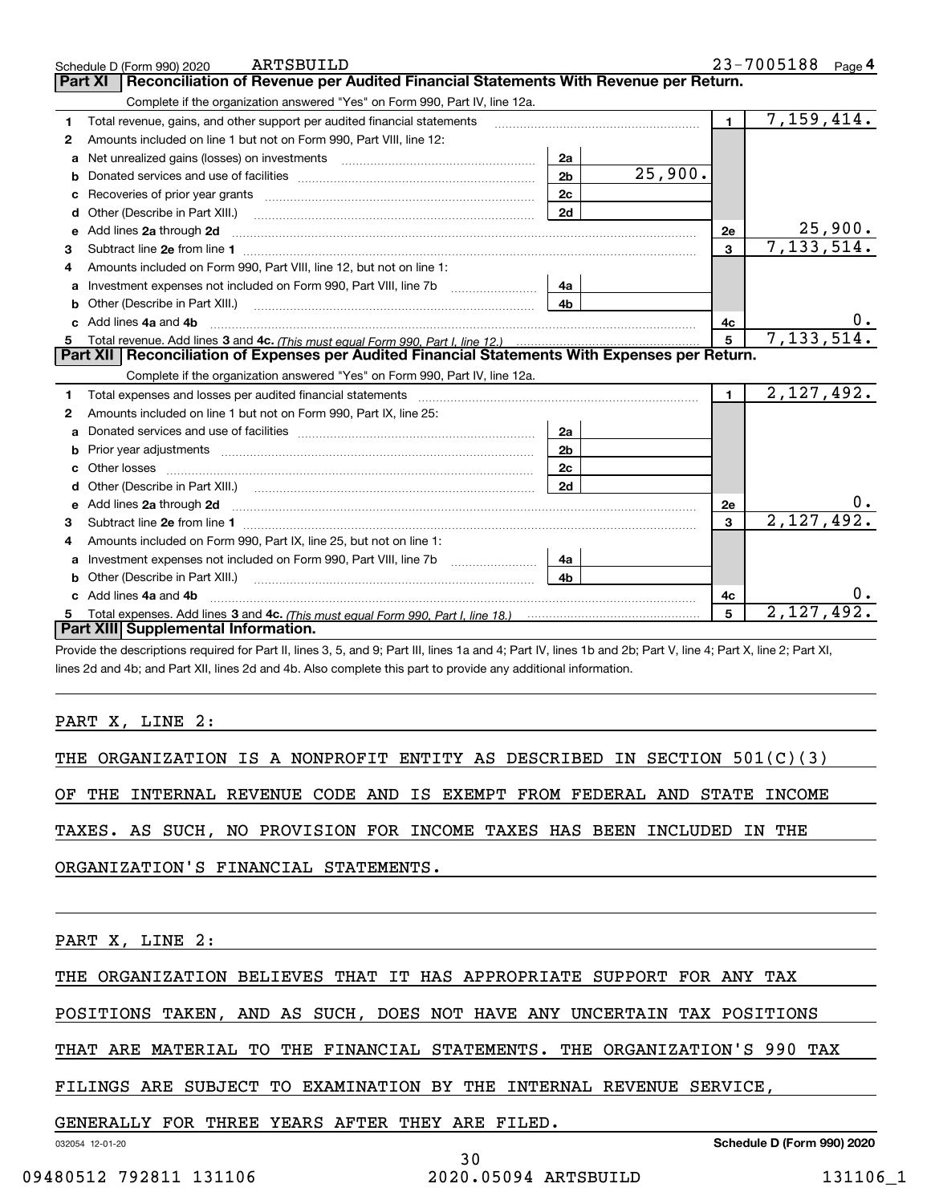Schedule D (Form 990) 2020 ARTSBUILD 23-7005188 Page 4

## Part XI Reconciliation of Revenue per Audited Financial Statements With Revenue per Return.

Complete if the organization answered "Yes" on Form 990, Part IV, line 12a.

| | | | | | |
|---|---|---|---|---|---|
| 1 | Total revenue, gains, and other support per audited financial statements | | | 1 | 7,159,414. |
| 2 | Amounts included on line 1 but not on Form 990, Part VIII, line 12: | | | | |
| a | Net unrealized gains (losses) on investments | 2a | | | |
| b | Donated services and use of facilities | 2b | 25,900. | | |
| c | Recoveries of prior year grants | 2c | | | |
| d | Other (Describe in Part XIII.) | 2d | | | |
| e | Add lines 2a through 2d | | | 2e | 25,900. |
| 3 | Subtract line 2e from line 1 | | | 3 | 7,133,514. |
| 4 | Amounts included on Form 990, Part VIII, line 12, but not on line 1: | | | | |
| a | Investment expenses not included on Form 990, Part VIII, line 7b | 4a | | | |
| b | Other (Describe in Part XIII.) | 4b | | | |
| c | Add lines 4a and 4b | | | 4c | 0. |
| 5 | Total revenue. Add lines 3 and 4c. *(This must equal Form 990, Part I, line 12.)* | | | 5 | 7,133,514. |

## Part XII Reconciliation of Expenses per Audited Financial Statements With Expenses per Return.

Complete if the organization answered "Yes" on Form 990, Part IV, line 12a.

| | | | | | |
|---|---|---|---|---|---|
| 1 | Total expenses and losses per audited financial statements | | | 1 | 2,127,492. |
| 2 | Amounts included on line 1 but not on Form 990, Part IX, line 25: | | | | |
| a | Donated services and use of facilities | 2a | | | |
| b | Prior year adjustments | 2b | | | |
| c | Other losses | 2c | | | |
| d | Other (Describe in Part XIII.) | 2d | | | |
| e | Add lines 2a through 2d | | | 2e | 0. |
| 3 | Subtract line 2e from line 1 | | | 3 | 2,127,492. |
| 4 | Amounts included on Form 990, Part IX, line 25, but not on line 1: | | | | |
| a | Investment expenses not included on Form 990, Part VIII, line 7b | 4a | | | |
| b | Other (Describe in Part XIII.) | 4b | | | |
| c | Add lines 4a and 4b | | | 4c | 0. |
| 5 | Total expenses. Add lines 3 and 4c. *(This must equal Form 990, Part I, line 18.)* | | | 5 | 2,127,492. |

## Part XIII Supplemental Information.

Provide the descriptions required for Part II, lines 3, 5, and 9; Part III, lines 1a and 4; Part IV, lines 1b and 2b; Part V, line 4; Part X, line 2; Part XI, lines 2d and 4b; and Part XII, lines 2d and 4b. Also complete this part to provide any additional information.

PART X, LINE 2:

THE ORGANIZATION IS A NONPROFIT ENTITY AS DESCRIBED IN SECTION 501(C)(3) OF THE INTERNAL REVENUE CODE AND IS EXEMPT FROM FEDERAL AND STATE INCOME TAXES. AS SUCH, NO PROVISION FOR INCOME TAXES HAS BEEN INCLUDED IN THE ORGANIZATION'S FINANCIAL STATEMENTS.

PART X, LINE 2:

THE ORGANIZATION BELIEVES THAT IT HAS APPROPRIATE SUPPORT FOR ANY TAX POSITIONS TAKEN, AND AS SUCH, DOES NOT HAVE ANY UNCERTAIN TAX POSITIONS THAT ARE MATERIAL TO THE FINANCIAL STATEMENTS. THE ORGANIZATION'S 990 TAX FILINGS ARE SUBJECT TO EXAMINATION BY THE INTERNAL REVENUE SERVICE, GENERALLY FOR THREE YEARS AFTER THEY ARE FILED.

032054 12-01-20 Schedule D (Form 990) 2020

09480512 792811 131106 2020.05094 ARTSBUILD 131106_1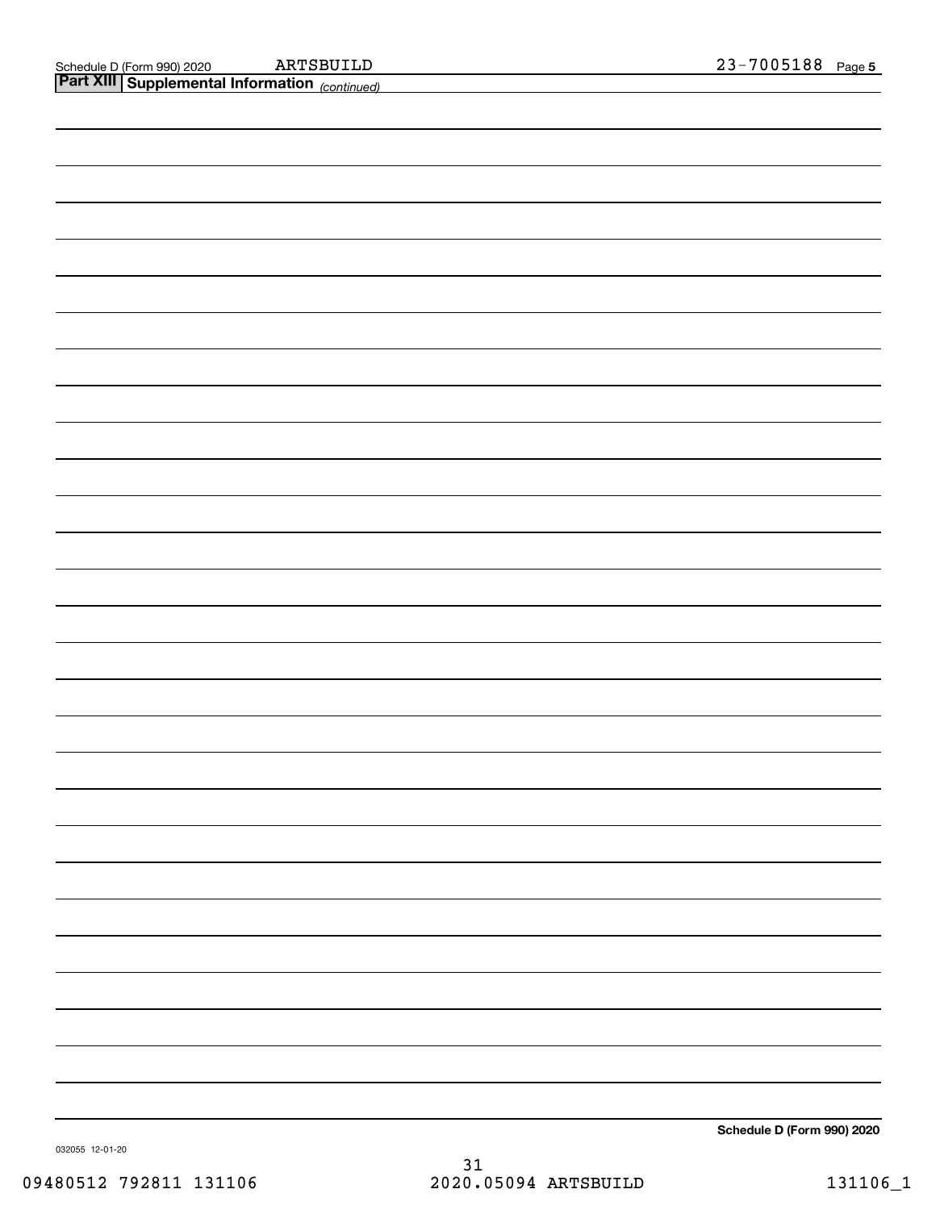## Part XIII | Supplemental Information *(continued)*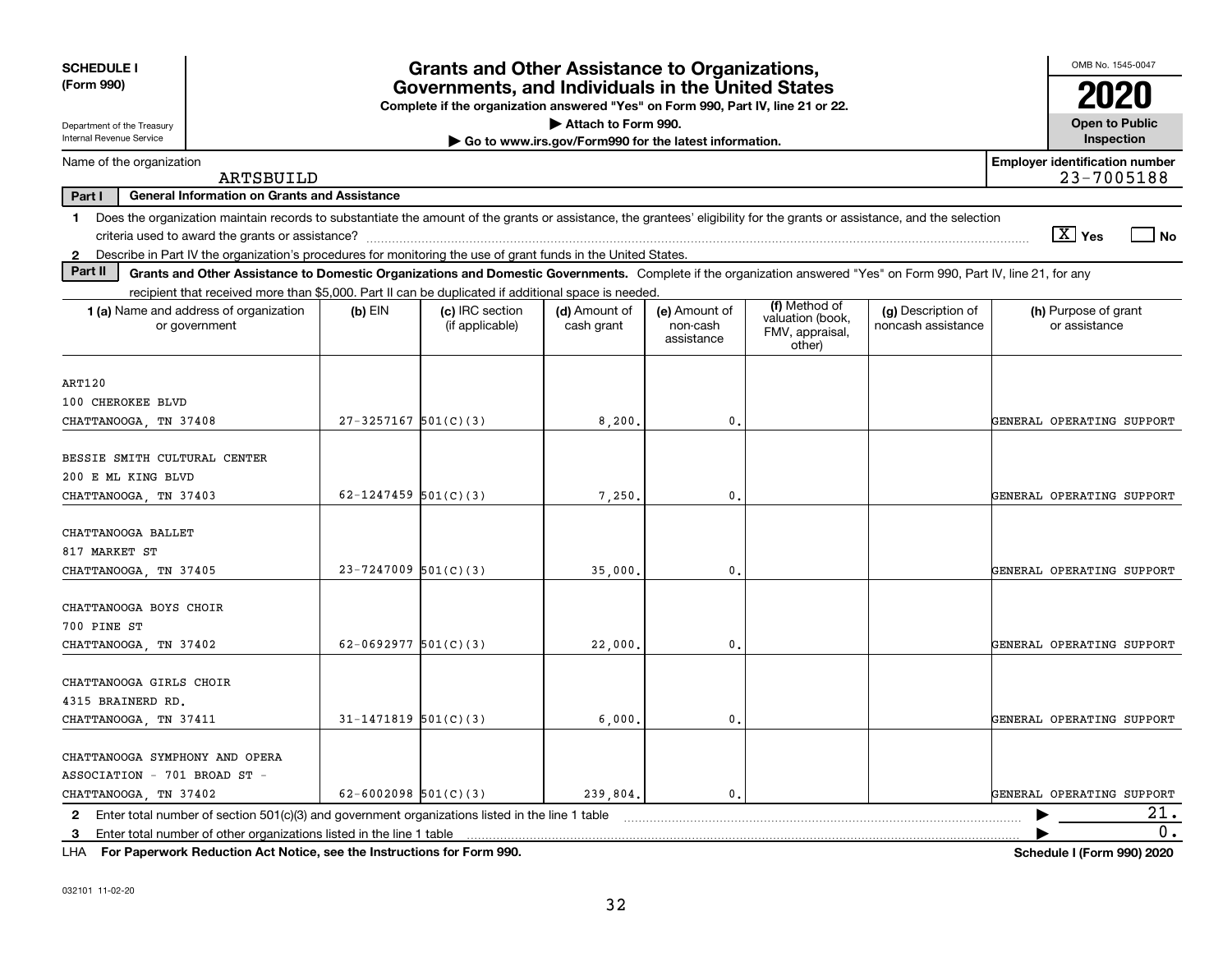**SCHEDULE I (Form 990)**

Department of the Treasury
Internal Revenue Service

# Grants and Other Assistance to Organizations, Governments, and Individuals in the United States

**Complete if the organization answered "Yes" on Form 990, Part IV, line 21 or 22.**

**▶ Attach to Form 990.**

**▶ Go to www.irs.gov/Form990 for the latest information.**

OMB No. 1545-0047

**2020**

**Open to Public Inspection**

Name of the organization: ARTSBUILD

**Employer identification number:** 23-7005188

**Part I — General Information on Grants and Assistance**

1. Does the organization maintain records to substantiate the amount of the grants or assistance, the grantees' eligibility for the grants or assistance, and the selection criteria used to award the grants or assistance? [X] Yes [ ] No
2. Describe in Part IV the organization's procedures for monitoring the use of grant funds in the United States.

**Part II — Grants and Other Assistance to Domestic Organizations and Domestic Governments.** Complete if the organization answered "Yes" on Form 990, Part IV, line 21, for any recipient that received more than $5,000. Part II can be duplicated if additional space is needed.

| 1 (a) Name and address of organization or government | (b) EIN | (c) IRC section (if applicable) | (d) Amount of cash grant | (e) Amount of non-cash assistance | (f) Method of valuation (book, FMV, appraisal, other) | (g) Description of noncash assistance | (h) Purpose of grant or assistance |
|---|---|---|---|---|---|---|---|
| ART120<br>100 CHEROKEE BLVD<br>CHATTANOOGA, TN 37408 | 27-3257167 | 501(C)(3) | 8,200. | 0. | | | GENERAL OPERATING SUPPORT |
| BESSIE SMITH CULTURAL CENTER<br>200 E ML KING BLVD<br>CHATTANOOGA, TN 37403 | 62-1247459 | 501(C)(3) | 7,250. | 0. | | | GENERAL OPERATING SUPPORT |
| CHATTANOOGA BALLET<br>817 MARKET ST<br>CHATTANOOGA, TN 37405 | 23-7247009 | 501(C)(3) | 35,000. | 0. | | | GENERAL OPERATING SUPPORT |
| CHATTANOOGA BOYS CHOIR<br>700 PINE ST<br>CHATTANOOGA, TN 37402 | 62-0692977 | 501(C)(3) | 22,000. | 0. | | | GENERAL OPERATING SUPPORT |
| CHATTANOOGA GIRLS CHOIR<br>4315 BRAINERD RD.<br>CHATTANOOGA, TN 37411 | 31-1471819 | 501(C)(3) | 6,000. | 0. | | | GENERAL OPERATING SUPPORT |
| CHATTANOOGA SYMPHONY AND OPERA<br>ASSOCIATION - 701 BROAD ST -<br>CHATTANOOGA, TN 37402 | 62-6002098 | 501(C)(3) | 239,804. | 0. | | | GENERAL OPERATING SUPPORT |

2. Enter total number of section 501(c)(3) and government organizations listed in the line 1 table ▶ 21.
3. Enter total number of other organizations listed in the line 1 table ▶ 0.

LHA **For Paperwork Reduction Act Notice, see the Instructions for Form 990.** **Schedule I (Form 990) 2020**

032101 11-02-20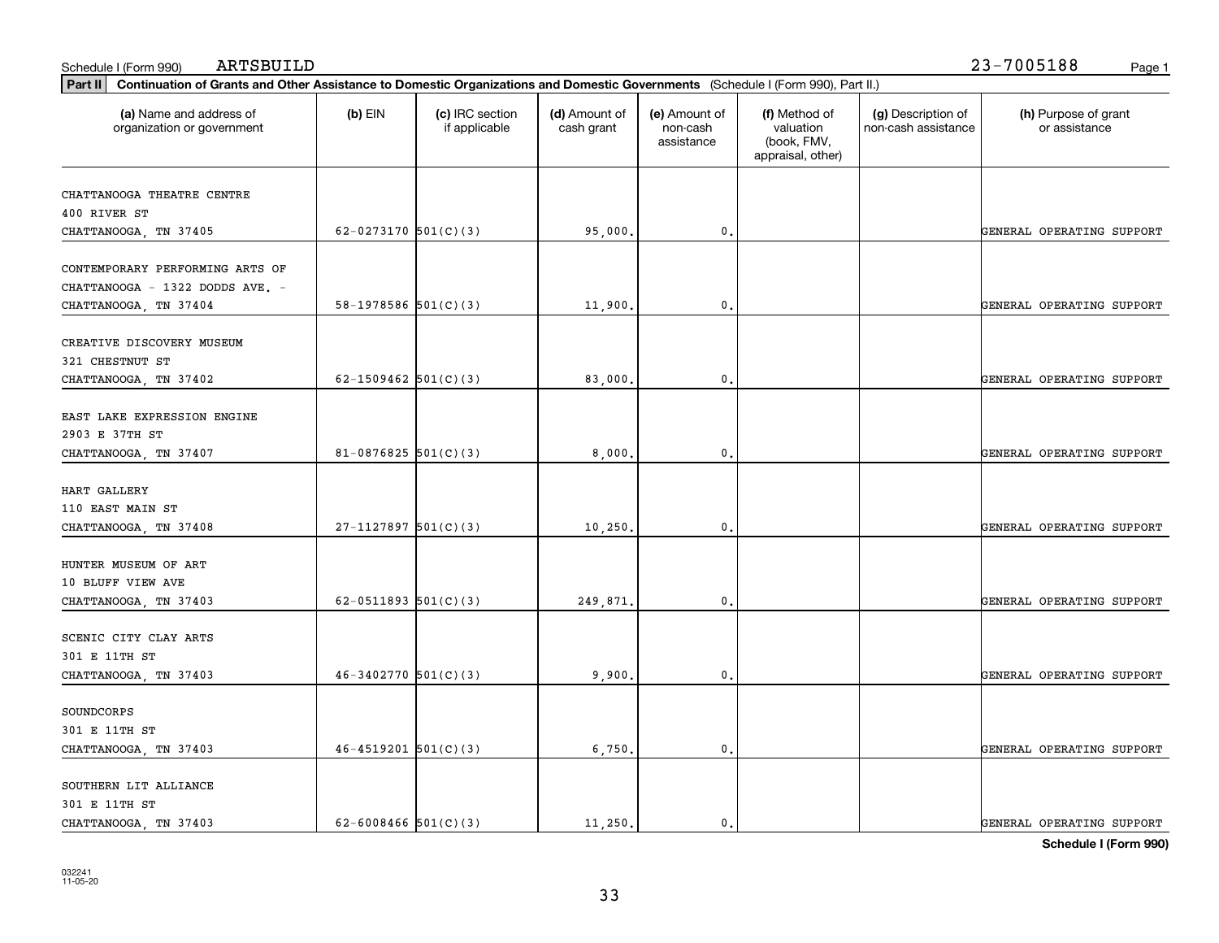Schedule I (Form 990) ARTSBUILD 23-7005188

**Part II** **Continuation of Grants and Other Assistance to Domestic Organizations and Domestic Governments** (Schedule I (Form 990), Part II.)

| (a) Name and address of organization or government | (b) EIN | (c) IRC section if applicable | (d) Amount of cash grant | (e) Amount of non-cash assistance | (f) Method of valuation (book, FMV, appraisal, other) | (g) Description of non-cash assistance | (h) Purpose of grant or assistance |
|---|---|---|---|---|---|---|---|
| CHATTANOOGA THEATRE CENTRE<br>400 RIVER ST<br>CHATTANOOGA, TN 37405 | 62-0273170 | 501(C)(3) | 95,000. | 0. | | | GENERAL OPERATING SUPPORT |
| CONTEMPORARY PERFORMING ARTS OF CHATTANOOGA - 1322 DODDS AVE. - CHATTANOOGA, TN 37404 | 58-1978586 | 501(C)(3) | 11,900. | 0. | | | GENERAL OPERATING SUPPORT |
| CREATIVE DISCOVERY MUSEUM<br>321 CHESTNUT ST<br>CHATTANOOGA, TN 37402 | 62-1509462 | 501(C)(3) | 83,000. | 0. | | | GENERAL OPERATING SUPPORT |
| EAST LAKE EXPRESSION ENGINE<br>2903 E 37TH ST<br>CHATTANOOGA, TN 37407 | 81-0876825 | 501(C)(3) | 8,000. | 0. | | | GENERAL OPERATING SUPPORT |
| HART GALLERY<br>110 EAST MAIN ST<br>CHATTANOOGA, TN 37408 | 27-1127897 | 501(C)(3) | 10,250. | 0. | | | GENERAL OPERATING SUPPORT |
| HUNTER MUSEUM OF ART<br>10 BLUFF VIEW AVE<br>CHATTANOOGA, TN 37403 | 62-0511893 | 501(C)(3) | 249,871. | 0. | | | GENERAL OPERATING SUPPORT |
| SCENIC CITY CLAY ARTS<br>301 E 11TH ST<br>CHATTANOOGA, TN 37403 | 46-3402770 | 501(C)(3) | 9,900. | 0. | | | GENERAL OPERATING SUPPORT |
| SOUNDCORPS<br>301 E 11TH ST<br>CHATTANOOGA, TN 37403 | 46-4519201 | 501(C)(3) | 6,750. | 0. | | | GENERAL OPERATING SUPPORT |
| SOUTHERN LIT ALLIANCE<br>301 E 11TH ST<br>CHATTANOOGA, TN 37403 | 62-6008466 | 501(C)(3) | 11,250. | 0. | | | GENERAL OPERATING SUPPORT |

**Schedule I (Form 990)**

032241
11-05-20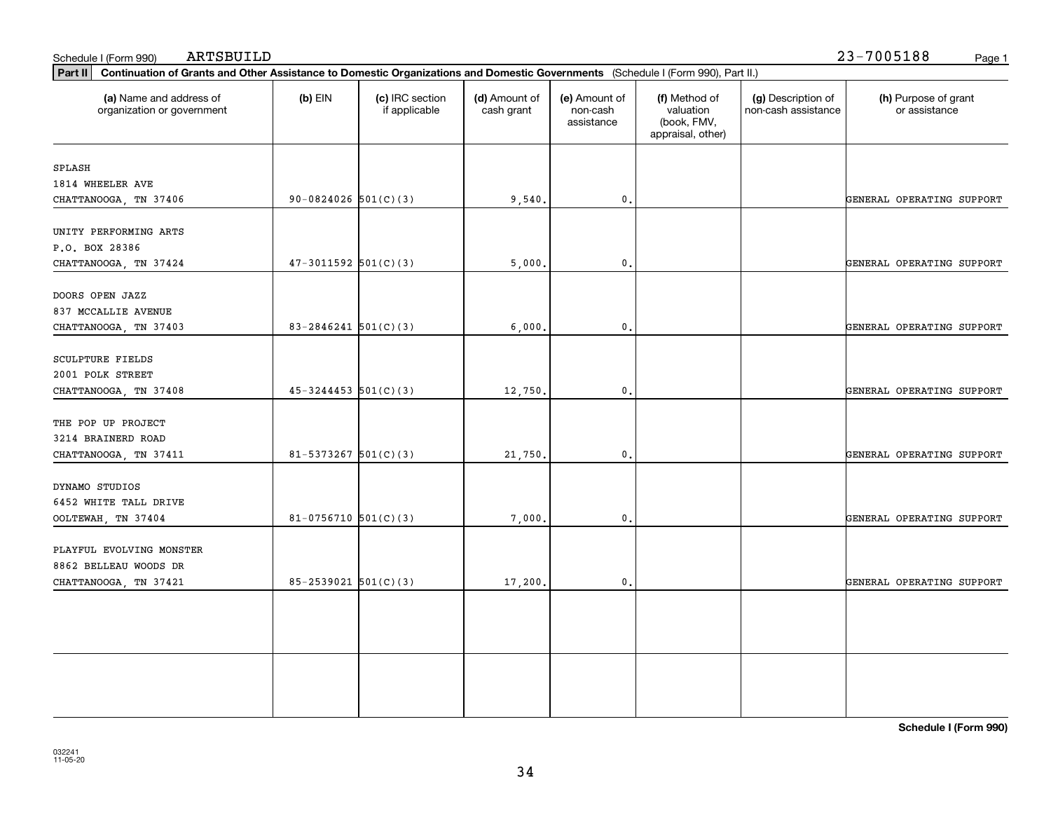Schedule I (Form 990) ARTSBUILD 23-7005188

**Part II** **Continuation of Grants and Other Assistance to Domestic Organizations and Domestic Governments** (Schedule I (Form 990), Part II.)

| (a) Name and address of organization or government | (b) EIN | (c) IRC section if applicable | (d) Amount of cash grant | (e) Amount of non-cash assistance | (f) Method of valuation (book, FMV, appraisal, other) | (g) Description of non-cash assistance | (h) Purpose of grant or assistance |
|---|---|---|---|---|---|---|---|
| SPLASH<br>1814 WHEELER AVE<br>CHATTANOOGA, TN 37406 | 90-0824026 | 501(C)(3) | 9,540. | 0. | | | GENERAL OPERATING SUPPORT |
| UNITY PERFORMING ARTS<br>P.O. BOX 28386<br>CHATTANOOGA, TN 37424 | 47-3011592 | 501(C)(3) | 5,000. | 0. | | | GENERAL OPERATING SUPPORT |
| DOORS OPEN JAZZ<br>837 MCCALLIE AVENUE<br>CHATTANOOGA, TN 37403 | 83-2846241 | 501(C)(3) | 6,000. | 0. | | | GENERAL OPERATING SUPPORT |
| SCULPTURE FIELDS<br>2001 POLK STREET<br>CHATTANOOGA, TN 37408 | 45-3244453 | 501(C)(3) | 12,750. | 0. | | | GENERAL OPERATING SUPPORT |
| THE POP UP PROJECT<br>3214 BRAINERD ROAD<br>CHATTANOOGA, TN 37411 | 81-5373267 | 501(C)(3) | 21,750. | 0. | | | GENERAL OPERATING SUPPORT |
| DYNAMO STUDIOS<br>6452 WHITE TALL DRIVE<br>OOLTEWAH, TN 37404 | 81-0756710 | 501(C)(3) | 7,000. | 0. | | | GENERAL OPERATING SUPPORT |
| PLAYFUL EVOLVING MONSTER<br>8862 BELLEAU WOODS DR<br>CHATTANOOGA, TN 37421 | 85-2539021 | 501(C)(3) | 17,200. | 0. | | | GENERAL OPERATING SUPPORT |
| | | | | | | | |
| | | | | | | | |

**Schedule I (Form 990)**

032241
11-05-20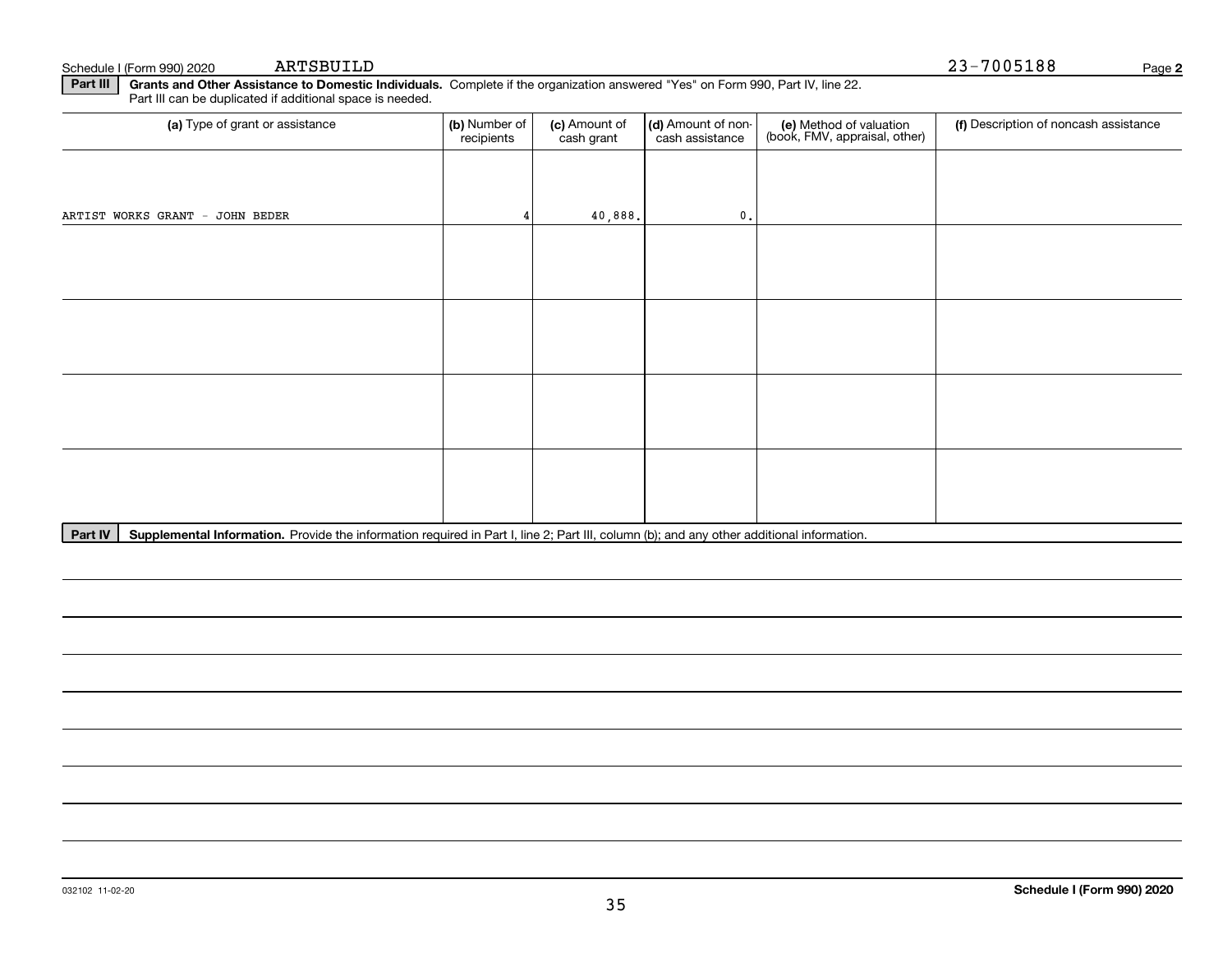Schedule I (Form 990) 2020 ARTSBUILD 23-7005188 Page **2**

**Part III** **Grants and Other Assistance to Domestic Individuals.** Complete if the organization answered "Yes" on Form 990, Part IV, line 22. Part III can be duplicated if additional space is needed.

| (a) Type of grant or assistance | (b) Number of recipients | (c) Amount of cash grant | (d) Amount of non-cash assistance | (e) Method of valuation (book, FMV, appraisal, other) | (f) Description of noncash assistance |
|---|---|---|---|---|---|
| ARTIST WORKS GRANT - JOHN BEDER | 4 | 40,888. | 0. | | |
| | | | | | |
| | | | | | |
| | | | | | |
| | | | | | |

**Part IV** **Supplemental Information.** Provide the information required in Part I, line 2; Part III, column (b); and any other additional information.

032102 11-02-20

**Schedule I (Form 990) 2020**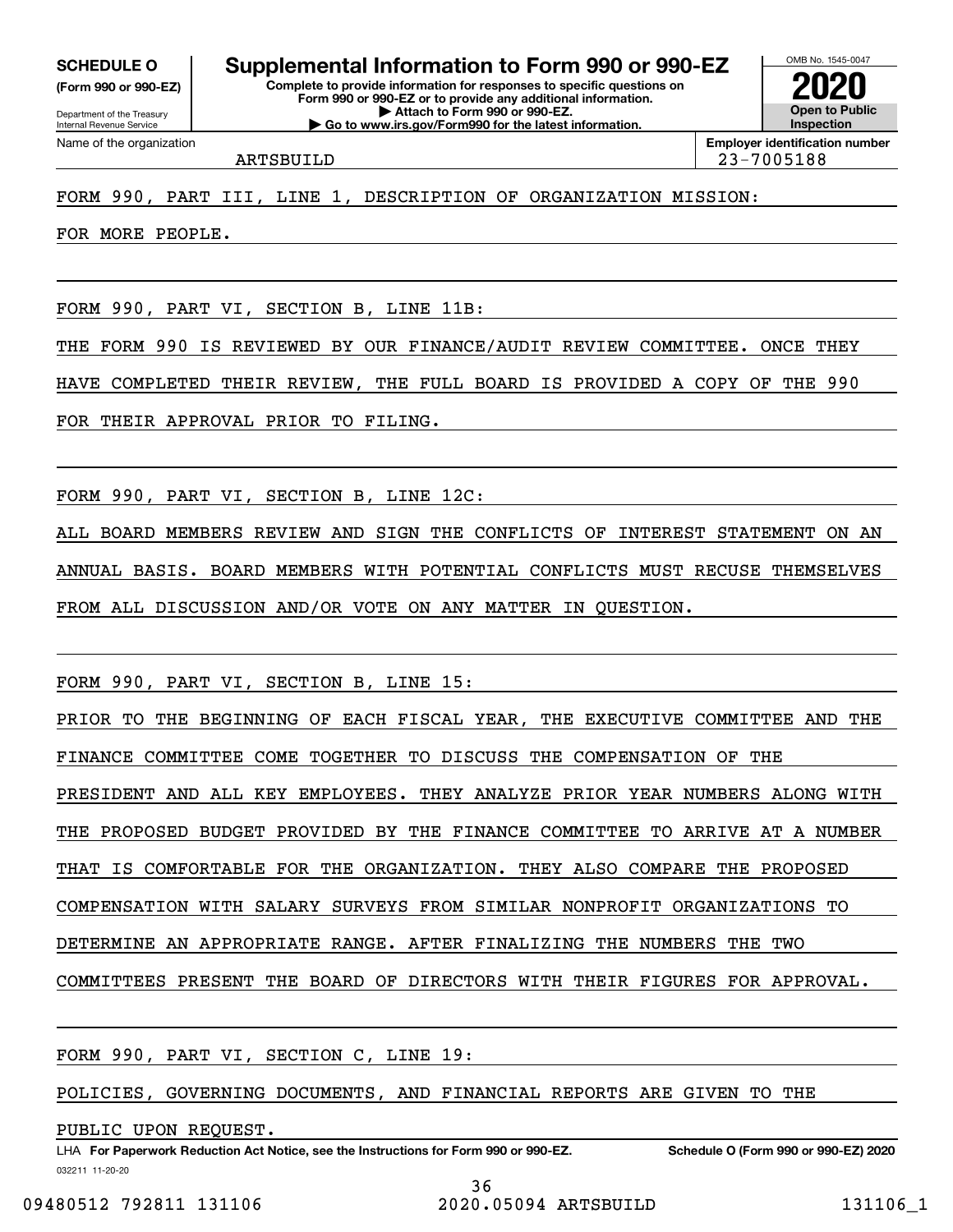**SCHEDULE O** (Form 990 or 990-EZ)

Department of the Treasury
Internal Revenue Service

# Supplemental Information to Form 990 or 990-EZ

**Complete to provide information for responses to specific questions on Form 990 or 990-EZ or to provide any additional information.**
**▶ Attach to Form 990 or 990-EZ.**
**▶ Go to www.irs.gov/Form990 for the latest information.**

OMB No. 1545-0047

**2020**

**Open to Public Inspection**

Name of the organization: ARTSBUILD

**Employer identification number:** 23-7005188

FORM 990, PART III, LINE 1, DESCRIPTION OF ORGANIZATION MISSION:

FOR MORE PEOPLE.

FORM 990, PART VI, SECTION B, LINE 11B:

THE FORM 990 IS REVIEWED BY OUR FINANCE/AUDIT REVIEW COMMITTEE. ONCE THEY HAVE COMPLETED THEIR REVIEW, THE FULL BOARD IS PROVIDED A COPY OF THE 990 FOR THEIR APPROVAL PRIOR TO FILING.

FORM 990, PART VI, SECTION B, LINE 12C:

ALL BOARD MEMBERS REVIEW AND SIGN THE CONFLICTS OF INTEREST STATEMENT ON AN ANNUAL BASIS. BOARD MEMBERS WITH POTENTIAL CONFLICTS MUST RECUSE THEMSELVES FROM ALL DISCUSSION AND/OR VOTE ON ANY MATTER IN QUESTION.

FORM 990, PART VI, SECTION B, LINE 15:

PRIOR TO THE BEGINNING OF EACH FISCAL YEAR, THE EXECUTIVE COMMITTEE AND THE FINANCE COMMITTEE COME TOGETHER TO DISCUSS THE COMPENSATION OF THE PRESIDENT AND ALL KEY EMPLOYEES. THEY ANALYZE PRIOR YEAR NUMBERS ALONG WITH THE PROPOSED BUDGET PROVIDED BY THE FINANCE COMMITTEE TO ARRIVE AT A NUMBER THAT IS COMFORTABLE FOR THE ORGANIZATION. THEY ALSO COMPARE THE PROPOSED COMPENSATION WITH SALARY SURVEYS FROM SIMILAR NONPROFIT ORGANIZATIONS TO DETERMINE AN APPROPRIATE RANGE. AFTER FINALIZING THE NUMBERS THE TWO COMMITTEES PRESENT THE BOARD OF DIRECTORS WITH THEIR FIGURES FOR APPROVAL.

FORM 990, PART VI, SECTION C, LINE 19:

POLICIES, GOVERNING DOCUMENTS, AND FINANCIAL REPORTS ARE GIVEN TO THE PUBLIC UPON REQUEST.

LHA **For Paperwork Reduction Act Notice, see the Instructions for Form 990 or 990-EZ.** **Schedule O (Form 990 or 990-EZ) 2020**

032211 11-20-20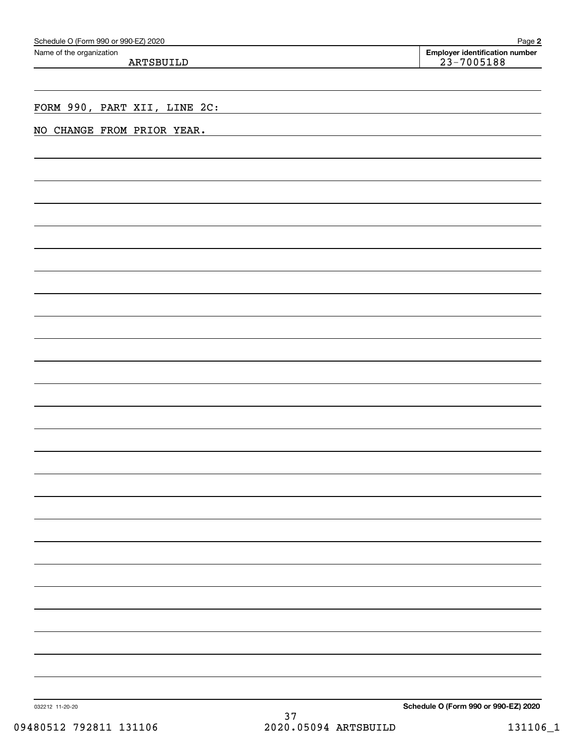Name of the organization: ARTSBUILD

Employer identification number: 23-7005188

FORM 990, PART XII, LINE 2C:

NO CHANGE FROM PRIOR YEAR.